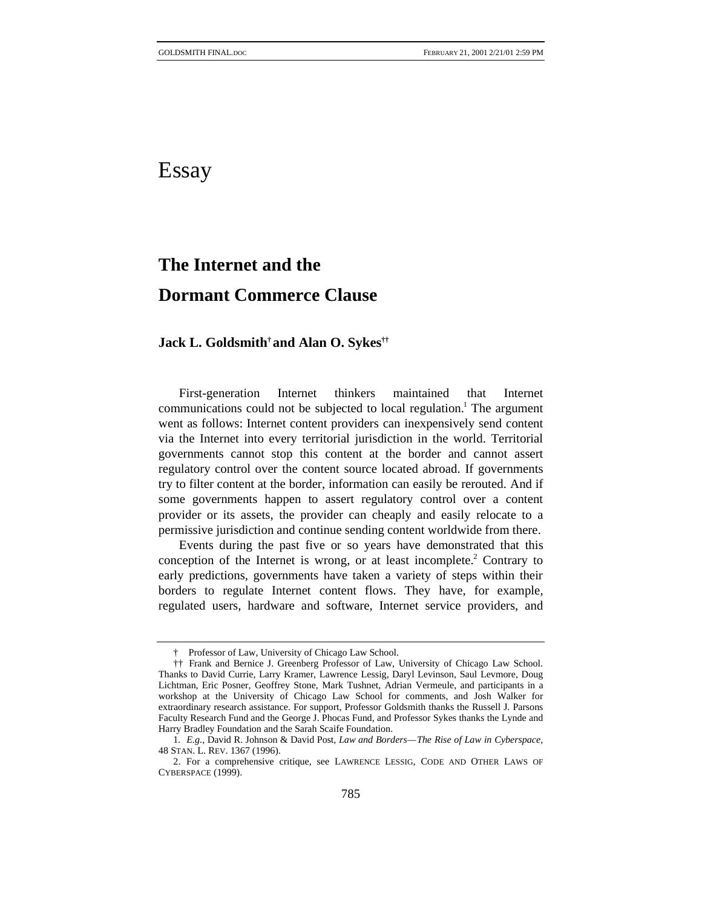# Essay

## The Internet and the Dormant Commerce Clause

**Jack L. Goldsmith† and Alan O. Sykes††**

First-generation Internet thinkers maintained that Internet communications could not be subjected to local regulation.[1] The argument went as follows: Internet content providers can inexpensively send content via the Internet into every territorial jurisdiction in the world. Territorial governments cannot stop this content at the border and cannot assert regulatory control over the content source located abroad. If governments try to filter content at the border, information can easily be rerouted. And if some governments happen to assert regulatory control over a content provider or its assets, the provider can cheaply and easily relocate to a permissive jurisdiction and continue sending content worldwide from there.

Events during the past five or so years have demonstrated that this conception of the Internet is wrong, or at least incomplete.[2] Contrary to early predictions, governments have taken a variety of steps within their borders to regulate Internet content flows. They have, for example, regulated users, hardware and software, Internet service providers, and

---

† Professor of Law, University of Chicago Law School.

†† Frank and Bernice J. Greenberg Professor of Law, University of Chicago Law School. Thanks to David Currie, Larry Kramer, Lawrence Lessig, Daryl Levinson, Saul Levmore, Doug Lichtman, Eric Posner, Geoffrey Stone, Mark Tushnet, Adrian Vermeule, and participants in a workshop at the University of Chicago Law School for comments, and Josh Walker for extraordinary research assistance. For support, Professor Goldsmith thanks the Russell J. Parsons Faculty Research Fund and the George J. Phocas Fund, and Professor Sykes thanks the Lynde and Harry Bradley Foundation and the Sarah Scaife Foundation.

1. *E.g.*, David R. Johnson & David Post, *Law and Borders—The Rise of Law in Cyberspace*, 48 STAN. L. REV. 1367 (1996).

2. For a comprehensive critique, see LAWRENCE LESSIG, CODE AND OTHER LAWS OF CYBERSPACE (1999).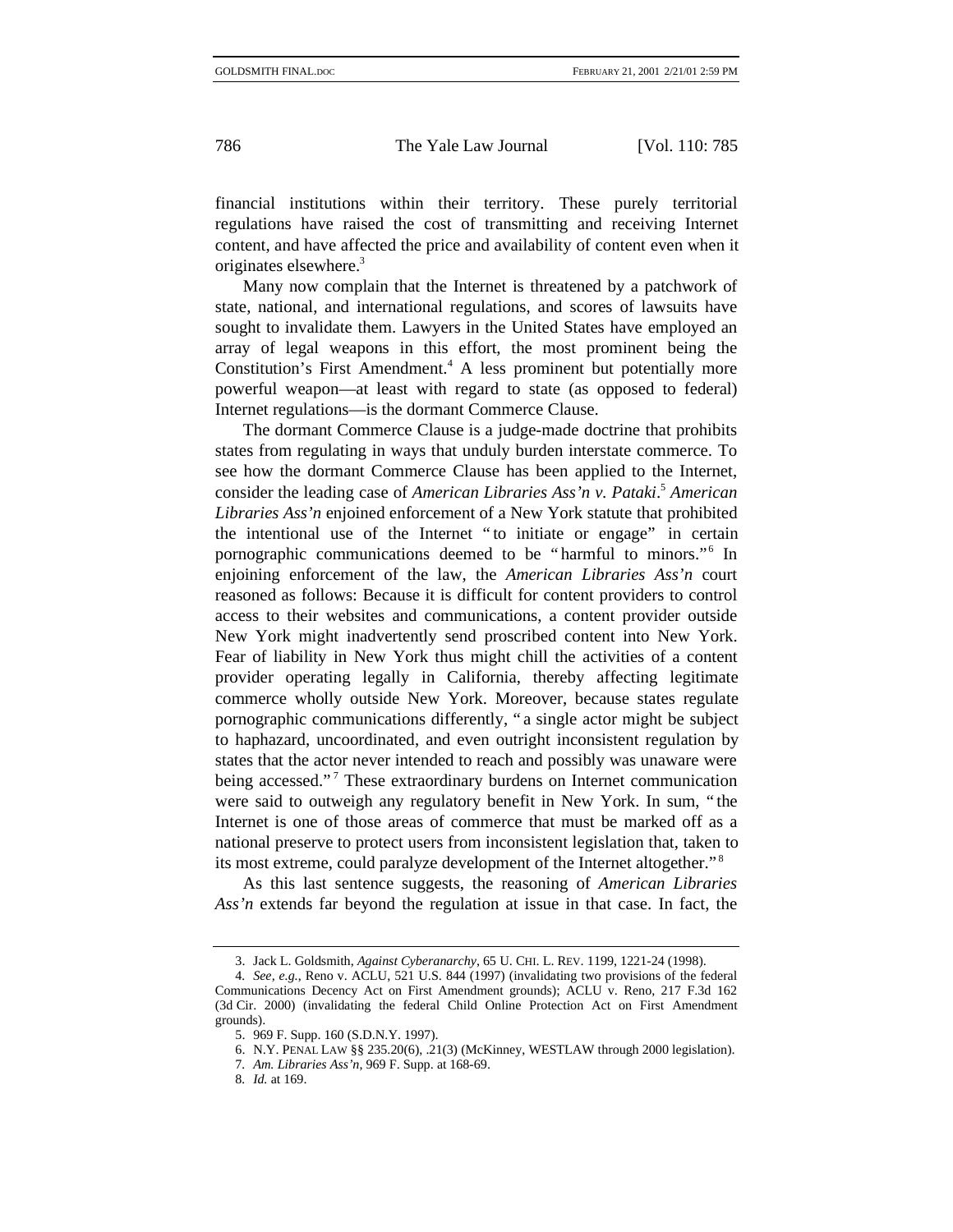financial institutions within their territory. These purely territorial regulations have raised the cost of transmitting and receiving Internet content, and have affected the price and availability of content even when it originates elsewhere.[3]

Many now complain that the Internet is threatened by a patchwork of state, national, and international regulations, and scores of lawsuits have sought to invalidate them. Lawyers in the United States have employed an array of legal weapons in this effort, the most prominent being the Constitution's First Amendment.[4] A less prominent but potentially more powerful weapon—at least with regard to state (as opposed to federal) Internet regulations—is the dormant Commerce Clause.

The dormant Commerce Clause is a judge-made doctrine that prohibits states from regulating in ways that unduly burden interstate commerce. To see how the dormant Commerce Clause has been applied to the Internet, consider the leading case of *American Libraries Ass'n v. Pataki*.[5] *American Libraries Ass'n* enjoined enforcement of a New York statute that prohibited the intentional use of the Internet "to initiate or engage" in certain pornographic communications deemed to be "harmful to minors."[6] In enjoining enforcement of the law, the *American Libraries Ass'n* court reasoned as follows: Because it is difficult for content providers to control access to their websites and communications, a content provider outside New York might inadvertently send proscribed content into New York. Fear of liability in New York thus might chill the activities of a content provider operating legally in California, thereby affecting legitimate commerce wholly outside New York. Moreover, because states regulate pornographic communications differently, "a single actor might be subject to haphazard, uncoordinated, and even outright inconsistent regulation by states that the actor never intended to reach and possibly was unaware were being accessed."[7] These extraordinary burdens on Internet communication were said to outweigh any regulatory benefit in New York. In sum, "the Internet is one of those areas of commerce that must be marked off as a national preserve to protect users from inconsistent legislation that, taken to its most extreme, could paralyze development of the Internet altogether."[8]

As this last sentence suggests, the reasoning of *American Libraries Ass'n* extends far beyond the regulation at issue in that case. In fact, the

---

3. Jack L. Goldsmith, *Against Cyberanarchy*, 65 U. CHI. L. REV. 1199, 1221-24 (1998).

4. *See, e.g.*, Reno v. ACLU, 521 U.S. 844 (1997) (invalidating two provisions of the federal Communications Decency Act on First Amendment grounds); ACLU v. Reno, 217 F.3d 162 (3d Cir. 2000) (invalidating the federal Child Online Protection Act on First Amendment grounds).

5. 969 F. Supp. 160 (S.D.N.Y. 1997).

6. N.Y. PENAL LAW §§ 235.20(6), .21(3) (McKinney, WESTLAW through 2000 legislation).

7. *Am. Libraries Ass'n*, 969 F. Supp. at 168-69.

8. *Id.* at 169.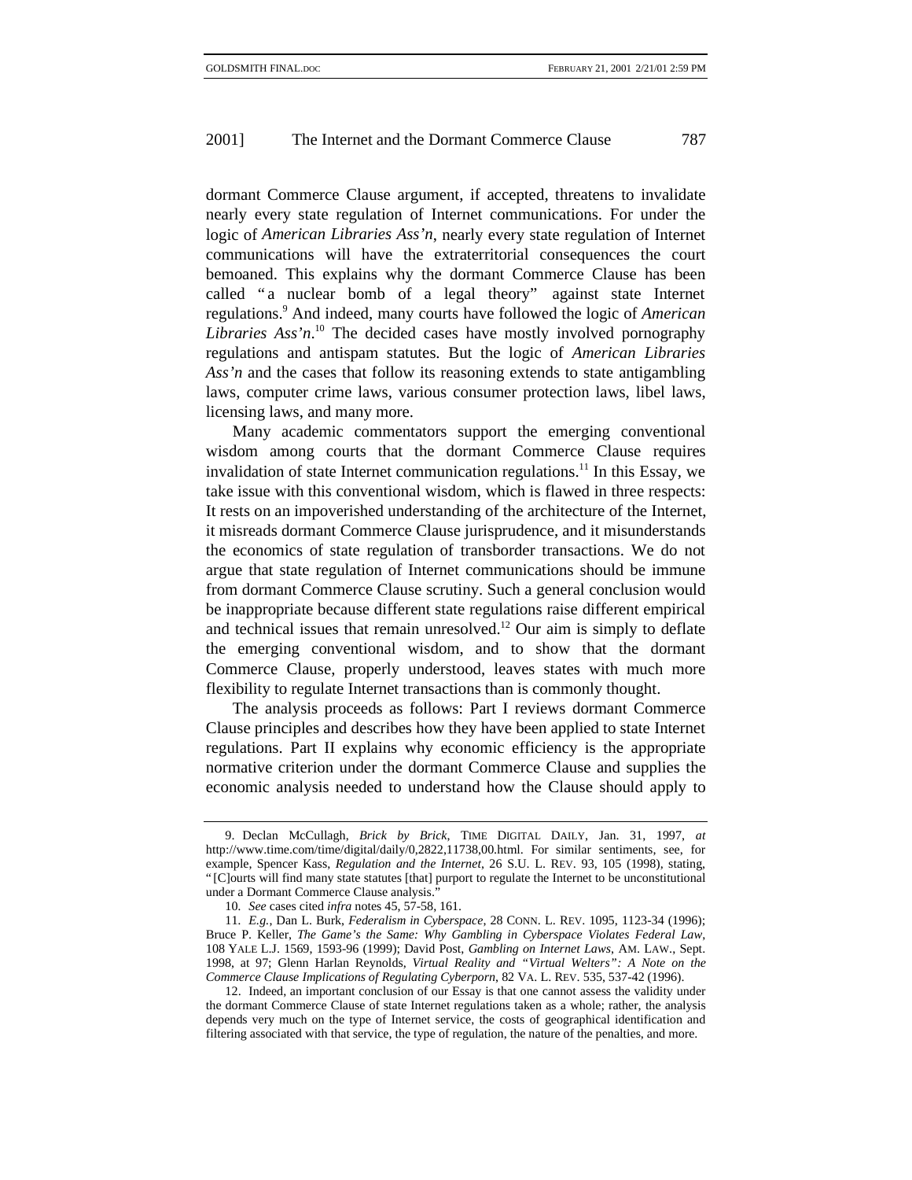dormant Commerce Clause argument, if accepted, threatens to invalidate nearly every state regulation of Internet communications. For under the logic of *American Libraries Ass'n*, nearly every state regulation of Internet communications will have the extraterritorial consequences the court bemoaned. This explains why the dormant Commerce Clause has been called "a nuclear bomb of a legal theory" against state Internet regulations.[9] And indeed, many courts have followed the logic of *American Libraries Ass'n*.[10] The decided cases have mostly involved pornography regulations and antispam statutes. But the logic of *American Libraries Ass'n* and the cases that follow its reasoning extends to state antigambling laws, computer crime laws, various consumer protection laws, libel laws, licensing laws, and many more.

Many academic commentators support the emerging conventional wisdom among courts that the dormant Commerce Clause requires invalidation of state Internet communication regulations.[11] In this Essay, we take issue with this conventional wisdom, which is flawed in three respects: It rests on an impoverished understanding of the architecture of the Internet, it misreads dormant Commerce Clause jurisprudence, and it misunderstands the economics of state regulation of transborder transactions. We do not argue that state regulation of Internet communications should be immune from dormant Commerce Clause scrutiny. Such a general conclusion would be inappropriate because different state regulations raise different empirical and technical issues that remain unresolved.[12] Our aim is simply to deflate the emerging conventional wisdom, and to show that the dormant Commerce Clause, properly understood, leaves states with much more flexibility to regulate Internet transactions than is commonly thought.

The analysis proceeds as follows: Part I reviews dormant Commerce Clause principles and describes how they have been applied to state Internet regulations. Part II explains why economic efficiency is the appropriate normative criterion under the dormant Commerce Clause and supplies the economic analysis needed to understand how the Clause should apply to

---

9. Declan McCullagh, *Brick by Brick*, TIME DIGITAL DAILY, Jan. 31, 1997, *at* http://www.time.com/time/digital/daily/0,2822,11738,00.html. For similar sentiments, see, for example, Spencer Kass, *Regulation and the Internet*, 26 S.U. L. REV. 93, 105 (1998), stating, "[C]ourts will find many state statutes [that] purport to regulate the Internet to be unconstitutional under a Dormant Commerce Clause analysis."

10. *See* cases cited *infra* notes 45, 57-58, 161.

11. *E.g.*, Dan L. Burk, *Federalism in Cyberspace*, 28 CONN. L. REV. 1095, 1123-34 (1996); Bruce P. Keller, *The Game's the Same: Why Gambling in Cyberspace Violates Federal Law*, 108 YALE L.J. 1569, 1593-96 (1999); David Post, *Gambling on Internet Laws*, AM. LAW., Sept. 1998, at 97; Glenn Harlan Reynolds, *Virtual Reality and "Virtual Welters": A Note on the Commerce Clause Implications of Regulating Cyberporn*, 82 VA. L. REV. 535, 537-42 (1996).

12. Indeed, an important conclusion of our Essay is that one cannot assess the validity under the dormant Commerce Clause of state Internet regulations taken as a whole; rather, the analysis depends very much on the type of Internet service, the costs of geographical identification and filtering associated with that service, the type of regulation, the nature of the penalties, and more.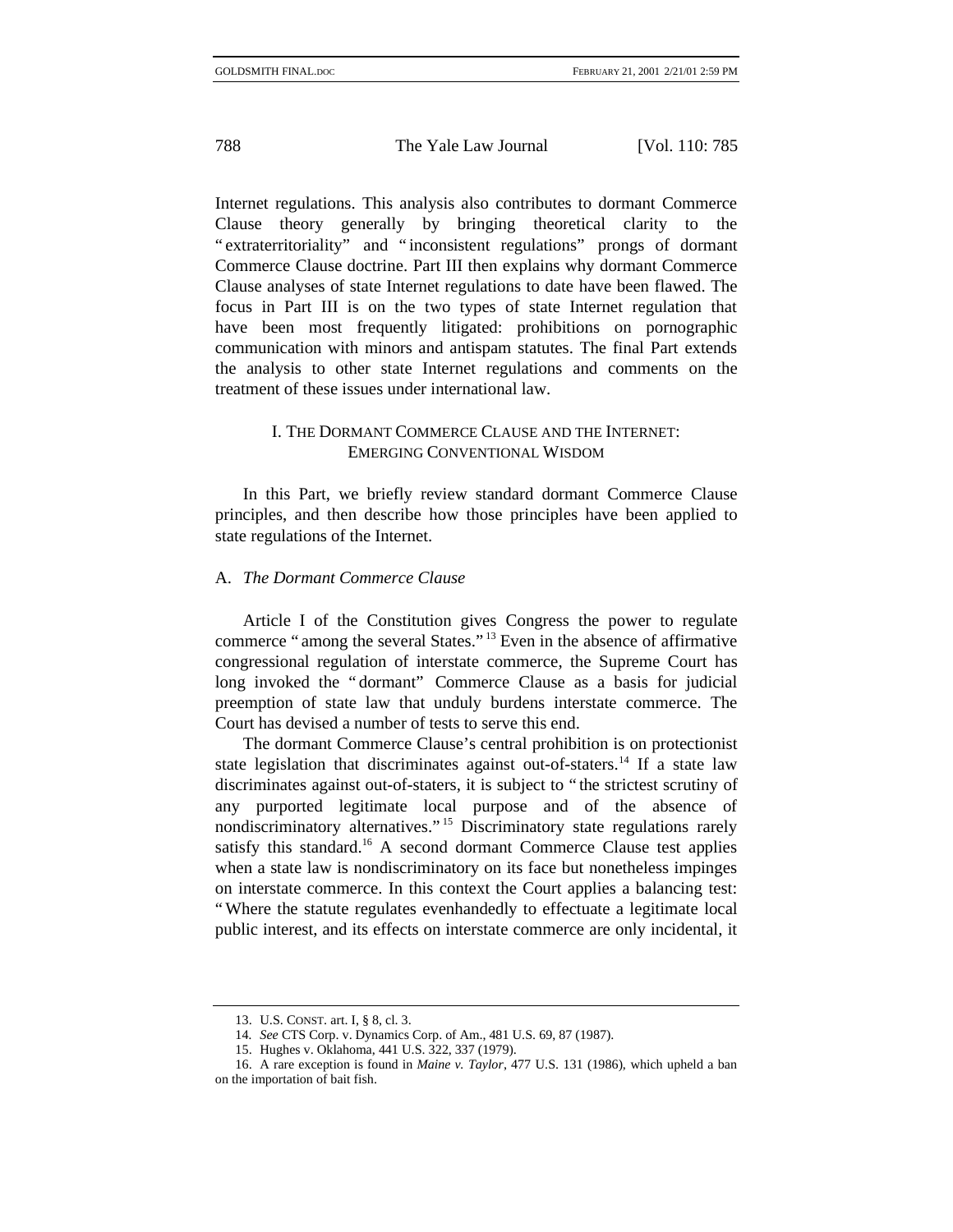Internet regulations. This analysis also contributes to dormant Commerce Clause theory generally by bringing theoretical clarity to the "extraterritoriality" and "inconsistent regulations" prongs of dormant Commerce Clause doctrine. Part III then explains why dormant Commerce Clause analyses of state Internet regulations to date have been flawed. The focus in Part III is on the two types of state Internet regulation that have been most frequently litigated: prohibitions on pornographic communication with minors and antispam statutes. The final Part extends the analysis to other state Internet regulations and comments on the treatment of these issues under international law.

## I. THE DORMANT COMMERCE CLAUSE AND THE INTERNET: EMERGING CONVENTIONAL WISDOM

In this Part, we briefly review standard dormant Commerce Clause principles, and then describe how those principles have been applied to state regulations of the Internet.

### A. *The Dormant Commerce Clause*

Article I of the Constitution gives Congress the power to regulate commerce "among the several States."[13] Even in the absence of affirmative congressional regulation of interstate commerce, the Supreme Court has long invoked the "dormant" Commerce Clause as a basis for judicial preemption of state law that unduly burdens interstate commerce. The Court has devised a number of tests to serve this end.

The dormant Commerce Clause's central prohibition is on protectionist state legislation that discriminates against out-of-staters.[14] If a state law discriminates against out-of-staters, it is subject to "the strictest scrutiny of any purported legitimate local purpose and of the absence of nondiscriminatory alternatives."[15] Discriminatory state regulations rarely satisfy this standard.[16] A second dormant Commerce Clause test applies when a state law is nondiscriminatory on its face but nonetheless impinges on interstate commerce. In this context the Court applies a balancing test: "Where the statute regulates evenhandedly to effectuate a legitimate local public interest, and its effects on interstate commerce are only incidental, it

---

13. U.S. CONST. art. I, § 8, cl. 3.

14. *See* CTS Corp. v. Dynamics Corp. of Am., 481 U.S. 69, 87 (1987).

15. Hughes v. Oklahoma, 441 U.S. 322, 337 (1979).

16. A rare exception is found in *Maine v. Taylor*, 477 U.S. 131 (1986), which upheld a ban on the importation of bait fish.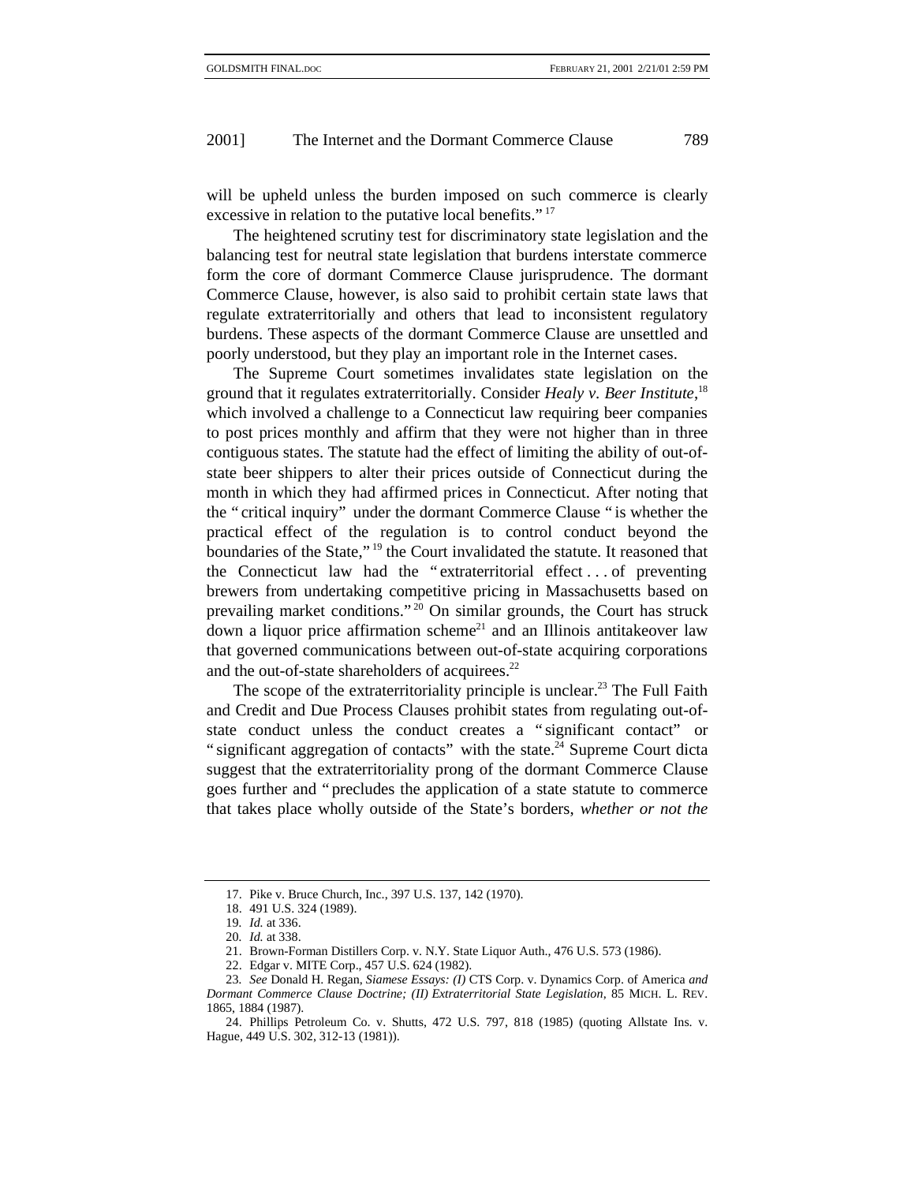will be upheld unless the burden imposed on such commerce is clearly excessive in relation to the putative local benefits." [17]

The heightened scrutiny test for discriminatory state legislation and the balancing test for neutral state legislation that burdens interstate commerce form the core of dormant Commerce Clause jurisprudence. The dormant Commerce Clause, however, is also said to prohibit certain state laws that regulate extraterritorially and others that lead to inconsistent regulatory burdens. These aspects of the dormant Commerce Clause are unsettled and poorly understood, but they play an important role in the Internet cases.

The Supreme Court sometimes invalidates state legislation on the ground that it regulates extraterritorially. Consider *Healy v. Beer Institute*,[18] which involved a challenge to a Connecticut law requiring beer companies to post prices monthly and affirm that they were not higher than in three contiguous states. The statute had the effect of limiting the ability of out-of-state beer shippers to alter their prices outside of Connecticut during the month in which they had affirmed prices in Connecticut. After noting that the "critical inquiry" under the dormant Commerce Clause "is whether the practical effect of the regulation is to control conduct beyond the boundaries of the State," [19] the Court invalidated the statute. It reasoned that the Connecticut law had the "extraterritorial effect . . . of preventing brewers from undertaking competitive pricing in Massachusetts based on prevailing market conditions." [20] On similar grounds, the Court has struck down a liquor price affirmation scheme[21] and an Illinois antitakeover law that governed communications between out-of-state acquiring corporations and the out-of-state shareholders of acquirees.[22]

The scope of the extraterritoriality principle is unclear.[23] The Full Faith and Credit and Due Process Clauses prohibit states from regulating out-of-state conduct unless the conduct creates a "significant contact" or "significant aggregation of contacts" with the state.[24] Supreme Court dicta suggest that the extraterritoriality prong of the dormant Commerce Clause goes further and "precludes the application of a state statute to commerce that takes place wholly outside of the State's borders, *whether or not the*

---

17. Pike v. Bruce Church, Inc., 397 U.S. 137, 142 (1970).

18. 491 U.S. 324 (1989).

19. *Id.* at 336.

20. *Id.* at 338.

21. Brown-Forman Distillers Corp. v. N.Y. State Liquor Auth., 476 U.S. 573 (1986).

22. Edgar v. MITE Corp., 457 U.S. 624 (1982).

23. *See* Donald H. Regan, *Siamese Essays: (I)* CTS Corp. v. Dynamics Corp. of America *and Dormant Commerce Clause Doctrine; (II) Extraterritorial State Legislation*, 85 MICH. L. REV. 1865, 1884 (1987).

24. Phillips Petroleum Co. v. Shutts, 472 U.S. 797, 818 (1985) (quoting Allstate Ins. v. Hague, 449 U.S. 302, 312-13 (1981)).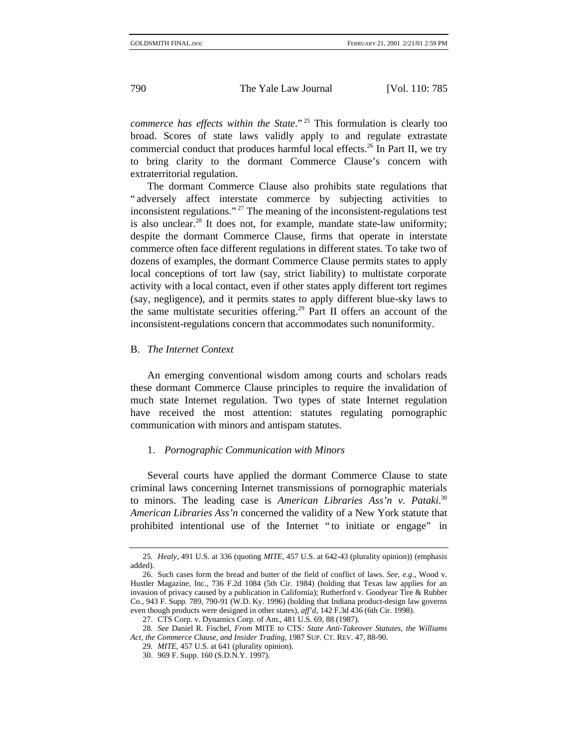*commerce has effects within the State*."[25] This formulation is clearly too broad. Scores of state laws validly apply to and regulate extrastate commercial conduct that produces harmful local effects.[26] In Part II, we try to bring clarity to the dormant Commerce Clause's concern with extraterritorial regulation.

The dormant Commerce Clause also prohibits state regulations that "adversely affect interstate commerce by subjecting activities to inconsistent regulations."[27] The meaning of the inconsistent-regulations test is also unclear.[28] It does not, for example, mandate state-law uniformity; despite the dormant Commerce Clause, firms that operate in interstate commerce often face different regulations in different states. To take two of dozens of examples, the dormant Commerce Clause permits states to apply local conceptions of tort law (say, strict liability) to multistate corporate activity with a local contact, even if other states apply different tort regimes (say, negligence), and it permits states to apply different blue-sky laws to the same multistate securities offering.[29] Part II offers an account of the inconsistent-regulations concern that accommodates such nonuniformity.

### B. *The Internet Context*

An emerging conventional wisdom among courts and scholars reads these dormant Commerce Clause principles to require the invalidation of much state Internet regulation. Two types of state Internet regulation have received the most attention: statutes regulating pornographic communication with minors and antispam statutes.

#### 1. *Pornographic Communication with Minors*

Several courts have applied the dormant Commerce Clause to state criminal laws concerning Internet transmissions of pornographic materials to minors. The leading case is *American Libraries Ass'n v. Pataki*.[30] *American Libraries Ass'n* concerned the validity of a New York statute that prohibited intentional use of the Internet "to initiate or engage" in

---

25. *Healy*, 491 U.S. at 336 (quoting *MITE*, 457 U.S. at 642-43 (plurality opinion)) (emphasis added).

26. Such cases form the bread and butter of the field of conflict of laws. *See, e.g.*, Wood v. Hustler Magazine, Inc., 736 F.2d 1084 (5th Cir. 1984) (holding that Texas law applies for an invasion of privacy caused by a publication in California); Rutherford v. Goodyear Tire & Rubber Co., 943 F. Supp. 789, 790-91 (W.D. Ky. 1996) (holding that Indiana product-design law governs even though products were designed in other states), *aff'd*, 142 F.3d 436 (6th Cir. 1998).

27. CTS Corp. v. Dynamics Corp. of Am., 481 U.S. 69, 88 (1987).

28. *See* Daniel R. Fischel, *From* MITE *to* CTS*: State Anti-Takeover Statutes, the Williams Act, the Commerce Clause, and Insider Trading*, 1987 SUP. CT. REV. 47, 88-90.

29. *MITE*, 457 U.S. at 641 (plurality opinion).

30. 969 F. Supp. 160 (S.D.N.Y. 1997).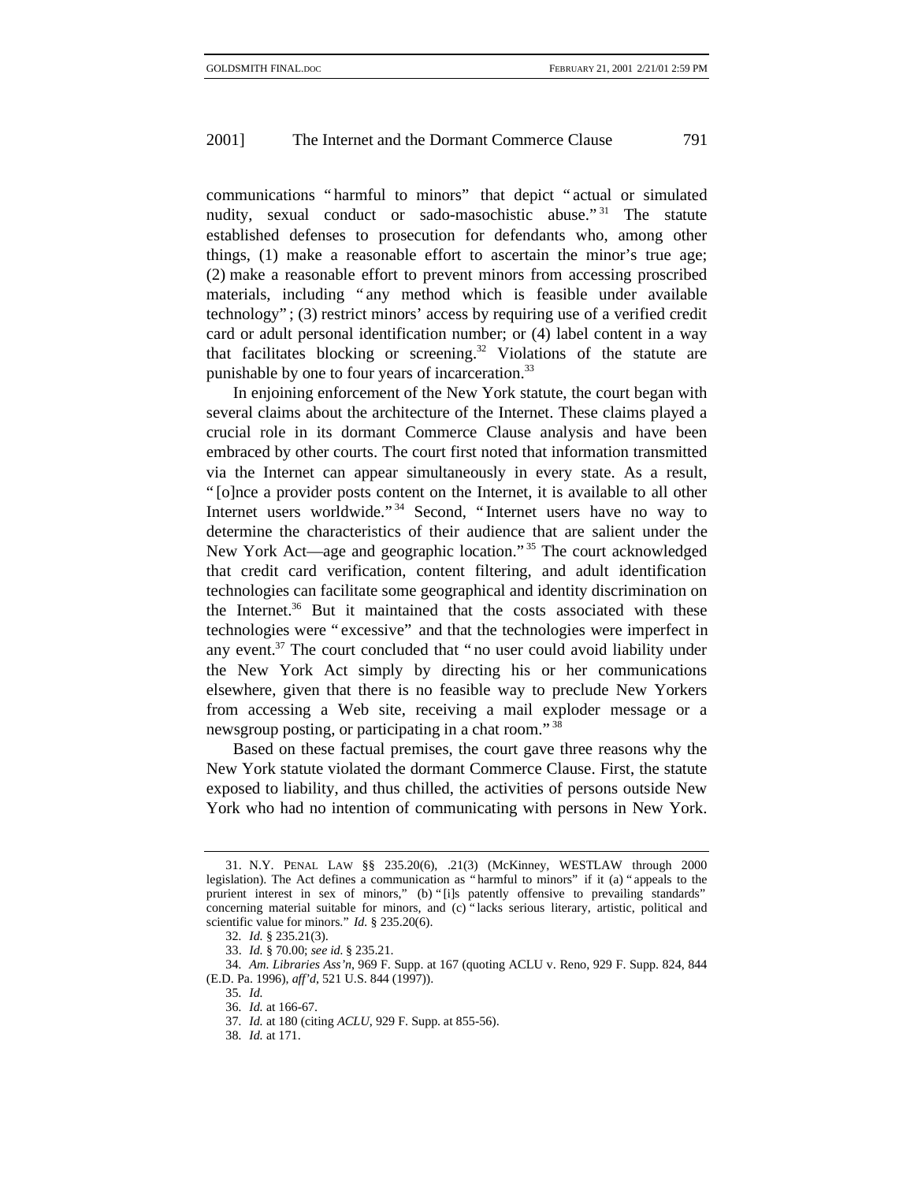communications "harmful to minors" that depict "actual or simulated nudity, sexual conduct or sado-masochistic abuse."[31] The statute established defenses to prosecution for defendants who, among other things, (1) make a reasonable effort to ascertain the minor's true age; (2) make a reasonable effort to prevent minors from accessing proscribed materials, including "any method which is feasible under available technology"; (3) restrict minors' access by requiring use of a verified credit card or adult personal identification number; or (4) label content in a way that facilitates blocking or screening.[32] Violations of the statute are punishable by one to four years of incarceration.[33]

In enjoining enforcement of the New York statute, the court began with several claims about the architecture of the Internet. These claims played a crucial role in its dormant Commerce Clause analysis and have been embraced by other courts. The court first noted that information transmitted via the Internet can appear simultaneously in every state. As a result, "[o]nce a provider posts content on the Internet, it is available to all other Internet users worldwide."[34] Second, "Internet users have no way to determine the characteristics of their audience that are salient under the New York Act—age and geographic location."[35] The court acknowledged that credit card verification, content filtering, and adult identification technologies can facilitate some geographical and identity discrimination on the Internet.[36] But it maintained that the costs associated with these technologies were "excessive" and that the technologies were imperfect in any event.[37] The court concluded that "no user could avoid liability under the New York Act simply by directing his or her communications elsewhere, given that there is no feasible way to preclude New Yorkers from accessing a Web site, receiving a mail exploder message or a newsgroup posting, or participating in a chat room."[38]

Based on these factual premises, the court gave three reasons why the New York statute violated the dormant Commerce Clause. First, the statute exposed to liability, and thus chilled, the activities of persons outside New York who had no intention of communicating with persons in New York.

---

31. N.Y. PENAL LAW §§ 235.20(6), .21(3) (McKinney, WESTLAW through 2000 legislation). The Act defines a communication as "harmful to minors" if it (a) "appeals to the prurient interest in sex of minors," (b) "[i]s patently offensive to prevailing standards" concerning material suitable for minors, and (c) "lacks serious literary, artistic, political and scientific value for minors." *Id.* § 235.20(6).

32. *Id.* § 235.21(3).

33. *Id.* § 70.00; *see id.* § 235.21.

34. *Am. Libraries Ass'n*, 969 F. Supp. at 167 (quoting ACLU v. Reno, 929 F. Supp. 824, 844 (E.D. Pa. 1996), *aff'd*, 521 U.S. 844 (1997)).

35. *Id.*

36. *Id.* at 166-67.

37. *Id.* at 180 (citing *ACLU*, 929 F. Supp. at 855-56).

38. *Id.* at 171.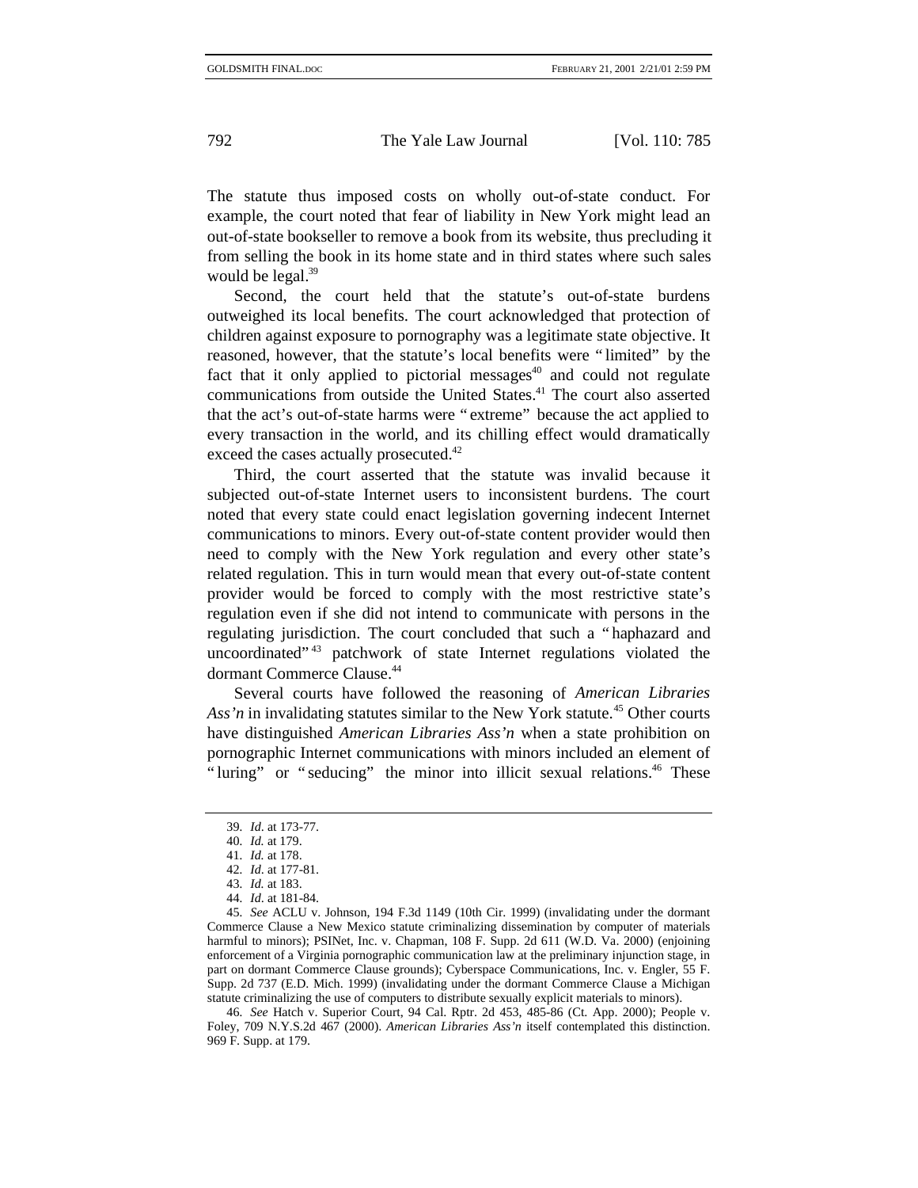The statute thus imposed costs on wholly out-of-state conduct. For example, the court noted that fear of liability in New York might lead an out-of-state bookseller to remove a book from its website, thus precluding it from selling the book in its home state and in third states where such sales would be legal.[39]

Second, the court held that the statute's out-of-state burdens outweighed its local benefits. The court acknowledged that protection of children against exposure to pornography was a legitimate state objective. It reasoned, however, that the statute's local benefits were "limited" by the fact that it only applied to pictorial messages[40] and could not regulate communications from outside the United States.[41] The court also asserted that the act's out-of-state harms were "extreme" because the act applied to every transaction in the world, and its chilling effect would dramatically exceed the cases actually prosecuted.[42]

Third, the court asserted that the statute was invalid because it subjected out-of-state Internet users to inconsistent burdens. The court noted that every state could enact legislation governing indecent Internet communications to minors. Every out-of-state content provider would then need to comply with the New York regulation and every other state's related regulation. This in turn would mean that every out-of-state content provider would be forced to comply with the most restrictive state's regulation even if she did not intend to communicate with persons in the regulating jurisdiction. The court concluded that such a "haphazard and uncoordinated"[43] patchwork of state Internet regulations violated the dormant Commerce Clause.[44]

Several courts have followed the reasoning of *American Libraries Ass'n* in invalidating statutes similar to the New York statute.[45] Other courts have distinguished *American Libraries Ass'n* when a state prohibition on pornographic Internet communications with minors included an element of "luring" or "seducing" the minor into illicit sexual relations.[46] These

---

39. *Id*. at 173-77.

40. *Id.* at 179.

41. *Id.* at 178.

42. *Id*. at 177-81.

43. *Id.* at 183.

44. *Id*. at 181-84.

45. *See* ACLU v. Johnson, 194 F.3d 1149 (10th Cir. 1999) (invalidating under the dormant Commerce Clause a New Mexico statute criminalizing dissemination by computer of materials harmful to minors); PSINet, Inc. v. Chapman, 108 F. Supp. 2d 611 (W.D. Va. 2000) (enjoining enforcement of a Virginia pornographic communication law at the preliminary injunction stage, in part on dormant Commerce Clause grounds); Cyberspace Communications, Inc. v. Engler, 55 F. Supp. 2d 737 (E.D. Mich. 1999) (invalidating under the dormant Commerce Clause a Michigan statute criminalizing the use of computers to distribute sexually explicit materials to minors).

46. *See* Hatch v. Superior Court, 94 Cal. Rptr. 2d 453, 485-86 (Ct. App. 2000); People v. Foley, 709 N.Y.S.2d 467 (2000). *American Libraries Ass'n* itself contemplated this distinction. 969 F. Supp. at 179.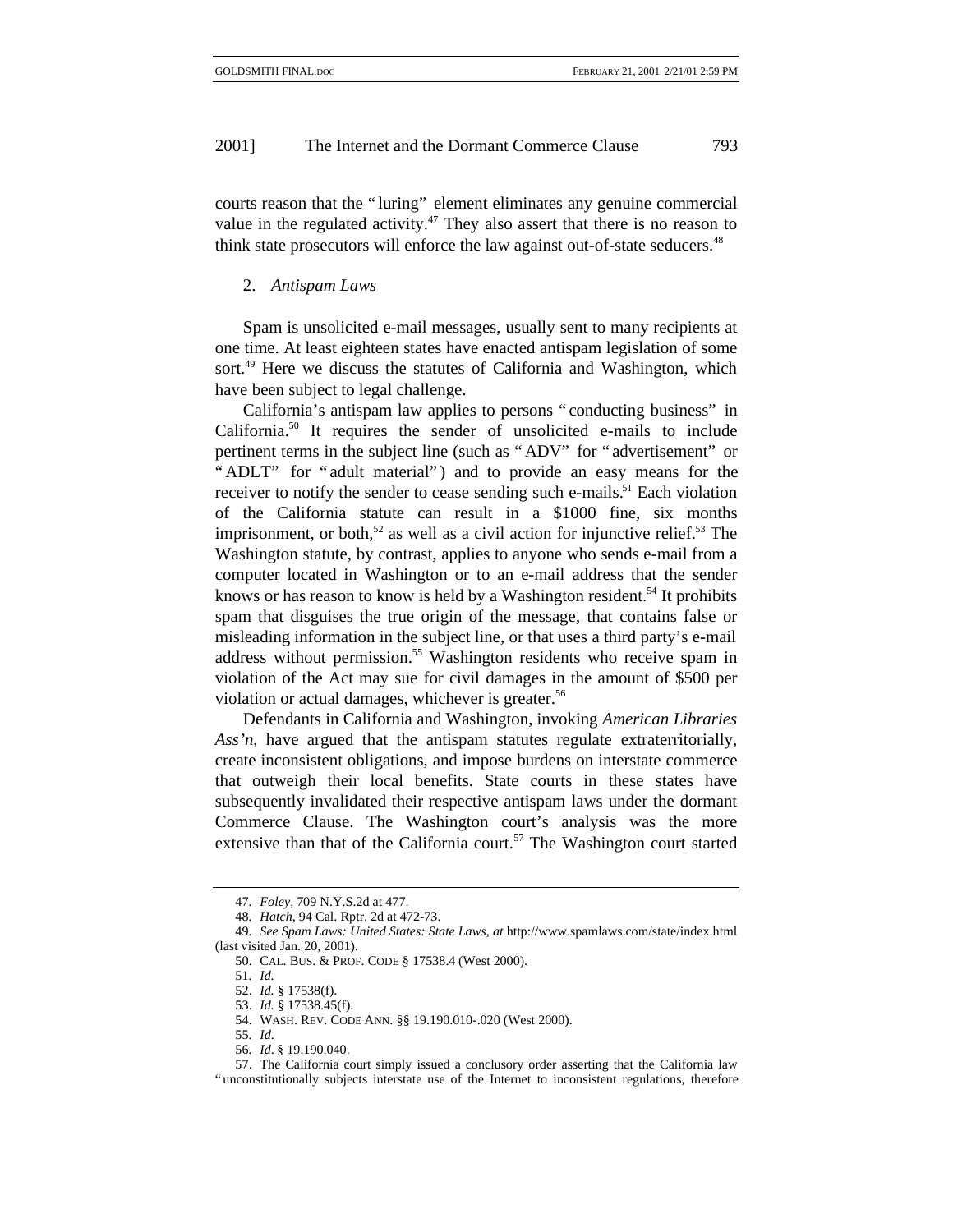courts reason that the "luring" element eliminates any genuine commercial value in the regulated activity.[47] They also assert that there is no reason to think state prosecutors will enforce the law against out-of-state seducers.[48]

### 2. *Antispam Laws*

Spam is unsolicited e-mail messages, usually sent to many recipients at one time. At least eighteen states have enacted antispam legislation of some sort.[49] Here we discuss the statutes of California and Washington, which have been subject to legal challenge.

California's antispam law applies to persons "conducting business" in California.[50] It requires the sender of unsolicited e-mails to include pertinent terms in the subject line (such as "ADV" for "advertisement" or "ADLT" for "adult material") and to provide an easy means for the receiver to notify the sender to cease sending such e-mails.[51] Each violation of the California statute can result in a $1000 fine, six months imprisonment, or both,[52] as well as a civil action for injunctive relief.[53] The Washington statute, by contrast, applies to anyone who sends e-mail from a computer located in Washington or to an e-mail address that the sender knows or has reason to know is held by a Washington resident.[54] It prohibits spam that disguises the true origin of the message, that contains false or misleading information in the subject line, or that uses a third party's e-mail address without permission.[55] Washington residents who receive spam in violation of the Act may sue for civil damages in the amount of $500 per violation or actual damages, whichever is greater.[56]

Defendants in California and Washington, invoking *American Libraries Ass'n*, have argued that the antispam statutes regulate extraterritorially, create inconsistent obligations, and impose burdens on interstate commerce that outweigh their local benefits. State courts in these states have subsequently invalidated their respective antispam laws under the dormant Commerce Clause. The Washington court's analysis was the more extensive than that of the California court.[57] The Washington court started

---

47. *Foley*, 709 N.Y.S.2d at 477.

48. *Hatch*, 94 Cal. Rptr. 2d at 472-73.

49. *See Spam Laws: United States: State Laws*, *at* http://www.spamlaws.com/state/index.html (last visited Jan. 20, 2001).

50. CAL. BUS. & PROF. CODE § 17538.4 (West 2000).

51. *Id.*

52. *Id.* § 17538(f).

53. *Id.* § 17538.45(f).

54. WASH. REV. CODE ANN. §§ 19.190.010-.020 (West 2000).

55. *Id*.

56. *Id*. § 19.190.040.

57. The California court simply issued a conclusory order asserting that the California law "unconstitutionally subjects interstate use of the Internet to inconsistent regulations, therefore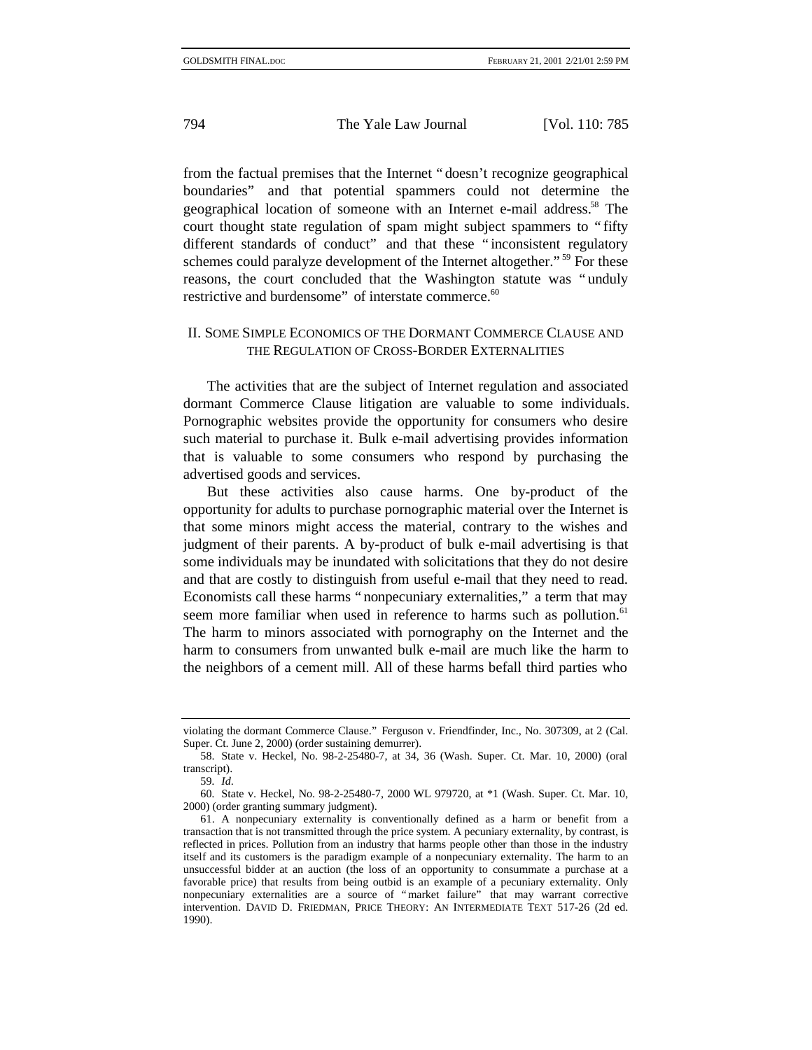from the factual premises that the Internet "doesn't recognize geographical boundaries" and that potential spammers could not determine the geographical location of someone with an Internet e-mail address.[58] The court thought state regulation of spam might subject spammers to "fifty different standards of conduct" and that these "inconsistent regulatory schemes could paralyze development of the Internet altogether."[59] For these reasons, the court concluded that the Washington statute was "unduly restrictive and burdensome" of interstate commerce.[60]

## II. Some Simple Economics of the Dormant Commerce Clause and the Regulation of Cross-Border Externalities

The activities that are the subject of Internet regulation and associated dormant Commerce Clause litigation are valuable to some individuals. Pornographic websites provide the opportunity for consumers who desire such material to purchase it. Bulk e-mail advertising provides information that is valuable to some consumers who respond by purchasing the advertised goods and services.

But these activities also cause harms. One by-product of the opportunity for adults to purchase pornographic material over the Internet is that some minors might access the material, contrary to the wishes and judgment of their parents. A by-product of bulk e-mail advertising is that some individuals may be inundated with solicitations that they do not desire and that are costly to distinguish from useful e-mail that they need to read. Economists call these harms "nonpecuniary externalities," a term that may seem more familiar when used in reference to harms such as pollution.[61] The harm to minors associated with pornography on the Internet and the harm to consumers from unwanted bulk e-mail are much like the harm to the neighbors of a cement mill. All of these harms befall third parties who

---

violating the dormant Commerce Clause." Ferguson v. Friendfinder, Inc., No. 307309, at 2 (Cal. Super. Ct. June 2, 2000) (order sustaining demurrer).

58. State v. Heckel, No. 98-2-25480-7, at 34, 36 (Wash. Super. Ct. Mar. 10, 2000) (oral transcript).

59. *Id.*

60. State v. Heckel, No. 98-2-25480-7, 2000 WL 979720, at *1 (Wash. Super. Ct. Mar. 10, 2000) (order granting summary judgment).

61. A nonpecuniary externality is conventionally defined as a harm or benefit from a transaction that is not transmitted through the price system. A pecuniary externality, by contrast, is reflected in prices. Pollution from an industry that harms people other than those in the industry itself and its customers is the paradigm example of a nonpecuniary externality. The harm to an unsuccessful bidder at an auction (the loss of an opportunity to consummate a purchase at a favorable price) that results from being outbid is an example of a pecuniary externality. Only nonpecuniary externalities are a source of "market failure" that may warrant corrective intervention. David D. Friedman, Price Theory: An Intermediate Text 517-26 (2d ed. 1990).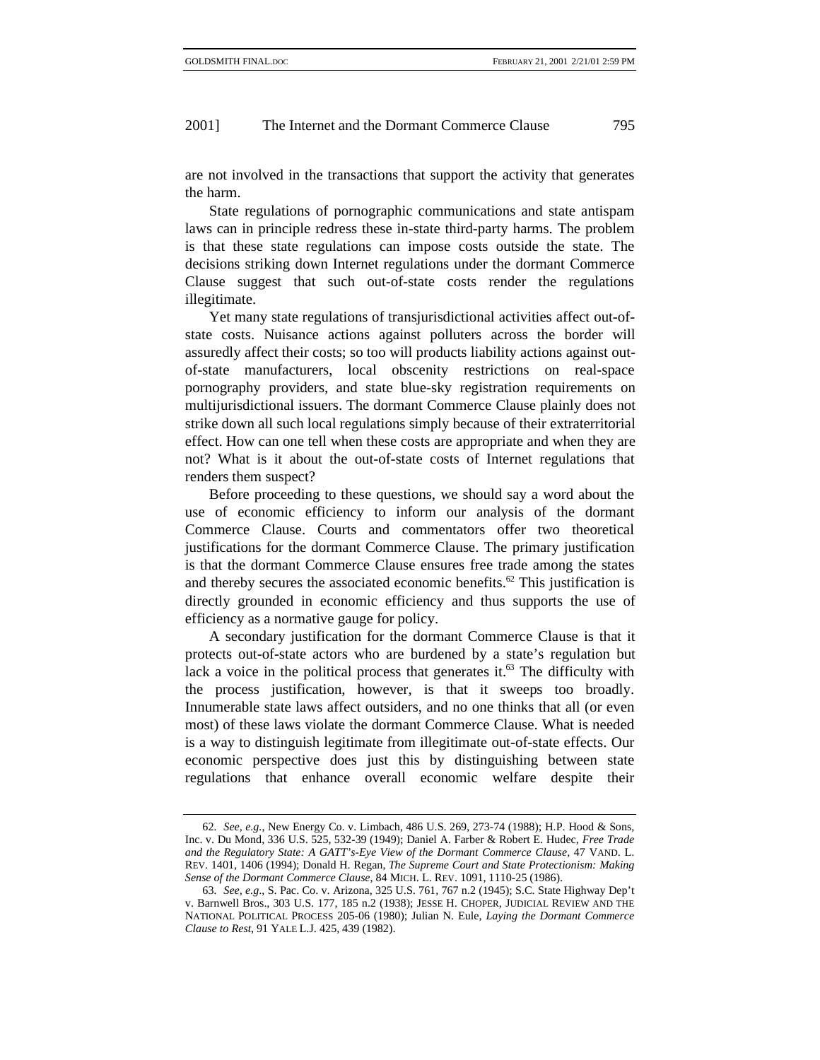are not involved in the transactions that support the activity that generates the harm.

State regulations of pornographic communications and state antispam laws can in principle redress these in-state third-party harms. The problem is that these state regulations can impose costs outside the state. The decisions striking down Internet regulations under the dormant Commerce Clause suggest that such out-of-state costs render the regulations illegitimate.

Yet many state regulations of transjurisdictional activities affect out-of-state costs. Nuisance actions against polluters across the border will assuredly affect their costs; so too will products liability actions against out-of-state manufacturers, local obscenity restrictions on real-space pornography providers, and state blue-sky registration requirements on multijurisdictional issuers. The dormant Commerce Clause plainly does not strike down all such local regulations simply because of their extraterritorial effect. How can one tell when these costs are appropriate and when they are not? What is it about the out-of-state costs of Internet regulations that renders them suspect?

Before proceeding to these questions, we should say a word about the use of economic efficiency to inform our analysis of the dormant Commerce Clause. Courts and commentators offer two theoretical justifications for the dormant Commerce Clause. The primary justification is that the dormant Commerce Clause ensures free trade among the states and thereby secures the associated economic benefits.[62] This justification is directly grounded in economic efficiency and thus supports the use of efficiency as a normative gauge for policy.

A secondary justification for the dormant Commerce Clause is that it protects out-of-state actors who are burdened by a state's regulation but lack a voice in the political process that generates it.[63] The difficulty with the process justification, however, is that it sweeps too broadly. Innumerable state laws affect outsiders, and no one thinks that all (or even most) of these laws violate the dormant Commerce Clause. What is needed is a way to distinguish legitimate from illegitimate out-of-state effects. Our economic perspective does just this by distinguishing between state regulations that enhance overall economic welfare despite their

---

62. *See, e.g.*, New Energy Co. v. Limbach, 486 U.S. 269, 273-74 (1988); H.P. Hood & Sons, Inc. v. Du Mond, 336 U.S. 525, 532-39 (1949); Daniel A. Farber & Robert E. Hudec, *Free Trade and the Regulatory State: A GATT's-Eye View of the Dormant Commerce Clause*, 47 VAND. L. REV. 1401, 1406 (1994); Donald H. Regan, *The Supreme Court and State Protectionism: Making Sense of the Dormant Commerce Clause*, 84 MICH. L. REV. 1091, 1110-25 (1986).

63. *See, e.g.*, S. Pac. Co. v. Arizona, 325 U.S. 761, 767 n.2 (1945); S.C. State Highway Dep't v. Barnwell Bros., 303 U.S. 177, 185 n.2 (1938); JESSE H. CHOPER, JUDICIAL REVIEW AND THE NATIONAL POLITICAL PROCESS 205-06 (1980); Julian N. Eule, *Laying the Dormant Commerce Clause to Rest*, 91 YALE L.J. 425, 439 (1982).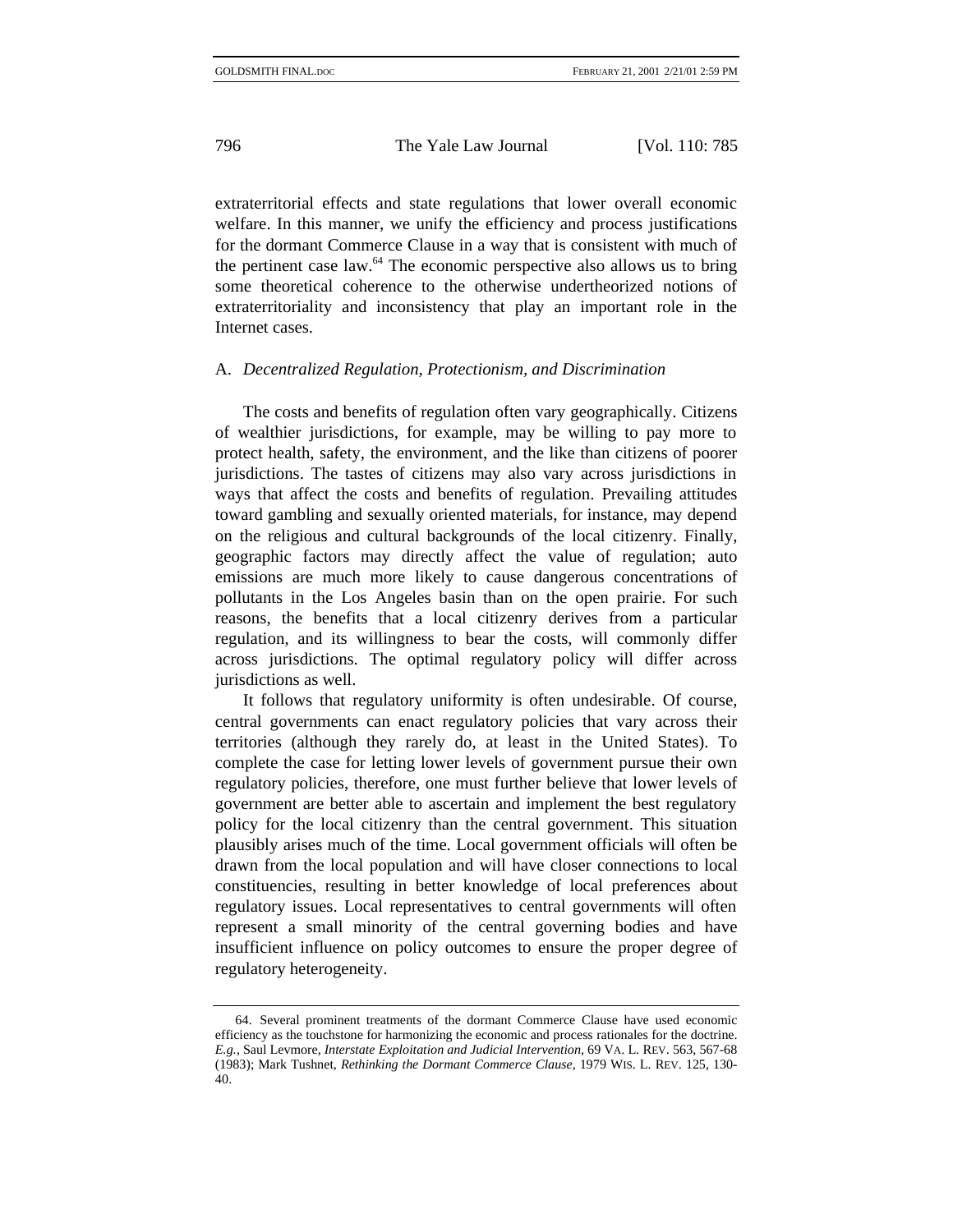extraterritorial effects and state regulations that lower overall economic welfare. In this manner, we unify the efficiency and process justifications for the dormant Commerce Clause in a way that is consistent with much of the pertinent case law.[64] The economic perspective also allows us to bring some theoretical coherence to the otherwise undertheorized notions of extraterritoriality and inconsistency that play an important role in the Internet cases.

### A. *Decentralized Regulation, Protectionism, and Discrimination*

The costs and benefits of regulation often vary geographically. Citizens of wealthier jurisdictions, for example, may be willing to pay more to protect health, safety, the environment, and the like than citizens of poorer jurisdictions. The tastes of citizens may also vary across jurisdictions in ways that affect the costs and benefits of regulation. Prevailing attitudes toward gambling and sexually oriented materials, for instance, may depend on the religious and cultural backgrounds of the local citizenry. Finally, geographic factors may directly affect the value of regulation; auto emissions are much more likely to cause dangerous concentrations of pollutants in the Los Angeles basin than on the open prairie. For such reasons, the benefits that a local citizenry derives from a particular regulation, and its willingness to bear the costs, will commonly differ across jurisdictions. The optimal regulatory policy will differ across jurisdictions as well.

It follows that regulatory uniformity is often undesirable. Of course, central governments can enact regulatory policies that vary across their territories (although they rarely do, at least in the United States). To complete the case for letting lower levels of government pursue their own regulatory policies, therefore, one must further believe that lower levels of government are better able to ascertain and implement the best regulatory policy for the local citizenry than the central government. This situation plausibly arises much of the time. Local government officials will often be drawn from the local population and will have closer connections to local constituencies, resulting in better knowledge of local preferences about regulatory issues. Local representatives to central governments will often represent a small minority of the central governing bodies and have insufficient influence on policy outcomes to ensure the proper degree of regulatory heterogeneity.

---

64. Several prominent treatments of the dormant Commerce Clause have used economic efficiency as the touchstone for harmonizing the economic and process rationales for the doctrine. *E.g.*, Saul Levmore, *Interstate Exploitation and Judicial Intervention*, 69 VA. L. REV. 563, 567-68 (1983); Mark Tushnet, *Rethinking the Dormant Commerce Clause*, 1979 WIS. L. REV. 125, 130-40.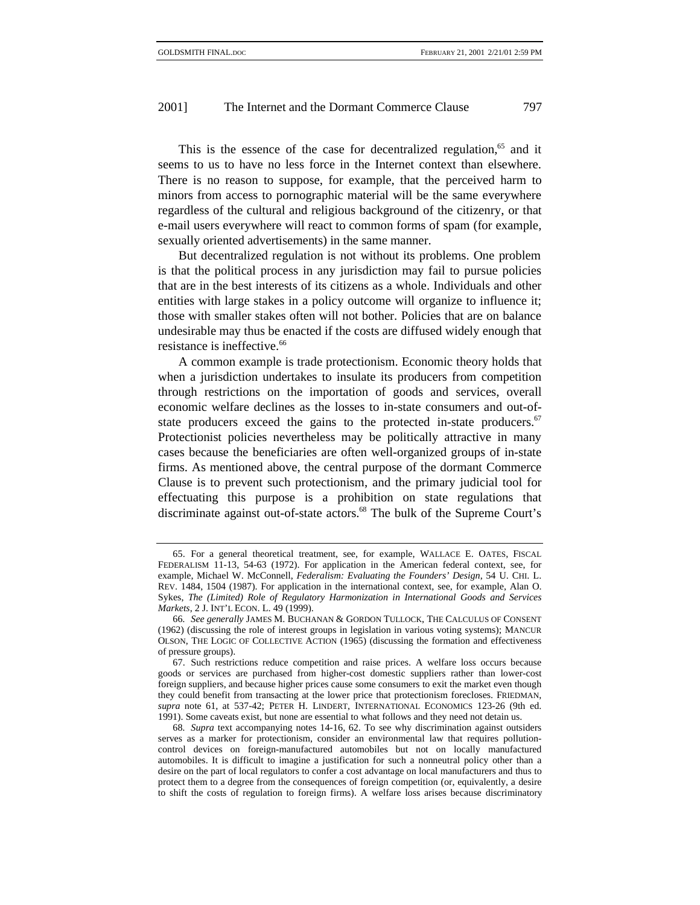This is the essence of the case for decentralized regulation,[65] and it seems to us to have no less force in the Internet context than elsewhere. There is no reason to suppose, for example, that the perceived harm to minors from access to pornographic material will be the same everywhere regardless of the cultural and religious background of the citizenry, or that e-mail users everywhere will react to common forms of spam (for example, sexually oriented advertisements) in the same manner.

But decentralized regulation is not without its problems. One problem is that the political process in any jurisdiction may fail to pursue policies that are in the best interests of its citizens as a whole. Individuals and other entities with large stakes in a policy outcome will organize to influence it; those with smaller stakes often will not bother. Policies that are on balance undesirable may thus be enacted if the costs are diffused widely enough that resistance is ineffective.[66]

A common example is trade protectionism. Economic theory holds that when a jurisdiction undertakes to insulate its producers from competition through restrictions on the importation of goods and services, overall economic welfare declines as the losses to in-state consumers and out-of-state producers exceed the gains to the protected in-state producers.[67] Protectionist policies nevertheless may be politically attractive in many cases because the beneficiaries are often well-organized groups of in-state firms. As mentioned above, the central purpose of the dormant Commerce Clause is to prevent such protectionism, and the primary judicial tool for effectuating this purpose is a prohibition on state regulations that discriminate against out-of-state actors.[68] The bulk of the Supreme Court's

---

65. For a general theoretical treatment, see, for example, WALLACE E. OATES, FISCAL FEDERALISM 11-13, 54-63 (1972). For application in the American federal context, see, for example, Michael W. McConnell, *Federalism: Evaluating the Founders' Design*, 54 U. CHI. L. REV. 1484, 1504 (1987). For application in the international context, see, for example, Alan O. Sykes, *The (Limited) Role of Regulatory Harmonization in International Goods and Services Markets*, 2 J. INT'L ECON. L. 49 (1999).

66. *See generally* JAMES M. BUCHANAN & GORDON TULLOCK, THE CALCULUS OF CONSENT (1962) (discussing the role of interest groups in legislation in various voting systems); MANCUR OLSON, THE LOGIC OF COLLECTIVE ACTION (1965) (discussing the formation and effectiveness of pressure groups).

67. Such restrictions reduce competition and raise prices. A welfare loss occurs because goods or services are purchased from higher-cost domestic suppliers rather than lower-cost foreign suppliers, and because higher prices cause some consumers to exit the market even though they could benefit from transacting at the lower price that protectionism forecloses. FRIEDMAN, *supra* note 61, at 537-42; PETER H. LINDERT, INTERNATIONAL ECONOMICS 123-26 (9th ed. 1991). Some caveats exist, but none are essential to what follows and they need not detain us.

68. *Supra* text accompanying notes 14-16, 62. To see why discrimination against outsiders serves as a marker for protectionism, consider an environmental law that requires pollution-control devices on foreign-manufactured automobiles but not on locally manufactured automobiles. It is difficult to imagine a justification for such a nonneutral policy other than a desire on the part of local regulators to confer a cost advantage on local manufacturers and thus to protect them to a degree from the consequences of foreign competition (or, equivalently, a desire to shift the costs of regulation to foreign firms). A welfare loss arises because discriminatory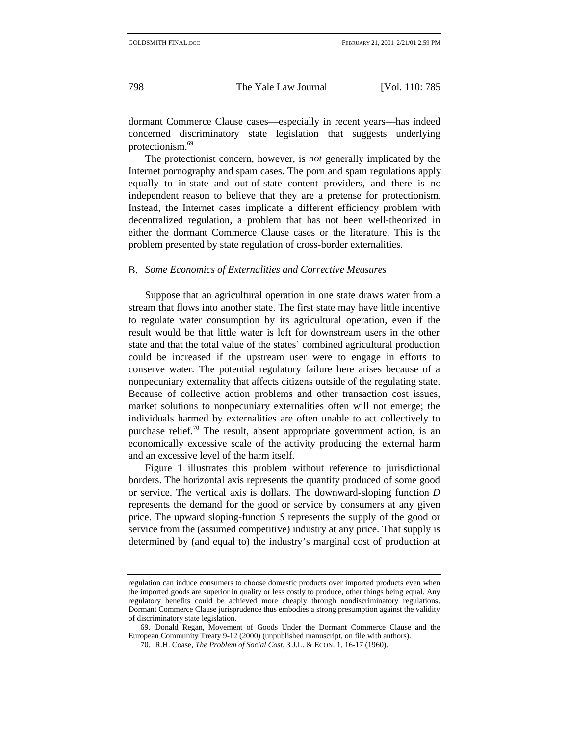dormant Commerce Clause cases—especially in recent years—has indeed concerned discriminatory state legislation that suggests underlying protectionism.[69]

The protectionist concern, however, is *not* generally implicated by the Internet pornography and spam cases. The porn and spam regulations apply equally to in-state and out-of-state content providers, and there is no independent reason to believe that they are a pretense for protectionism. Instead, the Internet cases implicate a different efficiency problem with decentralized regulation, a problem that has not been well-theorized in either the dormant Commerce Clause cases or the literature. This is the problem presented by state regulation of cross-border externalities.

## B. *Some Economics of Externalities and Corrective Measures*

Suppose that an agricultural operation in one state draws water from a stream that flows into another state. The first state may have little incentive to regulate water consumption by its agricultural operation, even if the result would be that little water is left for downstream users in the other state and that the total value of the states' combined agricultural production could be increased if the upstream user were to engage in efforts to conserve water. The potential regulatory failure here arises because of a nonpecuniary externality that affects citizens outside of the regulating state. Because of collective action problems and other transaction cost issues, market solutions to nonpecuniary externalities often will not emerge; the individuals harmed by externalities are often unable to act collectively to purchase relief.[70] The result, absent appropriate government action, is an economically excessive scale of the activity producing the external harm and an excessive level of the harm itself.

Figure 1 illustrates this problem without reference to jurisdictional borders. The horizontal axis represents the quantity produced of some good or service. The vertical axis is dollars. The downward-sloping function *D* represents the demand for the good or service by consumers at any given price. The upward sloping-function *S* represents the supply of the good or service from the (assumed competitive) industry at any price. That supply is determined by (and equal to) the industry's marginal cost of production at

---

regulation can induce consumers to choose domestic products over imported products even when the imported goods are superior in quality or less costly to produce, other things being equal. Any regulatory benefits could be achieved more cheaply through nondiscriminatory regulations. Dormant Commerce Clause jurisprudence thus embodies a strong presumption against the validity of discriminatory state legislation.

69. Donald Regan, Movement of Goods Under the Dormant Commerce Clause and the European Community Treaty 9-12 (2000) (unpublished manuscript, on file with authors).

70. R.H. Coase, *The Problem of Social Cost*, 3 J.L. & ECON. 1, 16-17 (1960).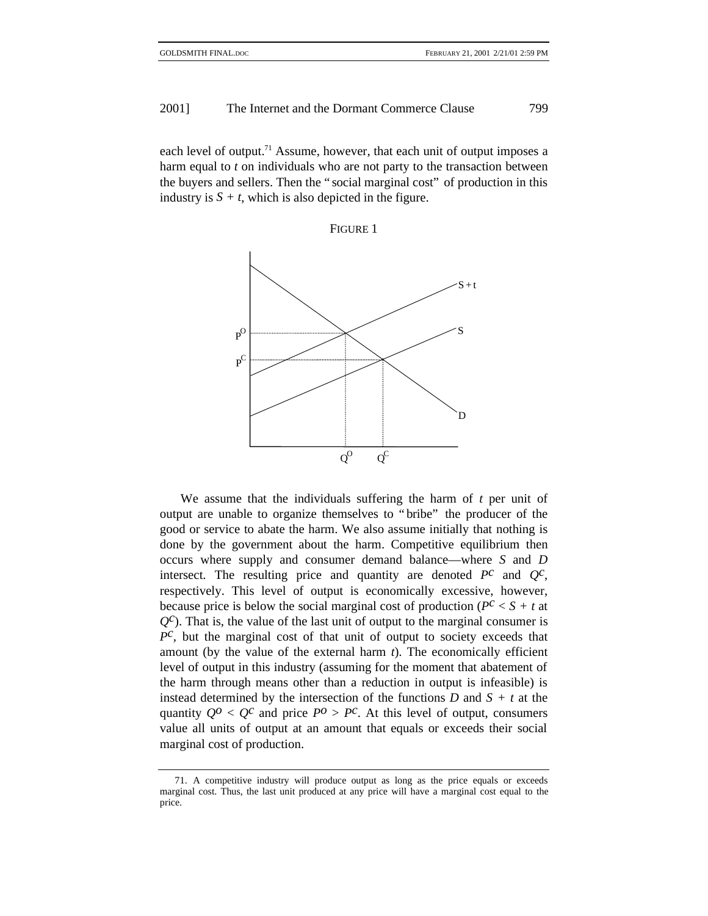each level of output.[71] Assume, however, that each unit of output imposes a harm equal to $t$ on individuals who are not party to the transaction between the buyers and sellers. Then the "social marginal cost" of production in this industry is $S + t$, which is also depicted in the figure.

FIGURE 1

S + t

S

D

$P^O$

$P^C$

$Q^O$

$Q^C$

We assume that the individuals suffering the harm of $t$ per unit of output are unable to organize themselves to "bribe" the producer of the good or service to abate the harm. We also assume initially that nothing is done by the government about the harm. Competitive equilibrium then occurs where supply and consumer demand balance—where $S$ and $D$ intersect. The resulting price and quantity are denoted $P^C$ and $Q^C$, respectively. This level of output is economically excessive, however, because price is below the social marginal cost of production ($P^C < S + t$ at $Q^C$). That is, the value of the last unit of output to the marginal consumer is $P^C$, but the marginal cost of that unit of output to society exceeds that amount (by the value of the external harm $t$). The economically efficient level of output in this industry (assuming for the moment that abatement of the harm through means other than a reduction in output is infeasible) is instead determined by the intersection of the functions $D$ and $S + t$ at the quantity $Q^O < Q^C$ and price $P^O > P^C$. At this level of output, consumers value all units of output at an amount that equals or exceeds their social marginal cost of production.

71. A competitive industry will produce output as long as the price equals or exceeds marginal cost. Thus, the last unit produced at any price will have a marginal cost equal to the price.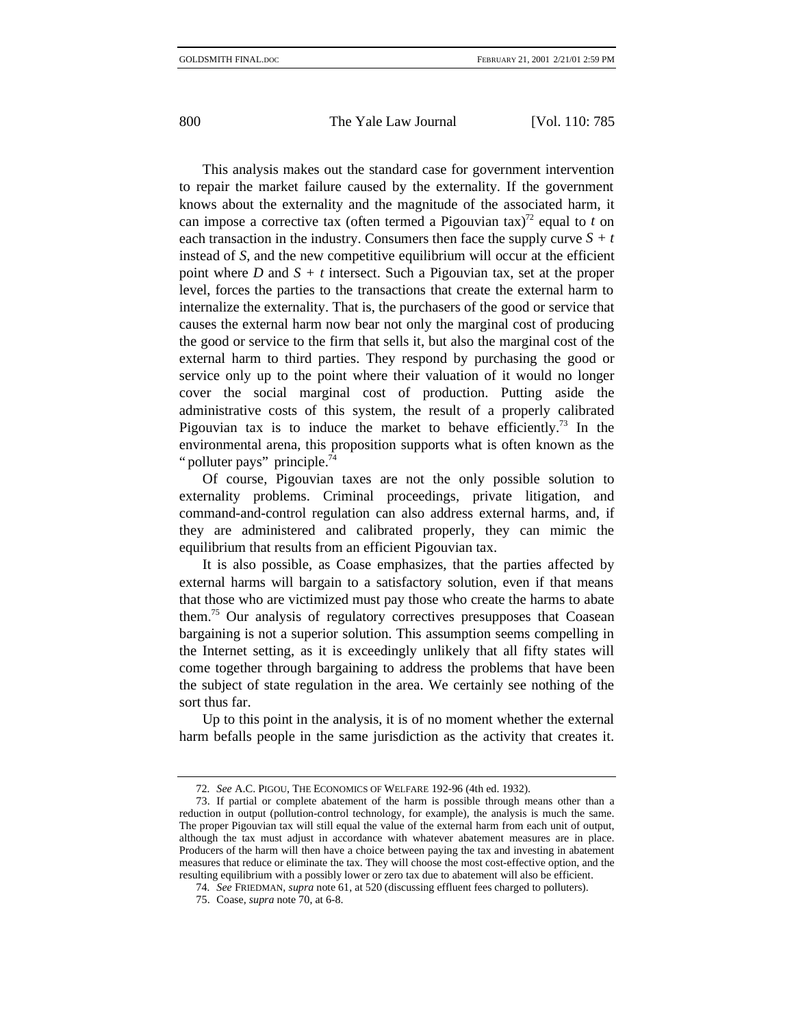This analysis makes out the standard case for government intervention to repair the market failure caused by the externality. If the government knows about the externality and the magnitude of the associated harm, it can impose a corrective tax (often termed a Pigouvian tax)[72] equal to $t$ on each transaction in the industry. Consumers then face the supply curve $S + t$ instead of $S$, and the new competitive equilibrium will occur at the efficient point where $D$ and $S + t$ intersect. Such a Pigouvian tax, set at the proper level, forces the parties to the transactions that create the external harm to internalize the externality. That is, the purchasers of the good or service that causes the external harm now bear not only the marginal cost of producing the good or service to the firm that sells it, but also the marginal cost of the external harm to third parties. They respond by purchasing the good or service only up to the point where their valuation of it would no longer cover the social marginal cost of production. Putting aside the administrative costs of this system, the result of a properly calibrated Pigouvian tax is to induce the market to behave efficiently.[73] In the environmental arena, this proposition supports what is often known as the "polluter pays" principle.[74]

Of course, Pigouvian taxes are not the only possible solution to externality problems. Criminal proceedings, private litigation, and command-and-control regulation can also address external harms, and, if they are administered and calibrated properly, they can mimic the equilibrium that results from an efficient Pigouvian tax.

It is also possible, as Coase emphasizes, that the parties affected by external harms will bargain to a satisfactory solution, even if that means that those who are victimized must pay those who create the harms to abate them.[75] Our analysis of regulatory correctives presupposes that Coasean bargaining is not a superior solution. This assumption seems compelling in the Internet setting, as it is exceedingly unlikely that all fifty states will come together through bargaining to address the problems that have been the subject of state regulation in the area. We certainly see nothing of the sort thus far.

Up to this point in the analysis, it is of no moment whether the external harm befalls people in the same jurisdiction as the activity that creates it.

---

72. *See* A.C. PIGOU, THE ECONOMICS OF WELFARE 192-96 (4th ed. 1932).

73. If partial or complete abatement of the harm is possible through means other than a reduction in output (pollution-control technology, for example), the analysis is much the same. The proper Pigouvian tax will still equal the value of the external harm from each unit of output, although the tax must adjust in accordance with whatever abatement measures are in place. Producers of the harm will then have a choice between paying the tax and investing in abatement measures that reduce or eliminate the tax. They will choose the most cost-effective option, and the resulting equilibrium with a possibly lower or zero tax due to abatement will also be efficient.

74. *See* FRIEDMAN, *supra* note 61, at 520 (discussing effluent fees charged to polluters).

75. Coase, *supra* note 70, at 6-8.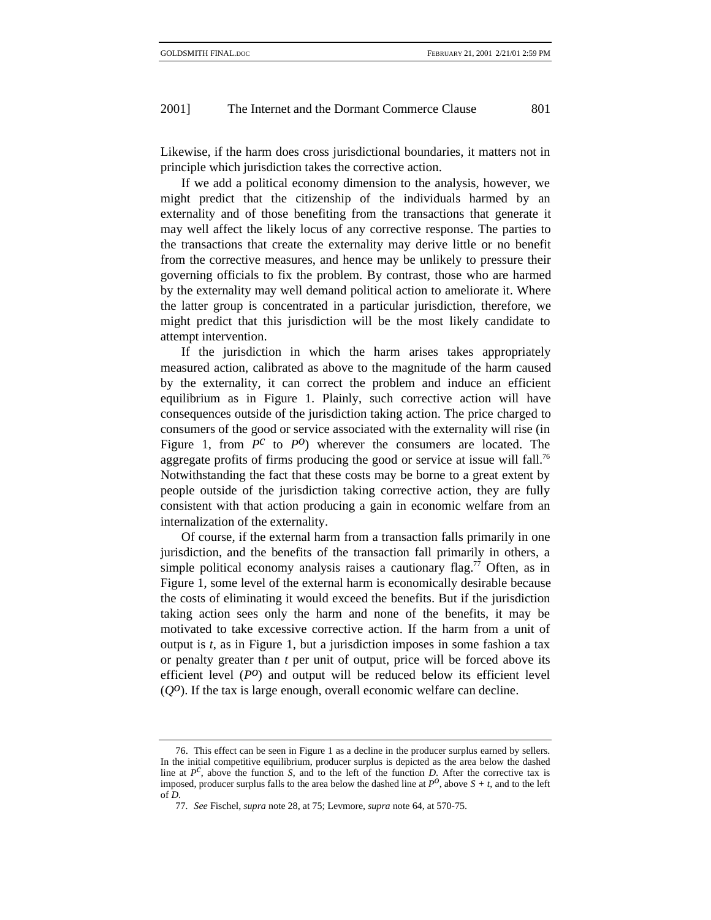Likewise, if the harm does cross jurisdictional boundaries, it matters not in principle which jurisdiction takes the corrective action.

If we add a political economy dimension to the analysis, however, we might predict that the citizenship of the individuals harmed by an externality and of those benefiting from the transactions that generate it may well affect the likely locus of any corrective response. The parties to the transactions that create the externality may derive little or no benefit from the corrective measures, and hence may be unlikely to pressure their governing officials to fix the problem. By contrast, those who are harmed by the externality may well demand political action to ameliorate it. Where the latter group is concentrated in a particular jurisdiction, therefore, we might predict that this jurisdiction will be the most likely candidate to attempt intervention.

If the jurisdiction in which the harm arises takes appropriately measured action, calibrated as above to the magnitude of the harm caused by the externality, it can correct the problem and induce an efficient equilibrium as in Figure 1. Plainly, such corrective action will have consequences outside of the jurisdiction taking action. The price charged to consumers of the good or service associated with the externality will rise (in Figure 1, from $P^C$ to $P^O$) wherever the consumers are located. The aggregate profits of firms producing the good or service at issue will fall.[76] Notwithstanding the fact that these costs may be borne to a great extent by people outside of the jurisdiction taking corrective action, they are fully consistent with that action producing a gain in economic welfare from an internalization of the externality.

Of course, if the external harm from a transaction falls primarily in one jurisdiction, and the benefits of the transaction fall primarily in others, a simple political economy analysis raises a cautionary flag.[77] Often, as in Figure 1, some level of the external harm is economically desirable because the costs of eliminating it would exceed the benefits. But if the jurisdiction taking action sees only the harm and none of the benefits, it may be motivated to take excessive corrective action. If the harm from a unit of output is $t$, as in Figure 1, but a jurisdiction imposes in some fashion a tax or penalty greater than $t$ per unit of output, price will be forced above its efficient level ($P^O$) and output will be reduced below its efficient level ($Q^O$). If the tax is large enough, overall economic welfare can decline.

---

76. This effect can be seen in Figure 1 as a decline in the producer surplus earned by sellers. In the initial competitive equilibrium, producer surplus is depicted as the area below the dashed line at $P^C$, above the function $S$, and to the left of the function $D$. After the corrective tax is imposed, producer surplus falls to the area below the dashed line at $P^O$, above $S + t$, and to the left of $D$.

77. *See* Fischel, *supra* note 28, at 75; Levmore, *supra* note 64, at 570-75.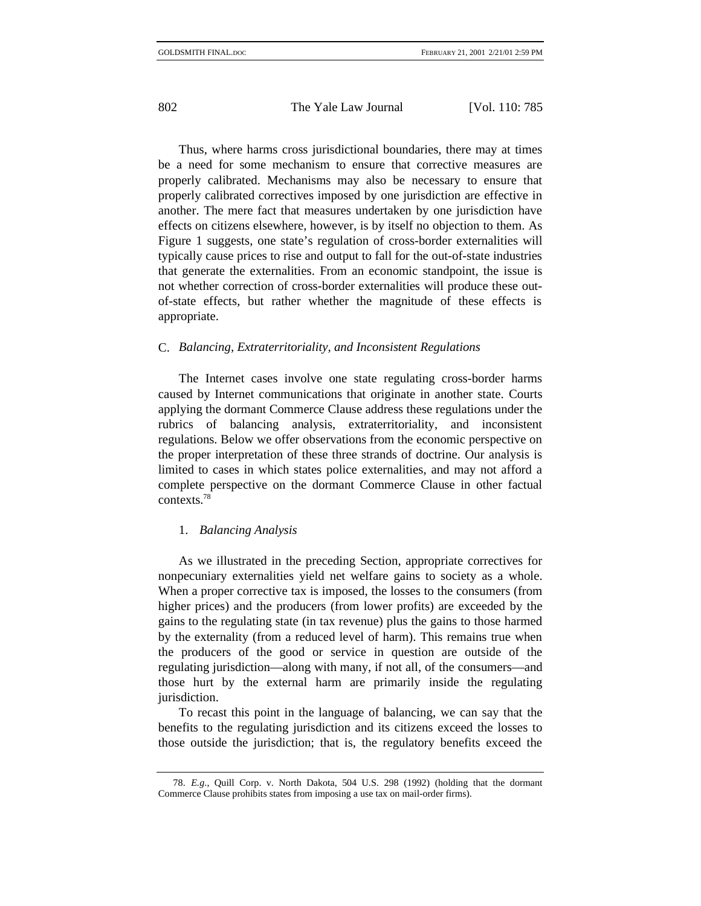Thus, where harms cross jurisdictional boundaries, there may at times be a need for some mechanism to ensure that corrective measures are properly calibrated. Mechanisms may also be necessary to ensure that properly calibrated correctives imposed by one jurisdiction are effective in another. The mere fact that measures undertaken by one jurisdiction have effects on citizens elsewhere, however, is by itself no objection to them. As Figure 1 suggests, one state's regulation of cross-border externalities will typically cause prices to rise and output to fall for the out-of-state industries that generate the externalities. From an economic standpoint, the issue is not whether correction of cross-border externalities will produce these out-of-state effects, but rather whether the magnitude of these effects is appropriate.

### C. *Balancing, Extraterritoriality, and Inconsistent Regulations*

The Internet cases involve one state regulating cross-border harms caused by Internet communications that originate in another state. Courts applying the dormant Commerce Clause address these regulations under the rubrics of balancing analysis, extraterritoriality, and inconsistent regulations. Below we offer observations from the economic perspective on the proper interpretation of these three strands of doctrine. Our analysis is limited to cases in which states police externalities, and may not afford a complete perspective on the dormant Commerce Clause in other factual contexts.[78]

#### 1. *Balancing Analysis*

As we illustrated in the preceding Section, appropriate correctives for nonpecuniary externalities yield net welfare gains to society as a whole. When a proper corrective tax is imposed, the losses to the consumers (from higher prices) and the producers (from lower profits) are exceeded by the gains to the regulating state (in tax revenue) plus the gains to those harmed by the externality (from a reduced level of harm). This remains true when the producers of the good or service in question are outside of the regulating jurisdiction—along with many, if not all, of the consumers—and those hurt by the external harm are primarily inside the regulating jurisdiction.

To recast this point in the language of balancing, we can say that the benefits to the regulating jurisdiction and its citizens exceed the losses to those outside the jurisdiction; that is, the regulatory benefits exceed the

---

78. *E.g.*, Quill Corp. v. North Dakota, 504 U.S. 298 (1992) (holding that the dormant Commerce Clause prohibits states from imposing a use tax on mail-order firms).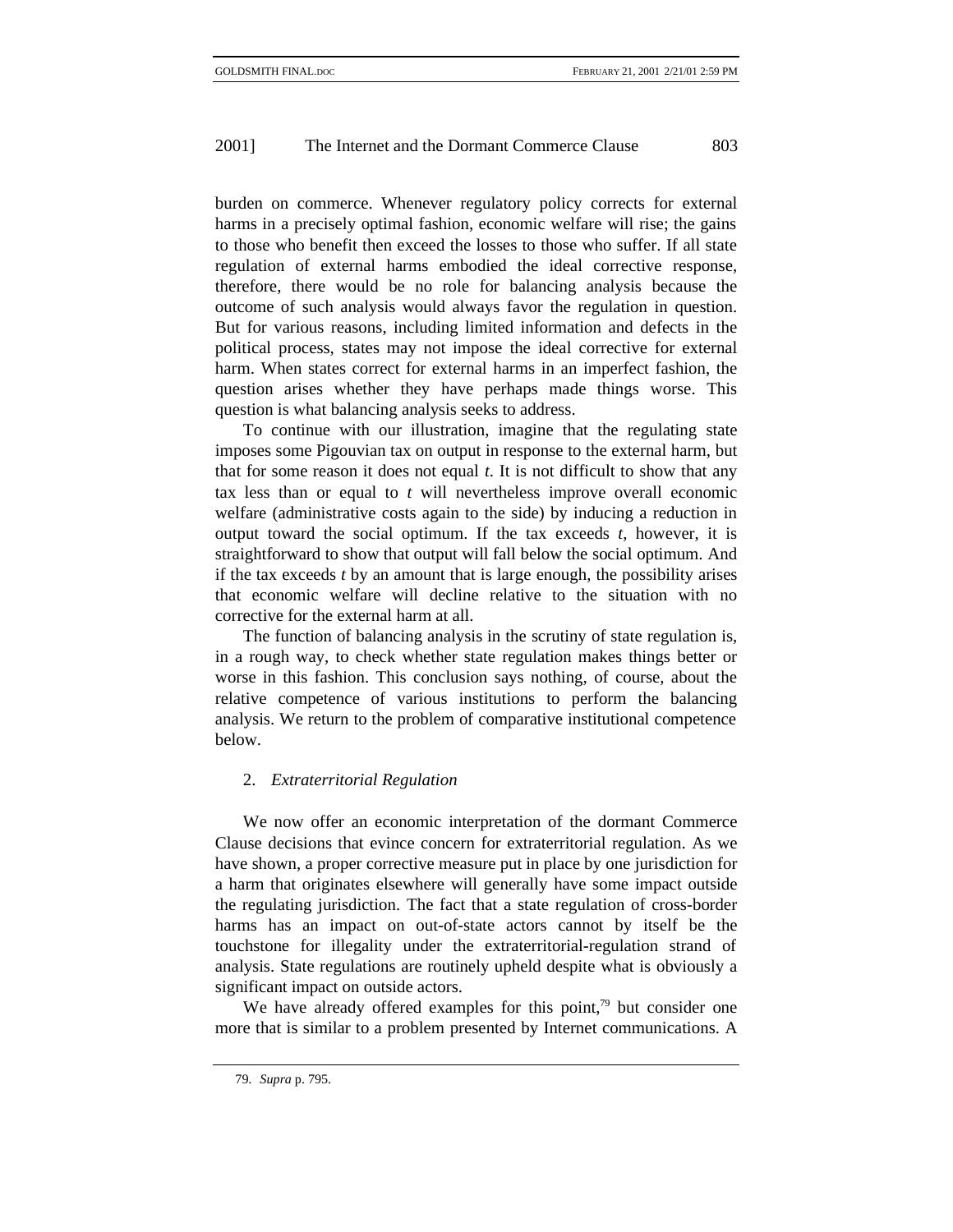burden on commerce. Whenever regulatory policy corrects for external harms in a precisely optimal fashion, economic welfare will rise; the gains to those who benefit then exceed the losses to those who suffer. If all state regulation of external harms embodied the ideal corrective response, therefore, there would be no role for balancing analysis because the outcome of such analysis would always favor the regulation in question. But for various reasons, including limited information and defects in the political process, states may not impose the ideal corrective for external harm. When states correct for external harms in an imperfect fashion, the question arises whether they have perhaps made things worse. This question is what balancing analysis seeks to address.

To continue with our illustration, imagine that the regulating state imposes some Pigouvian tax on output in response to the external harm, but that for some reason it does not equal $t$. It is not difficult to show that any tax less than or equal to $t$ will nevertheless improve overall economic welfare (administrative costs again to the side) by inducing a reduction in output toward the social optimum. If the tax exceeds $t$, however, it is straightforward to show that output will fall below the social optimum. And if the tax exceeds $t$ by an amount that is large enough, the possibility arises that economic welfare will decline relative to the situation with no corrective for the external harm at all.

The function of balancing analysis in the scrutiny of state regulation is, in a rough way, to check whether state regulation makes things better or worse in this fashion. This conclusion says nothing, of course, about the relative competence of various institutions to perform the balancing analysis. We return to the problem of comparative institutional competence below.

### 2. *Extraterritorial Regulation*

We now offer an economic interpretation of the dormant Commerce Clause decisions that evince concern for extraterritorial regulation. As we have shown, a proper corrective measure put in place by one jurisdiction for a harm that originates elsewhere will generally have some impact outside the regulating jurisdiction. The fact that a state regulation of cross-border harms has an impact on out-of-state actors cannot by itself be the touchstone for illegality under the extraterritorial-regulation strand of analysis. State regulations are routinely upheld despite what is obviously a significant impact on outside actors.

We have already offered examples for this point,[79] but consider one more that is similar to a problem presented by Internet communications. A

---

79. *Supra* p. 795.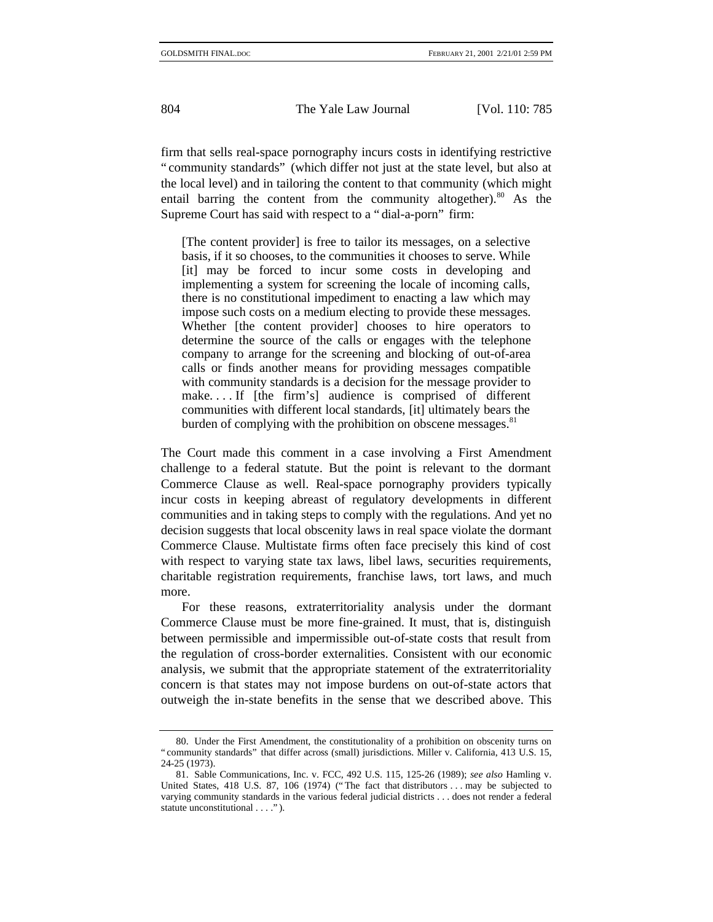firm that sells real-space pornography incurs costs in identifying restrictive "community standards" (which differ not just at the state level, but also at the local level) and in tailoring the content to that community (which might entail barring the content from the community altogether).[80] As the Supreme Court has said with respect to a "dial-a-porn" firm:

> [The content provider] is free to tailor its messages, on a selective basis, if it so chooses, to the communities it chooses to serve. While [it] may be forced to incur some costs in developing and implementing a system for screening the locale of incoming calls, there is no constitutional impediment to enacting a law which may impose such costs on a medium electing to provide these messages. Whether [the content provider] chooses to hire operators to determine the source of the calls or engages with the telephone company to arrange for the screening and blocking of out-of-area calls or finds another means for providing messages compatible with community standards is a decision for the message provider to make. . . . If [the firm's] audience is comprised of different communities with different local standards, [it] ultimately bears the burden of complying with the prohibition on obscene messages.[81]

The Court made this comment in a case involving a First Amendment challenge to a federal statute. But the point is relevant to the dormant Commerce Clause as well. Real-space pornography providers typically incur costs in keeping abreast of regulatory developments in different communities and in taking steps to comply with the regulations. And yet no decision suggests that local obscenity laws in real space violate the dormant Commerce Clause. Multistate firms often face precisely this kind of cost with respect to varying state tax laws, libel laws, securities requirements, charitable registration requirements, franchise laws, tort laws, and much more.

For these reasons, extraterritoriality analysis under the dormant Commerce Clause must be more fine-grained. It must, that is, distinguish between permissible and impermissible out-of-state costs that result from the regulation of cross-border externalities. Consistent with our economic analysis, we submit that the appropriate statement of the extraterritoriality concern is that states may not impose burdens on out-of-state actors that outweigh the in-state benefits in the sense that we described above. This

---

80. Under the First Amendment, the constitutionality of a prohibition on obscenity turns on "community standards" that differ across (small) jurisdictions. Miller v. California, 413 U.S. 15, 24-25 (1973).

81. Sable Communications, Inc. v. FCC, 492 U.S. 115, 125-26 (1989); *see also* Hamling v. United States, 418 U.S. 87, 106 (1974) ("The fact that distributors . . . may be subjected to varying community standards in the various federal judicial districts . . . does not render a federal statute unconstitutional . . . .").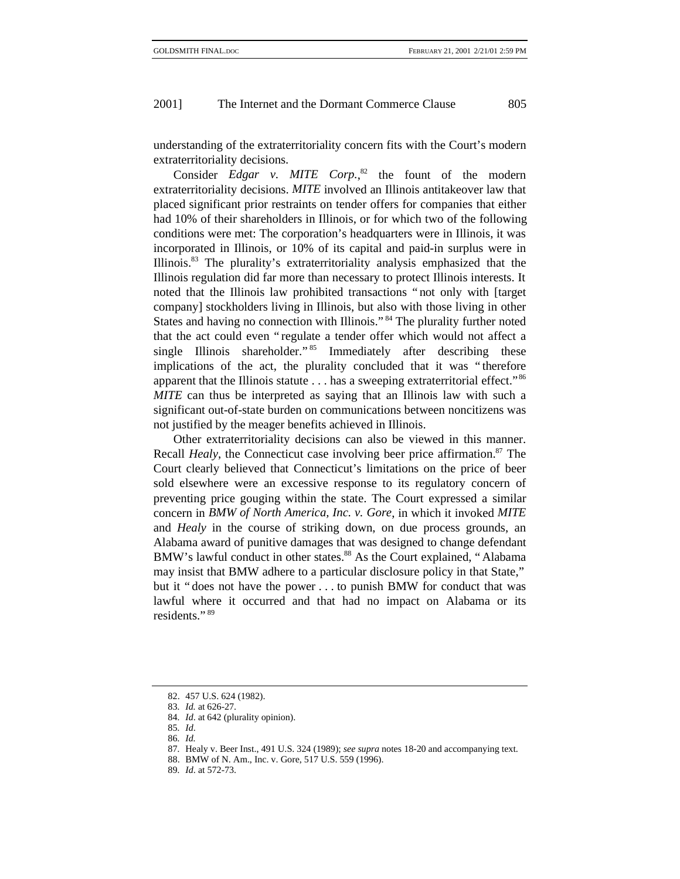understanding of the extraterritoriality concern fits with the Court's modern extraterritoriality decisions.

Consider *Edgar v. MITE Corp.*,[82] the fount of the modern extraterritoriality decisions. *MITE* involved an Illinois antitakeover law that placed significant prior restraints on tender offers for companies that either had 10% of their shareholders in Illinois, or for which two of the following conditions were met: The corporation's headquarters were in Illinois, it was incorporated in Illinois, or 10% of its capital and paid-in surplus were in Illinois.[83] The plurality's extraterritoriality analysis emphasized that the Illinois regulation did far more than necessary to protect Illinois interests. It noted that the Illinois law prohibited transactions "not only with [target company] stockholders living in Illinois, but also with those living in other States and having no connection with Illinois."[84] The plurality further noted that the act could even "regulate a tender offer which would not affect a single Illinois shareholder."[85] Immediately after describing these implications of the act, the plurality concluded that it was "therefore apparent that the Illinois statute . . . has a sweeping extraterritorial effect."[86] *MITE* can thus be interpreted as saying that an Illinois law with such a significant out-of-state burden on communications between noncitizens was not justified by the meager benefits achieved in Illinois.

Other extraterritoriality decisions can also be viewed in this manner. Recall *Healy*, the Connecticut case involving beer price affirmation.[87] The Court clearly believed that Connecticut's limitations on the price of beer sold elsewhere were an excessive response to its regulatory concern of preventing price gouging within the state. The Court expressed a similar concern in *BMW of North America, Inc. v. Gore*, in which it invoked *MITE* and *Healy* in the course of striking down, on due process grounds, an Alabama award of punitive damages that was designed to change defendant BMW's lawful conduct in other states.[88] As the Court explained, "Alabama may insist that BMW adhere to a particular disclosure policy in that State," but it "does not have the power . . . to punish BMW for conduct that was lawful where it occurred and that had no impact on Alabama or its residents."[89]

---

82. 457 U.S. 624 (1982).
83. *Id.* at 626-27.
84. *Id*. at 642 (plurality opinion).
85. *Id*.
86. *Id.*
87. Healy v. Beer Inst., 491 U.S. 324 (1989); *see supra* notes 18-20 and accompanying text.
88. BMW of N. Am., Inc. v. Gore, 517 U.S. 559 (1996).
89. *Id*. at 572-73.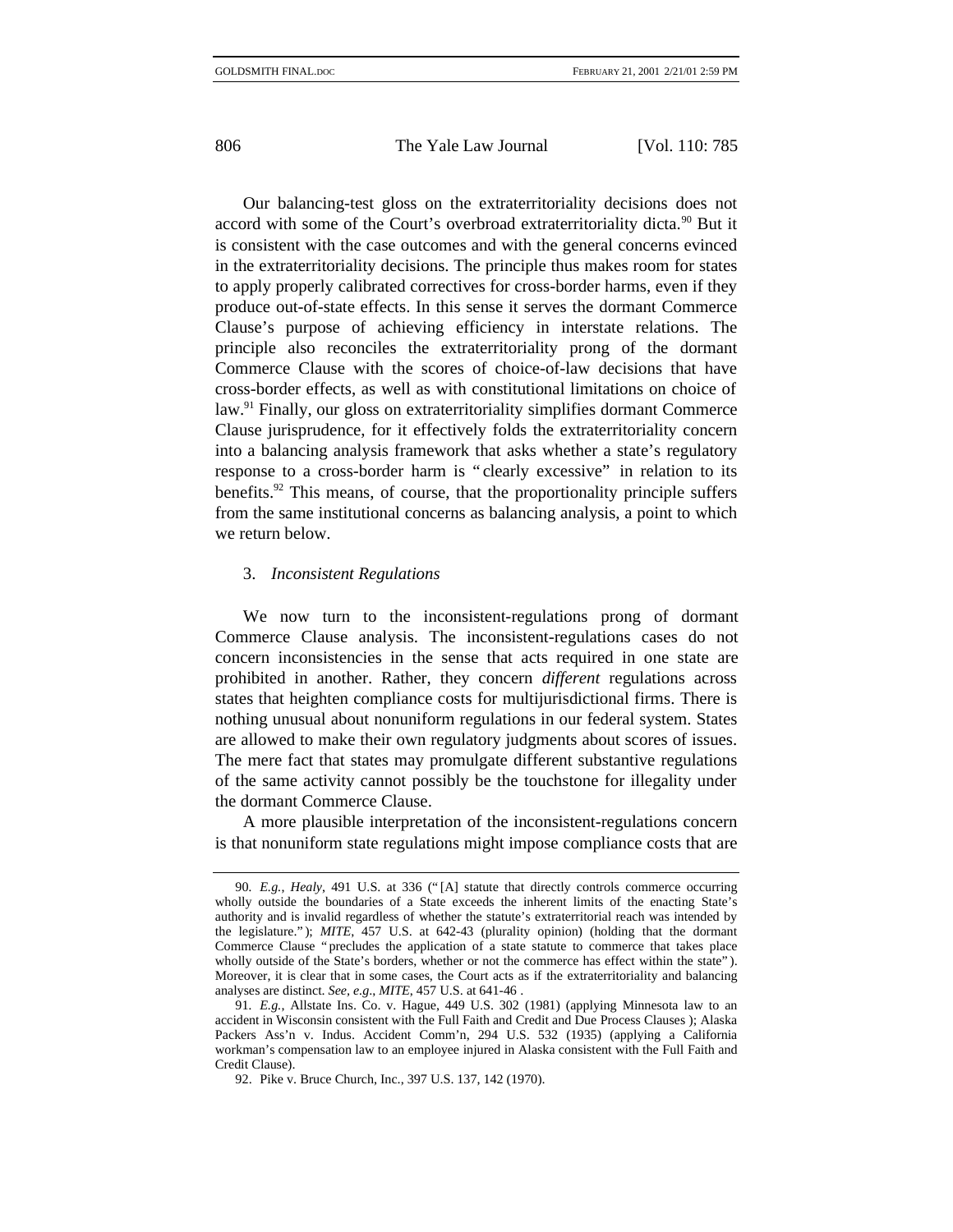Our balancing-test gloss on the extraterritoriality decisions does not accord with some of the Court's overbroad extraterritoriality dicta.[90] But it is consistent with the case outcomes and with the general concerns evinced in the extraterritoriality decisions. The principle thus makes room for states to apply properly calibrated correctives for cross-border harms, even if they produce out-of-state effects. In this sense it serves the dormant Commerce Clause's purpose of achieving efficiency in interstate relations. The principle also reconciles the extraterritoriality prong of the dormant Commerce Clause with the scores of choice-of-law decisions that have cross-border effects, as well as with constitutional limitations on choice of law.[91] Finally, our gloss on extraterritoriality simplifies dormant Commerce Clause jurisprudence, for it effectively folds the extraterritoriality concern into a balancing analysis framework that asks whether a state's regulatory response to a cross-border harm is "clearly excessive" in relation to its benefits.[92] This means, of course, that the proportionality principle suffers from the same institutional concerns as balancing analysis, a point to which we return below.

### 3. *Inconsistent Regulations*

We now turn to the inconsistent-regulations prong of dormant Commerce Clause analysis. The inconsistent-regulations cases do not concern inconsistencies in the sense that acts required in one state are prohibited in another. Rather, they concern *different* regulations across states that heighten compliance costs for multijurisdictional firms. There is nothing unusual about nonuniform regulations in our federal system. States are allowed to make their own regulatory judgments about scores of issues. The mere fact that states may promulgate different substantive regulations of the same activity cannot possibly be the touchstone for illegality under the dormant Commerce Clause.

A more plausible interpretation of the inconsistent-regulations concern is that nonuniform state regulations might impose compliance costs that are

---

90. *E.g.*, *Healy*, 491 U.S. at 336 ("[A] statute that directly controls commerce occurring wholly outside the boundaries of a State exceeds the inherent limits of the enacting State's authority and is invalid regardless of whether the statute's extraterritorial reach was intended by the legislature."); *MITE*, 457 U.S. at 642-43 (plurality opinion) (holding that the dormant Commerce Clause "precludes the application of a state statute to commerce that takes place wholly outside of the State's borders, whether or not the commerce has effect within the state"). Moreover, it is clear that in some cases, the Court acts as if the extraterritoriality and balancing analyses are distinct. *See, e.g.*, *MITE*, 457 U.S. at 641-46 .

91. *E.g.*, Allstate Ins. Co. v. Hague, 449 U.S. 302 (1981) (applying Minnesota law to an accident in Wisconsin consistent with the Full Faith and Credit and Due Process Clauses ); Alaska Packers Ass'n v. Indus. Accident Comm'n, 294 U.S. 532 (1935) (applying a California workman's compensation law to an employee injured in Alaska consistent with the Full Faith and Credit Clause).

92. Pike v. Bruce Church, Inc., 397 U.S. 137, 142 (1970).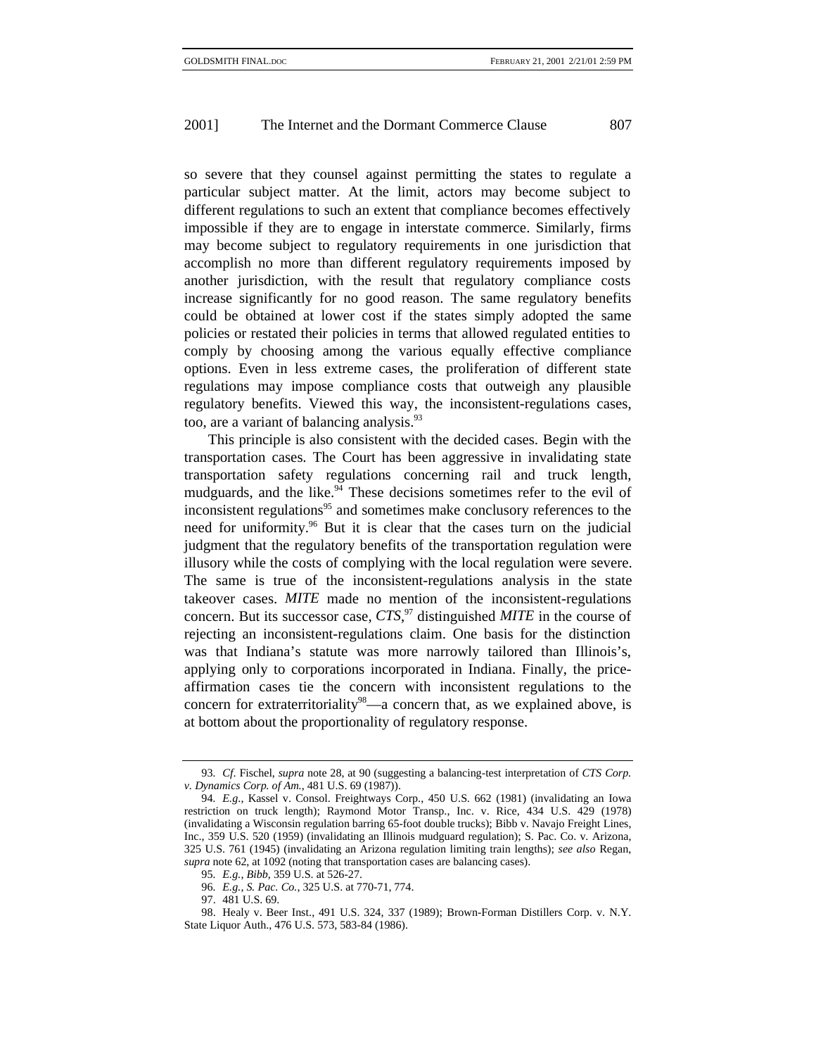so severe that they counsel against permitting the states to regulate a particular subject matter. At the limit, actors may become subject to different regulations to such an extent that compliance becomes effectively impossible if they are to engage in interstate commerce. Similarly, firms may become subject to regulatory requirements in one jurisdiction that accomplish no more than different regulatory requirements imposed by another jurisdiction, with the result that regulatory compliance costs increase significantly for no good reason. The same regulatory benefits could be obtained at lower cost if the states simply adopted the same policies or restated their policies in terms that allowed regulated entities to comply by choosing among the various equally effective compliance options. Even in less extreme cases, the proliferation of different state regulations may impose compliance costs that outweigh any plausible regulatory benefits. Viewed this way, the inconsistent-regulations cases, too, are a variant of balancing analysis.[93]

This principle is also consistent with the decided cases. Begin with the transportation cases. The Court has been aggressive in invalidating state transportation safety regulations concerning rail and truck length, mudguards, and the like.[94] These decisions sometimes refer to the evil of inconsistent regulations[95] and sometimes make conclusory references to the need for uniformity.[96] But it is clear that the cases turn on the judicial judgment that the regulatory benefits of the transportation regulation were illusory while the costs of complying with the local regulation were severe. The same is true of the inconsistent-regulations analysis in the state takeover cases. *MITE* made no mention of the inconsistent-regulations concern. But its successor case, *CTS*,[97] distinguished *MITE* in the course of rejecting an inconsistent-regulations claim. One basis for the distinction was that Indiana's statute was more narrowly tailored than Illinois's, applying only to corporations incorporated in Indiana. Finally, the price-affirmation cases tie the concern with inconsistent regulations to the concern for extraterritoriality[98]—a concern that, as we explained above, is at bottom about the proportionality of regulatory response.

---

93. *Cf*. Fischel, *supra* note 28, at 90 (suggesting a balancing-test interpretation of *CTS Corp. v. Dynamics Corp. of Am.*, 481 U.S. 69 (1987)).

94. *E.g.*, Kassel v. Consol. Freightways Corp., 450 U.S. 662 (1981) (invalidating an Iowa restriction on truck length); Raymond Motor Transp., Inc. v. Rice, 434 U.S. 429 (1978) (invalidating a Wisconsin regulation barring 65-foot double trucks); Bibb v. Navajo Freight Lines, Inc., 359 U.S. 520 (1959) (invalidating an Illinois mudguard regulation); S. Pac. Co. v. Arizona, 325 U.S. 761 (1945) (invalidating an Arizona regulation limiting train lengths); *see also* Regan, *supra* note 62, at 1092 (noting that transportation cases are balancing cases).

95. *E.g.*, *Bibb*, 359 U.S. at 526-27.

96. *E.g.*, *S. Pac. Co.*, 325 U.S. at 770-71, 774.

97. 481 U.S. 69.

98. Healy v. Beer Inst., 491 U.S. 324, 337 (1989); Brown-Forman Distillers Corp. v. N.Y. State Liquor Auth., 476 U.S. 573, 583-84 (1986).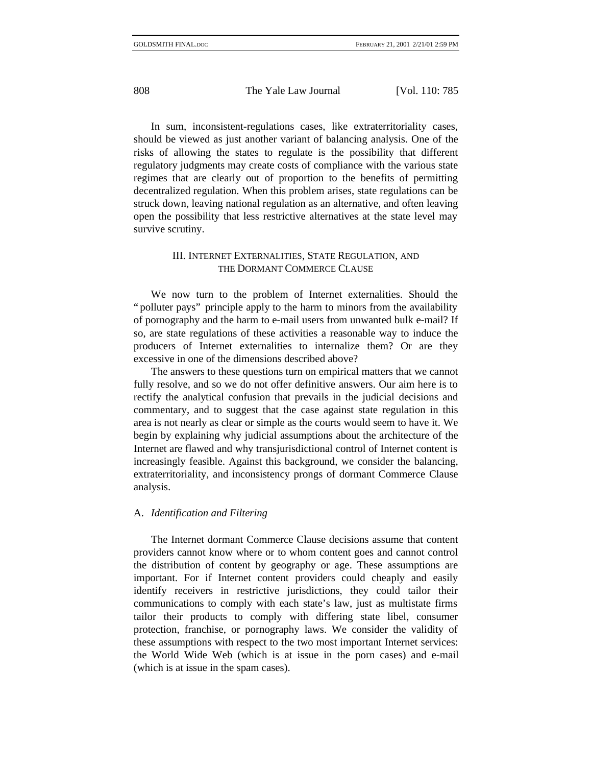In sum, inconsistent-regulations cases, like extraterritoriality cases, should be viewed as just another variant of balancing analysis. One of the risks of allowing the states to regulate is the possibility that different regulatory judgments may create costs of compliance with the various state regimes that are clearly out of proportion to the benefits of permitting decentralized regulation. When this problem arises, state regulations can be struck down, leaving national regulation as an alternative, and often leaving open the possibility that less restrictive alternatives at the state level may survive scrutiny.

## III. INTERNET EXTERNALITIES, STATE REGULATION, AND THE DORMANT COMMERCE CLAUSE

We now turn to the problem of Internet externalities. Should the "polluter pays" principle apply to the harm to minors from the availability of pornography and the harm to e-mail users from unwanted bulk e-mail? If so, are state regulations of these activities a reasonable way to induce the producers of Internet externalities to internalize them? Or are they excessive in one of the dimensions described above?

The answers to these questions turn on empirical matters that we cannot fully resolve, and so we do not offer definitive answers. Our aim here is to rectify the analytical confusion that prevails in the judicial decisions and commentary, and to suggest that the case against state regulation in this area is not nearly as clear or simple as the courts would seem to have it. We begin by explaining why judicial assumptions about the architecture of the Internet are flawed and why transjurisdictional control of Internet content is increasingly feasible. Against this background, we consider the balancing, extraterritoriality, and inconsistency prongs of dormant Commerce Clause analysis.

### A. *Identification and Filtering*

The Internet dormant Commerce Clause decisions assume that content providers cannot know where or to whom content goes and cannot control the distribution of content by geography or age. These assumptions are important. For if Internet content providers could cheaply and easily identify receivers in restrictive jurisdictions, they could tailor their communications to comply with each state's law, just as multistate firms tailor their products to comply with differing state libel, consumer protection, franchise, or pornography laws. We consider the validity of these assumptions with respect to the two most important Internet services: the World Wide Web (which is at issue in the porn cases) and e-mail (which is at issue in the spam cases).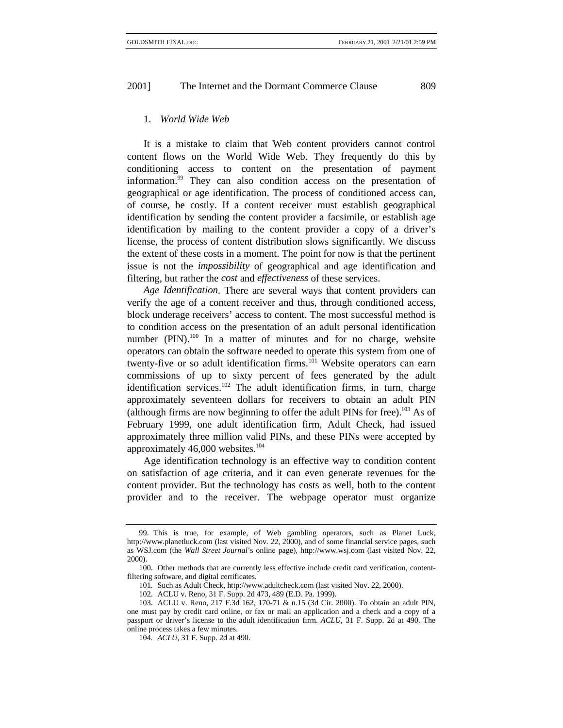### 1. *World Wide Web*

It is a mistake to claim that Web content providers cannot control content flows on the World Wide Web. They frequently do this by conditioning access to content on the presentation of payment information.[99] They can also condition access on the presentation of geographical or age identification. The process of conditioned access can, of course, be costly. If a content receiver must establish geographical identification by sending the content provider a facsimile, or establish age identification by mailing to the content provider a copy of a driver's license, the process of content distribution slows significantly. We discuss the extent of these costs in a moment. The point for now is that the pertinent issue is not the *impossibility* of geographical and age identification and filtering, but rather the *cost* and *effectiveness* of these services.

*Age Identification*. There are several ways that content providers can verify the age of a content receiver and thus, through conditioned access, block underage receivers' access to content. The most successful method is to condition access on the presentation of an adult personal identification number (PIN).[100] In a matter of minutes and for no charge, website operators can obtain the software needed to operate this system from one of twenty-five or so adult identification firms.[101] Website operators can earn commissions of up to sixty percent of fees generated by the adult identification services.[102] The adult identification firms, in turn, charge approximately seventeen dollars for receivers to obtain an adult PIN (although firms are now beginning to offer the adult PINs for free).[103] As of February 1999, one adult identification firm, Adult Check, had issued approximately three million valid PINs, and these PINs were accepted by approximately 46,000 websites.[104]

Age identification technology is an effective way to condition content on satisfaction of age criteria, and it can even generate revenues for the content provider. But the technology has costs as well, both to the content provider and to the receiver. The webpage operator must organize

---

99. This is true, for example, of Web gambling operators, such as Planet Luck, http://www.planetluck.com (last visited Nov. 22, 2000), and of some financial service pages, such as WSJ.com (the *Wall Street Journal*'s online page), http://www.wsj.com (last visited Nov. 22, 2000).

100. Other methods that are currently less effective include credit card verification, content-filtering software, and digital certificates.

101. Such as Adult Check, http://www.adultcheck.com (last visited Nov. 22, 2000).

102. ACLU v. Reno, 31 F. Supp. 2d 473, 489 (E.D. Pa. 1999).

103. ACLU v. Reno, 217 F.3d 162, 170-71 & n.15 (3d Cir. 2000). To obtain an adult PIN, one must pay by credit card online, or fax or mail an application and a check and a copy of a passport or driver's license to the adult identification firm. *ACLU*, 31 F. Supp. 2d at 490. The online process takes a few minutes.

104. *ACLU*, 31 F. Supp. 2d at 490.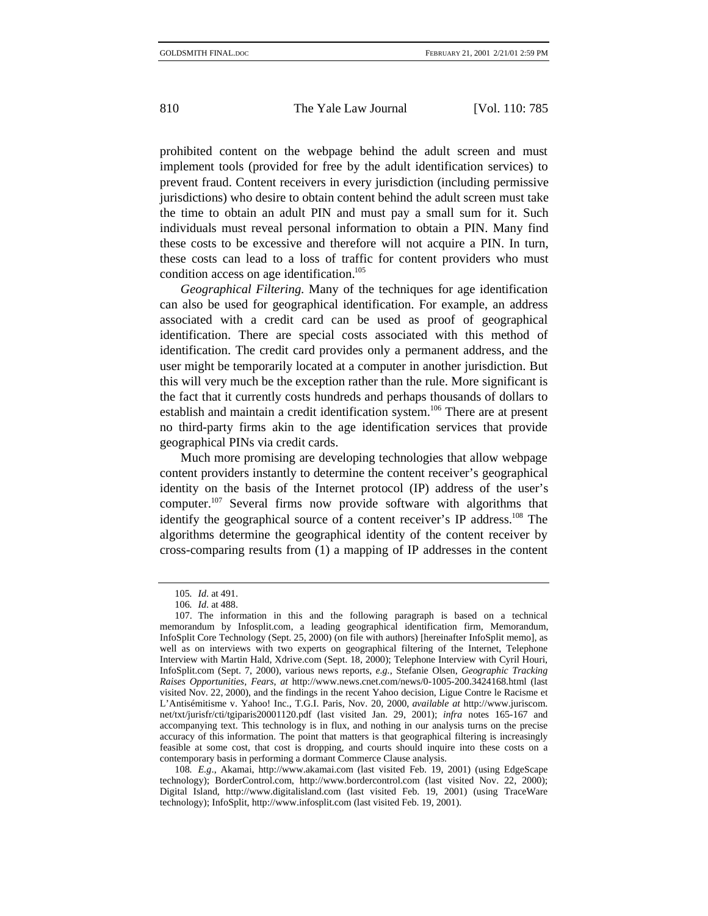prohibited content on the webpage behind the adult screen and must implement tools (provided for free by the adult identification services) to prevent fraud. Content receivers in every jurisdiction (including permissive jurisdictions) who desire to obtain content behind the adult screen must take the time to obtain an adult PIN and must pay a small sum for it. Such individuals must reveal personal information to obtain a PIN. Many find these costs to be excessive and therefore will not acquire a PIN. In turn, these costs can lead to a loss of traffic for content providers who must condition access on age identification.[105]

*Geographical Filtering.* Many of the techniques for age identification can also be used for geographical identification. For example, an address associated with a credit card can be used as proof of geographical identification. There are special costs associated with this method of identification. The credit card provides only a permanent address, and the user might be temporarily located at a computer in another jurisdiction. But this will very much be the exception rather than the rule. More significant is the fact that it currently costs hundreds and perhaps thousands of dollars to establish and maintain a credit identification system.[106] There are at present no third-party firms akin to the age identification services that provide geographical PINs via credit cards.

Much more promising are developing technologies that allow webpage content providers instantly to determine the content receiver's geographical identity on the basis of the Internet protocol (IP) address of the user's computer.[107] Several firms now provide software with algorithms that identify the geographical source of a content receiver's IP address.[108] The algorithms determine the geographical identity of the content receiver by cross-comparing results from (1) a mapping of IP addresses in the content

---

105. *Id.* at 491.

106. *Id.* at 488.

107. The information in this and the following paragraph is based on a technical memorandum by Infosplit.com, a leading geographical identification firm, Memorandum, InfoSplit Core Technology (Sept. 25, 2000) (on file with authors) [hereinafter InfoSplit memo], as well as on interviews with two experts on geographical filtering of the Internet, Telephone Interview with Martin Hald, Xdrive.com (Sept. 18, 2000); Telephone Interview with Cyril Houri, InfoSplit.com (Sept. 7, 2000), various news reports, *e.g.*, Stefanie Olsen, *Geographic Tracking Raises Opportunities, Fears*, *at* http://www.news.cnet.com/news/0-1005-200.3424168.html (last visited Nov. 22, 2000), and the findings in the recent Yahoo decision, Ligue Contre le Racisme et L'Antisémitisme v. Yahoo! Inc., T.G.I. Paris, Nov. 20, 2000, *available at* http://www.juriscom.net/txt/jurisfr/cti/tgiparis20001120.pdf (last visited Jan. 29, 2001); *infra* notes 165-167 and accompanying text. This technology is in flux, and nothing in our analysis turns on the precise accuracy of this information. The point that matters is that geographical filtering is increasingly feasible at some cost, that cost is dropping, and courts should inquire into these costs on a contemporary basis in performing a dormant Commerce Clause analysis.

108. *E.g.*, Akamai, http://www.akamai.com (last visited Feb. 19, 2001) (using EdgeScape technology); BorderControl.com, http://www.bordercontrol.com (last visited Nov. 22, 2000); Digital Island, http://www.digitalisland.com (last visited Feb. 19, 2001) (using TraceWare technology); InfoSplit, http://www.infosplit.com (last visited Feb. 19, 2001).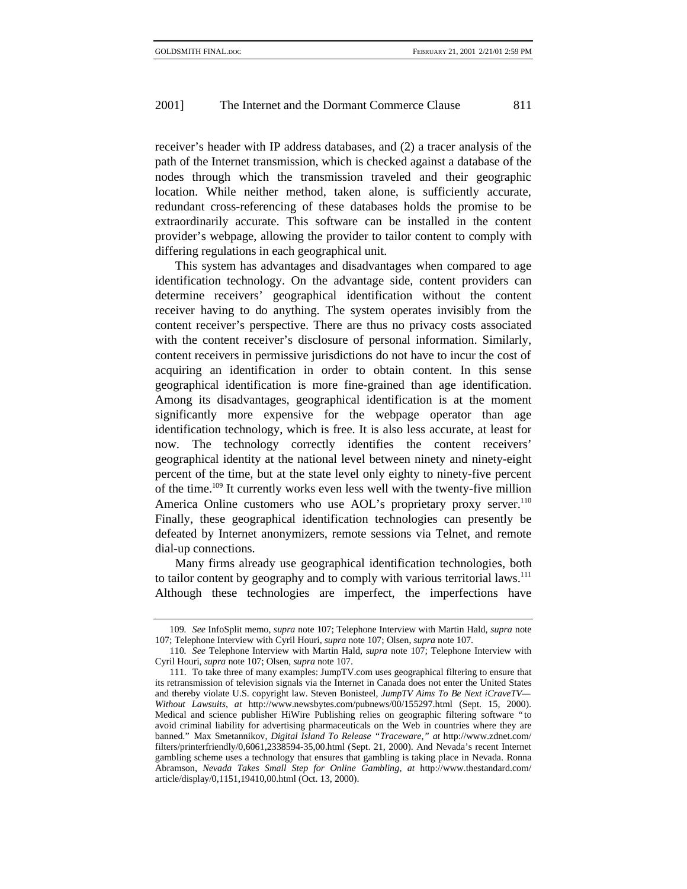receiver's header with IP address databases, and (2) a tracer analysis of the path of the Internet transmission, which is checked against a database of the nodes through which the transmission traveled and their geographic location. While neither method, taken alone, is sufficiently accurate, redundant cross-referencing of these databases holds the promise to be extraordinarily accurate. This software can be installed in the content provider's webpage, allowing the provider to tailor content to comply with differing regulations in each geographical unit.

This system has advantages and disadvantages when compared to age identification technology. On the advantage side, content providers can determine receivers' geographical identification without the content receiver having to do anything. The system operates invisibly from the content receiver's perspective. There are thus no privacy costs associated with the content receiver's disclosure of personal information. Similarly, content receivers in permissive jurisdictions do not have to incur the cost of acquiring an identification in order to obtain content. In this sense geographical identification is more fine-grained than age identification. Among its disadvantages, geographical identification is at the moment significantly more expensive for the webpage operator than age identification technology, which is free. It is also less accurate, at least for now. The technology correctly identifies the content receivers' geographical identity at the national level between ninety and ninety-eight percent of the time, but at the state level only eighty to ninety-five percent of the time.[109] It currently works even less well with the twenty-five million America Online customers who use AOL's proprietary proxy server.[110] Finally, these geographical identification technologies can presently be defeated by Internet anonymizers, remote sessions via Telnet, and remote dial-up connections.

Many firms already use geographical identification technologies, both to tailor content by geography and to comply with various territorial laws.[111] Although these technologies are imperfect, the imperfections have

109. *See* InfoSplit memo, *supra* note 107; Telephone Interview with Martin Hald, *supra* note 107; Telephone Interview with Cyril Houri, *supra* note 107; Olsen, *supra* note 107.

110. *See* Telephone Interview with Martin Hald, *supra* note 107; Telephone Interview with Cyril Houri, *supra* note 107; Olsen, *supra* note 107.

111. To take three of many examples: JumpTV.com uses geographical filtering to ensure that its retransmission of television signals via the Internet in Canada does not enter the United States and thereby violate U.S. copyright law. Steven Bonisteel, *JumpTV Aims To Be Next iCraveTV—Without Lawsuits*, *at* http://www.newsbytes.com/pubnews/00/155297.html (Sept. 15, 2000). Medical and science publisher HiWire Publishing relies on geographic filtering software "to avoid criminal liability for advertising pharmaceuticals on the Web in countries where they are banned." Max Smetannikov, *Digital Island To Release "Traceware," at* http://www.zdnet.com/filters/printerfriendly/0,6061,2338594-35,00.html (Sept. 21, 2000). And Nevada's recent Internet gambling scheme uses a technology that ensures that gambling is taking place in Nevada. Ronna Abramson, *Nevada Takes Small Step for Online Gambling*, *at* http://www.thestandard.com/article/display/0,1151,19410,00.html (Oct. 13, 2000).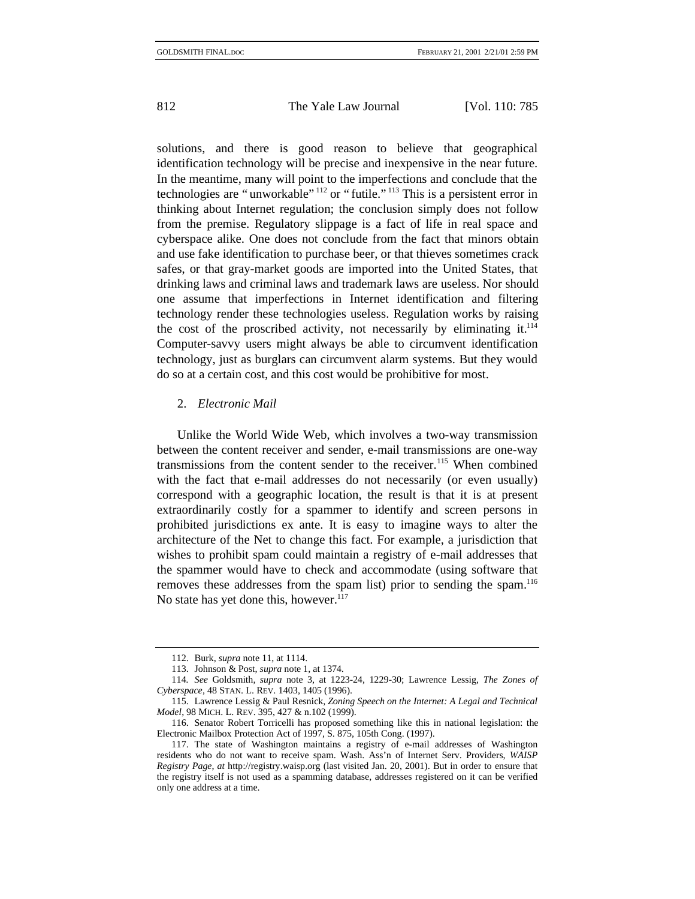solutions, and there is good reason to believe that geographical identification technology will be precise and inexpensive in the near future. In the meantime, many will point to the imperfections and conclude that the technologies are "unworkable"[112] or "futile."[113] This is a persistent error in thinking about Internet regulation; the conclusion simply does not follow from the premise. Regulatory slippage is a fact of life in real space and cyberspace alike. One does not conclude from the fact that minors obtain and use fake identification to purchase beer, or that thieves sometimes crack safes, or that gray-market goods are imported into the United States, that drinking laws and criminal laws and trademark laws are useless. Nor should one assume that imperfections in Internet identification and filtering technology render these technologies useless. Regulation works by raising the cost of the proscribed activity, not necessarily by eliminating it.[114] Computer-savvy users might always be able to circumvent identification technology, just as burglars can circumvent alarm systems. But they would do so at a certain cost, and this cost would be prohibitive for most.

#### 2. *Electronic Mail*

Unlike the World Wide Web, which involves a two-way transmission between the content receiver and sender, e-mail transmissions are one-way transmissions from the content sender to the receiver.[115] When combined with the fact that e-mail addresses do not necessarily (or even usually) correspond with a geographic location, the result is that it is at present extraordinarily costly for a spammer to identify and screen persons in prohibited jurisdictions ex ante. It is easy to imagine ways to alter the architecture of the Net to change this fact. For example, a jurisdiction that wishes to prohibit spam could maintain a registry of e-mail addresses that the spammer would have to check and accommodate (using software that removes these addresses from the spam list) prior to sending the spam.[116] No state has yet done this, however.[117]

---

112. Burk, *supra* note 11, at 1114.

113. Johnson & Post, *supra* note 1, at 1374.

114. *See* Goldsmith, *supra* note 3, at 1223-24, 1229-30; Lawrence Lessig, *The Zones of Cyberspace*, 48 STAN. L. REV. 1403, 1405 (1996).

115. Lawrence Lessig & Paul Resnick, *Zoning Speech on the Internet: A Legal and Technical Model*, 98 MICH. L. REV. 395, 427 & n.102 (1999).

116. Senator Robert Torricelli has proposed something like this in national legislation: the Electronic Mailbox Protection Act of 1997, S. 875, 105th Cong. (1997).

117. The state of Washington maintains a registry of e-mail addresses of Washington residents who do not want to receive spam. Wash. Ass'n of Internet Serv. Providers, *WAISP Registry Page*, *at* http://registry.waisp.org (last visited Jan. 20, 2001). But in order to ensure that the registry itself is not used as a spamming database, addresses registered on it can be verified only one address at a time.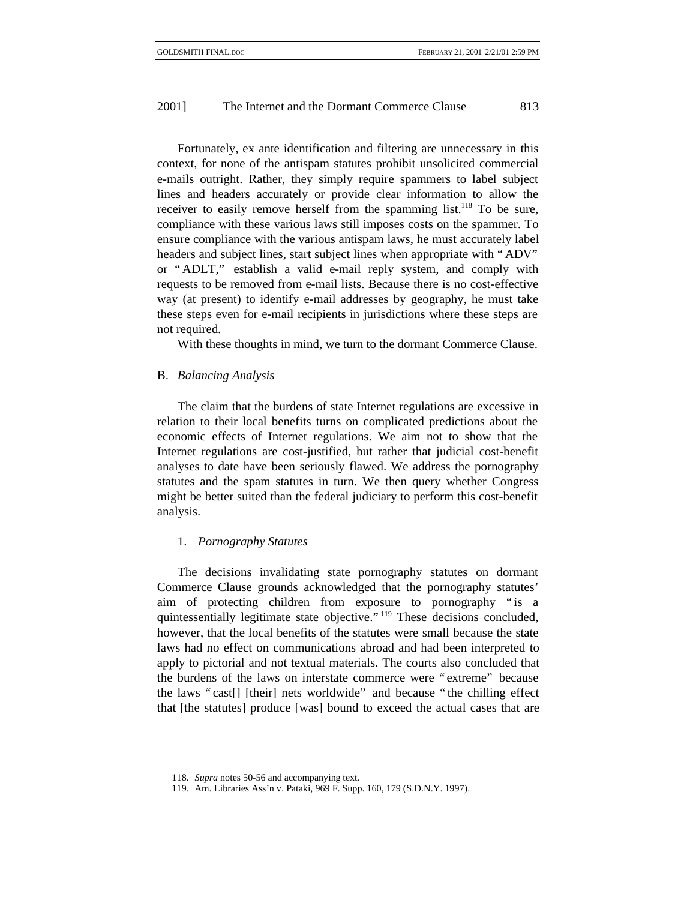Fortunately, ex ante identification and filtering are unnecessary in this context, for none of the antispam statutes prohibit unsolicited commercial e-mails outright. Rather, they simply require spammers to label subject lines and headers accurately or provide clear information to allow the receiver to easily remove herself from the spamming list.[118] To be sure, compliance with these various laws still imposes costs on the spammer. To ensure compliance with the various antispam laws, he must accurately label headers and subject lines, start subject lines when appropriate with "ADV" or "ADLT," establish a valid e-mail reply system, and comply with requests to be removed from e-mail lists. Because there is no cost-effective way (at present) to identify e-mail addresses by geography, he must take these steps even for e-mail recipients in jurisdictions where these steps are not required.

With these thoughts in mind, we turn to the dormant Commerce Clause.

## B. *Balancing Analysis*

The claim that the burdens of state Internet regulations are excessive in relation to their local benefits turns on complicated predictions about the economic effects of Internet regulations. We aim not to show that the Internet regulations are cost-justified, but rather that judicial cost-benefit analyses to date have been seriously flawed. We address the pornography statutes and the spam statutes in turn. We then query whether Congress might be better suited than the federal judiciary to perform this cost-benefit analysis.

### 1. *Pornography Statutes*

The decisions invalidating state pornography statutes on dormant Commerce Clause grounds acknowledged that the pornography statutes' aim of protecting children from exposure to pornography "is a quintessentially legitimate state objective."[119] These decisions concluded, however, that the local benefits of the statutes were small because the state laws had no effect on communications abroad and had been interpreted to apply to pictorial and not textual materials. The courts also concluded that the burdens of the laws on interstate commerce were "extreme" because the laws "cast[] [their] nets worldwide" and because "the chilling effect that [the statutes] produce [was] bound to exceed the actual cases that are

---

118. *Supra* notes 50-56 and accompanying text.

119. Am. Libraries Ass'n v. Pataki, 969 F. Supp. 160, 179 (S.D.N.Y. 1997).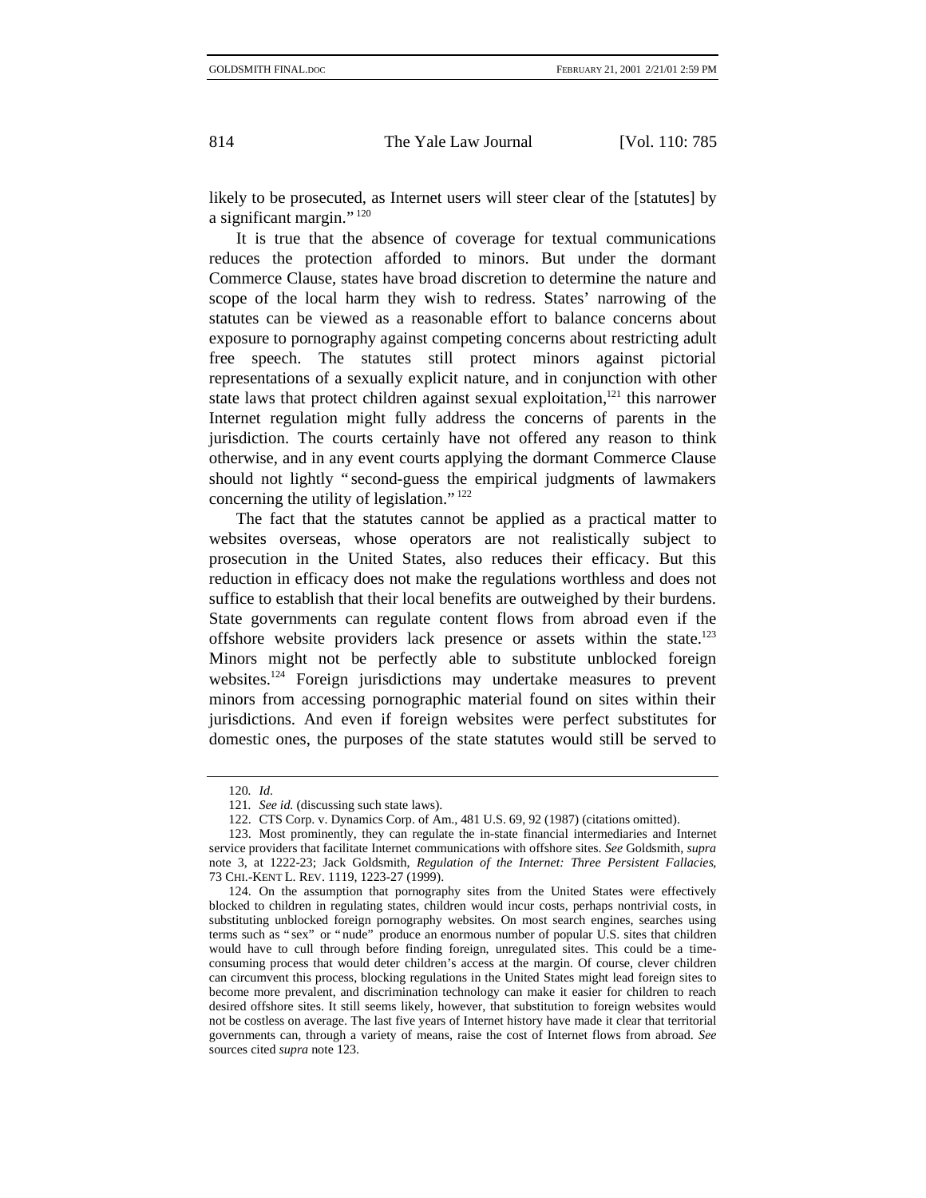likely to be prosecuted, as Internet users will steer clear of the [statutes] by a significant margin."[120]

It is true that the absence of coverage for textual communications reduces the protection afforded to minors. But under the dormant Commerce Clause, states have broad discretion to determine the nature and scope of the local harm they wish to redress. States' narrowing of the statutes can be viewed as a reasonable effort to balance concerns about exposure to pornography against competing concerns about restricting adult free speech. The statutes still protect minors against pictorial representations of a sexually explicit nature, and in conjunction with other state laws that protect children against sexual exploitation,[121] this narrower Internet regulation might fully address the concerns of parents in the jurisdiction. The courts certainly have not offered any reason to think otherwise, and in any event courts applying the dormant Commerce Clause should not lightly "second-guess the empirical judgments of lawmakers concerning the utility of legislation."[122]

The fact that the statutes cannot be applied as a practical matter to websites overseas, whose operators are not realistically subject to prosecution in the United States, also reduces their efficacy. But this reduction in efficacy does not make the regulations worthless and does not suffice to establish that their local benefits are outweighed by their burdens. State governments can regulate content flows from abroad even if the offshore website providers lack presence or assets within the state.[123] Minors might not be perfectly able to substitute unblocked foreign websites.[124] Foreign jurisdictions may undertake measures to prevent minors from accessing pornographic material found on sites within their jurisdictions. And even if foreign websites were perfect substitutes for domestic ones, the purposes of the state statutes would still be served to

---

120. *Id.*

121. *See id.* (discussing such state laws).

122. CTS Corp. v. Dynamics Corp. of Am., 481 U.S. 69, 92 (1987) (citations omitted).

123. Most prominently, they can regulate the in-state financial intermediaries and Internet service providers that facilitate Internet communications with offshore sites. *See* Goldsmith, *supra* note 3, at 1222-23; Jack Goldsmith, *Regulation of the Internet: Three Persistent Fallacies*, 73 CHI.-KENT L. REV. 1119, 1223-27 (1999).

124. On the assumption that pornography sites from the United States were effectively blocked to children in regulating states, children would incur costs, perhaps nontrivial costs, in substituting unblocked foreign pornography websites. On most search engines, searches using terms such as "sex" or "nude" produce an enormous number of popular U.S. sites that children would have to cull through before finding foreign, unregulated sites. This could be a time-consuming process that would deter children's access at the margin. Of course, clever children can circumvent this process, blocking regulations in the United States might lead foreign sites to become more prevalent, and discrimination technology can make it easier for children to reach desired offshore sites. It still seems likely, however, that substitution to foreign websites would not be costless on average. The last five years of Internet history have made it clear that territorial governments can, through a variety of means, raise the cost of Internet flows from abroad. *See* sources cited *supra* note 123.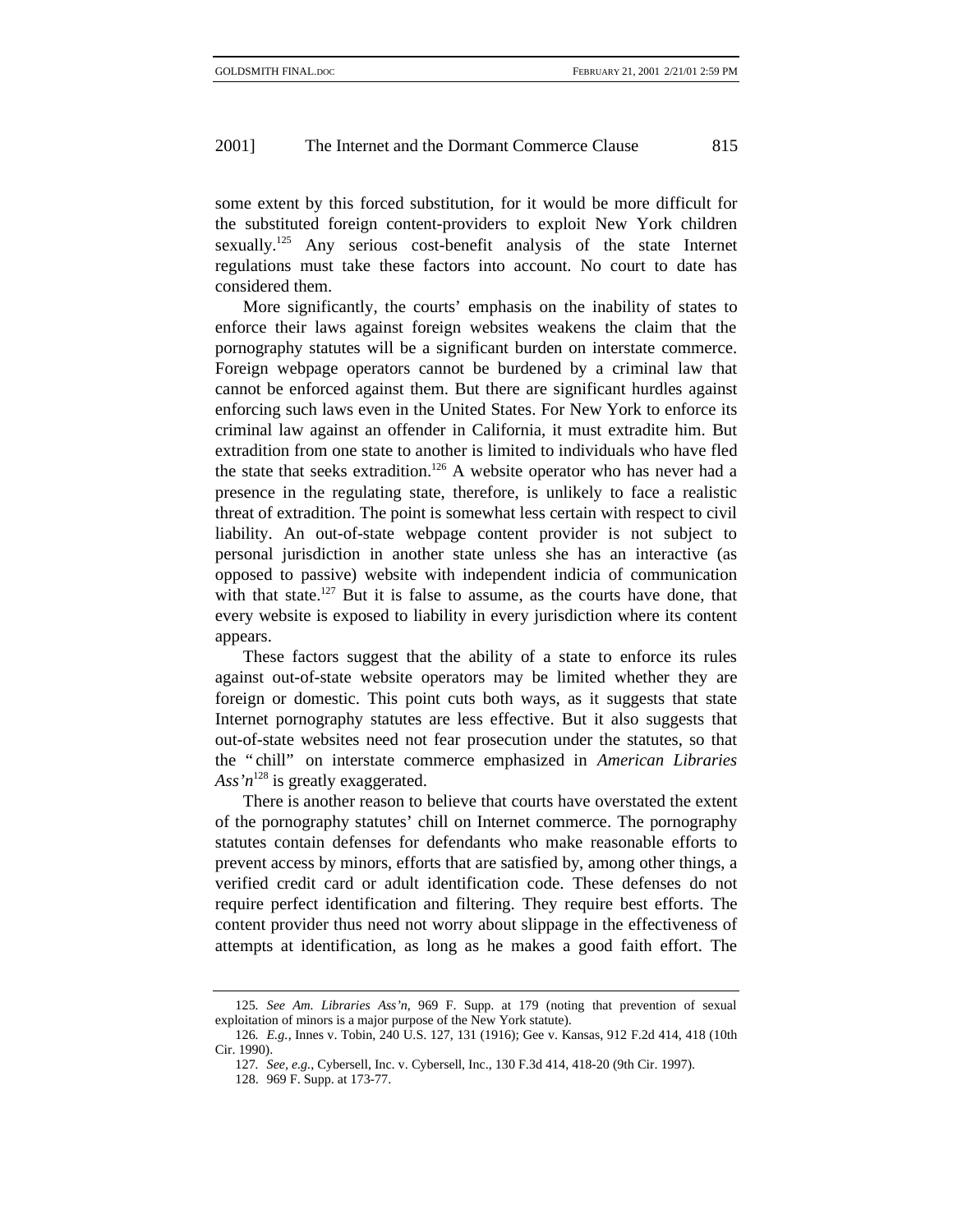some extent by this forced substitution, for it would be more difficult for the substituted foreign content-providers to exploit New York children sexually.[125] Any serious cost-benefit analysis of the state Internet regulations must take these factors into account. No court to date has considered them.

More significantly, the courts' emphasis on the inability of states to enforce their laws against foreign websites weakens the claim that the pornography statutes will be a significant burden on interstate commerce. Foreign webpage operators cannot be burdened by a criminal law that cannot be enforced against them. But there are significant hurdles against enforcing such laws even in the United States. For New York to enforce its criminal law against an offender in California, it must extradite him. But extradition from one state to another is limited to individuals who have fled the state that seeks extradition.[126] A website operator who has never had a presence in the regulating state, therefore, is unlikely to face a realistic threat of extradition. The point is somewhat less certain with respect to civil liability. An out-of-state webpage content provider is not subject to personal jurisdiction in another state unless she has an interactive (as opposed to passive) website with independent indicia of communication with that state.[127] But it is false to assume, as the courts have done, that every website is exposed to liability in every jurisdiction where its content appears.

These factors suggest that the ability of a state to enforce its rules against out-of-state website operators may be limited whether they are foreign or domestic. This point cuts both ways, as it suggests that state Internet pornography statutes are less effective. But it also suggests that out-of-state websites need not fear prosecution under the statutes, so that the "chill" on interstate commerce emphasized in *American Libraries Ass'n*[128] is greatly exaggerated.

There is another reason to believe that courts have overstated the extent of the pornography statutes' chill on Internet commerce. The pornography statutes contain defenses for defendants who make reasonable efforts to prevent access by minors, efforts that are satisfied by, among other things, a verified credit card or adult identification code. These defenses do not require perfect identification and filtering. They require best efforts. The content provider thus need not worry about slippage in the effectiveness of attempts at identification, as long as he makes a good faith effort. The

---

125. *See Am. Libraries Ass'n*, 969 F. Supp. at 179 (noting that prevention of sexual exploitation of minors is a major purpose of the New York statute).

126. *E.g.*, Innes v. Tobin, 240 U.S. 127, 131 (1916); Gee v. Kansas, 912 F.2d 414, 418 (10th Cir. 1990).

127. *See, e.g.*, Cybersell, Inc. v. Cybersell, Inc., 130 F.3d 414, 418-20 (9th Cir. 1997).

128. 969 F. Supp. at 173-77.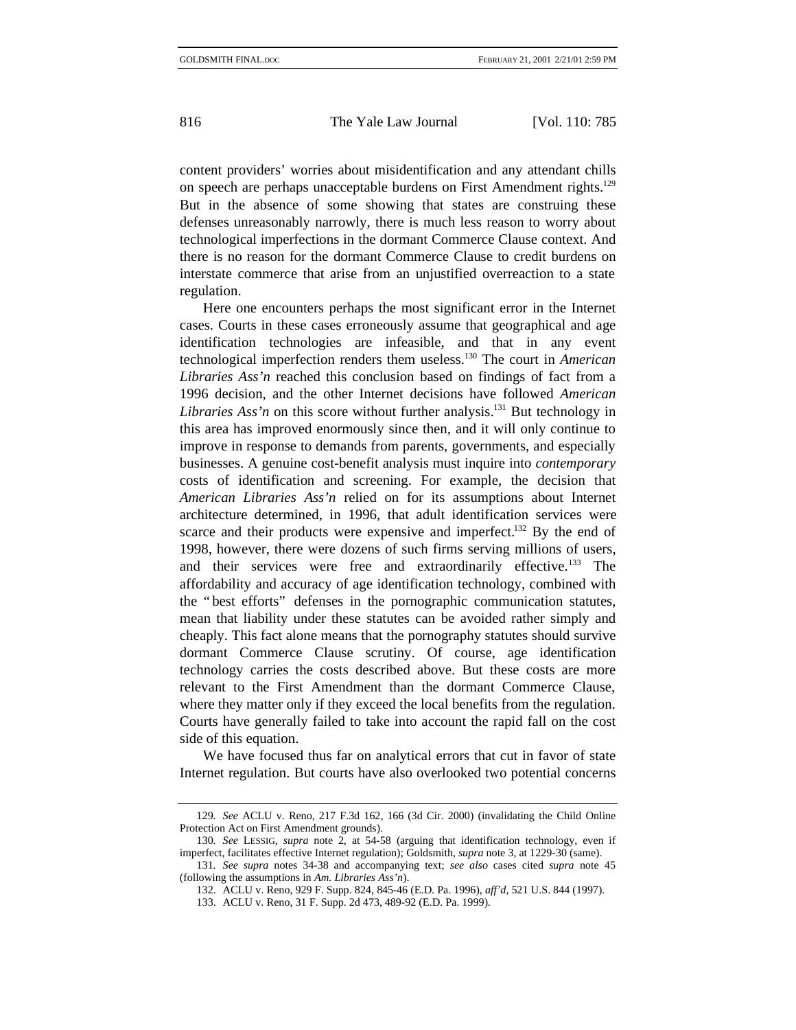content providers' worries about misidentification and any attendant chills on speech are perhaps unacceptable burdens on First Amendment rights.[129] But in the absence of some showing that states are construing these defenses unreasonably narrowly, there is much less reason to worry about technological imperfections in the dormant Commerce Clause context. And there is no reason for the dormant Commerce Clause to credit burdens on interstate commerce that arise from an unjustified overreaction to a state regulation.

Here one encounters perhaps the most significant error in the Internet cases. Courts in these cases erroneously assume that geographical and age identification technologies are infeasible, and that in any event technological imperfection renders them useless.[130] The court in *American Libraries Ass'n* reached this conclusion based on findings of fact from a 1996 decision, and the other Internet decisions have followed *American Libraries Ass'n* on this score without further analysis.[131] But technology in this area has improved enormously since then, and it will only continue to improve in response to demands from parents, governments, and especially businesses. A genuine cost-benefit analysis must inquire into *contemporary* costs of identification and screening. For example, the decision that *American Libraries Ass'n* relied on for its assumptions about Internet architecture determined, in 1996, that adult identification services were scarce and their products were expensive and imperfect.[132] By the end of 1998, however, there were dozens of such firms serving millions of users, and their services were free and extraordinarily effective.[133] The affordability and accuracy of age identification technology, combined with the "best efforts" defenses in the pornographic communication statutes, mean that liability under these statutes can be avoided rather simply and cheaply. This fact alone means that the pornography statutes should survive dormant Commerce Clause scrutiny. Of course, age identification technology carries the costs described above. But these costs are more relevant to the First Amendment than the dormant Commerce Clause, where they matter only if they exceed the local benefits from the regulation. Courts have generally failed to take into account the rapid fall on the cost side of this equation.

We have focused thus far on analytical errors that cut in favor of state Internet regulation. But courts have also overlooked two potential concerns

---

129. *See* ACLU v. Reno, 217 F.3d 162, 166 (3d Cir. 2000) (invalidating the Child Online Protection Act on First Amendment grounds).

130. *See* LESSIG, *supra* note 2, at 54-58 (arguing that identification technology, even if imperfect, facilitates effective Internet regulation); Goldsmith, *supra* note 3, at 1229-30 (same).

131. *See supra* notes 34-38 and accompanying text; *see also* cases cited *supra* note 45 (following the assumptions in *Am. Libraries Ass'n*).

132. ACLU v. Reno, 929 F. Supp. 824, 845-46 (E.D. Pa. 1996), *aff'd*, 521 U.S. 844 (1997).

133. ACLU v. Reno, 31 F. Supp. 2d 473, 489-92 (E.D. Pa. 1999).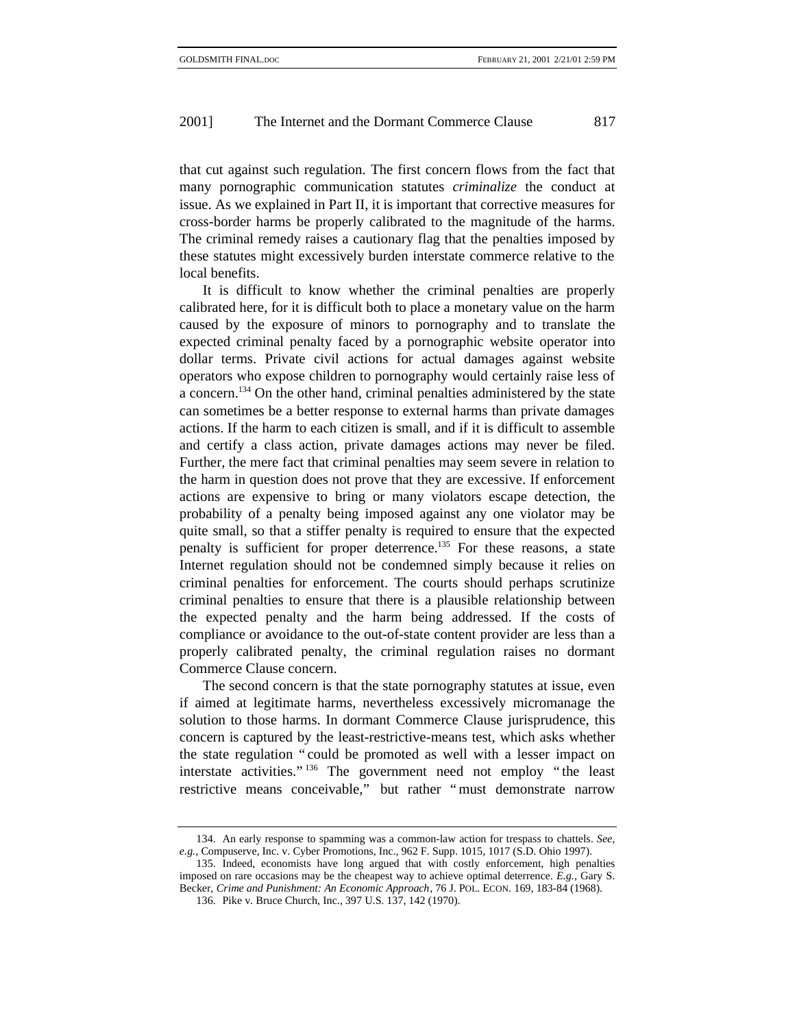that cut against such regulation. The first concern flows from the fact that many pornographic communication statutes *criminalize* the conduct at issue. As we explained in Part II, it is important that corrective measures for cross-border harms be properly calibrated to the magnitude of the harms. The criminal remedy raises a cautionary flag that the penalties imposed by these statutes might excessively burden interstate commerce relative to the local benefits.

It is difficult to know whether the criminal penalties are properly calibrated here, for it is difficult both to place a monetary value on the harm caused by the exposure of minors to pornography and to translate the expected criminal penalty faced by a pornographic website operator into dollar terms. Private civil actions for actual damages against website operators who expose children to pornography would certainly raise less of a concern.[134] On the other hand, criminal penalties administered by the state can sometimes be a better response to external harms than private damages actions. If the harm to each citizen is small, and if it is difficult to assemble and certify a class action, private damages actions may never be filed. Further, the mere fact that criminal penalties may seem severe in relation to the harm in question does not prove that they are excessive. If enforcement actions are expensive to bring or many violators escape detection, the probability of a penalty being imposed against any one violator may be quite small, so that a stiffer penalty is required to ensure that the expected penalty is sufficient for proper deterrence.[135] For these reasons, a state Internet regulation should not be condemned simply because it relies on criminal penalties for enforcement. The courts should perhaps scrutinize criminal penalties to ensure that there is a plausible relationship between the expected penalty and the harm being addressed. If the costs of compliance or avoidance to the out-of-state content provider are less than a properly calibrated penalty, the criminal regulation raises no dormant Commerce Clause concern.

The second concern is that the state pornography statutes at issue, even if aimed at legitimate harms, nevertheless excessively micromanage the solution to those harms. In dormant Commerce Clause jurisprudence, this concern is captured by the least-restrictive-means test, which asks whether the state regulation "could be promoted as well with a lesser impact on interstate activities."[136] The government need not employ "the least restrictive means conceivable," but rather "must demonstrate narrow

---

134. An early response to spamming was a common-law action for trespass to chattels. *See, e.g.*, Compuserve, Inc. v. Cyber Promotions, Inc., 962 F. Supp. 1015, 1017 (S.D. Ohio 1997).

135. Indeed, economists have long argued that with costly enforcement, high penalties imposed on rare occasions may be the cheapest way to achieve optimal deterrence. *E.g.*, Gary S. Becker, *Crime and Punishment: An Economic Approach*, 76 J. POL. ECON. 169, 183-84 (1968).

136. Pike v. Bruce Church, Inc., 397 U.S. 137, 142 (1970).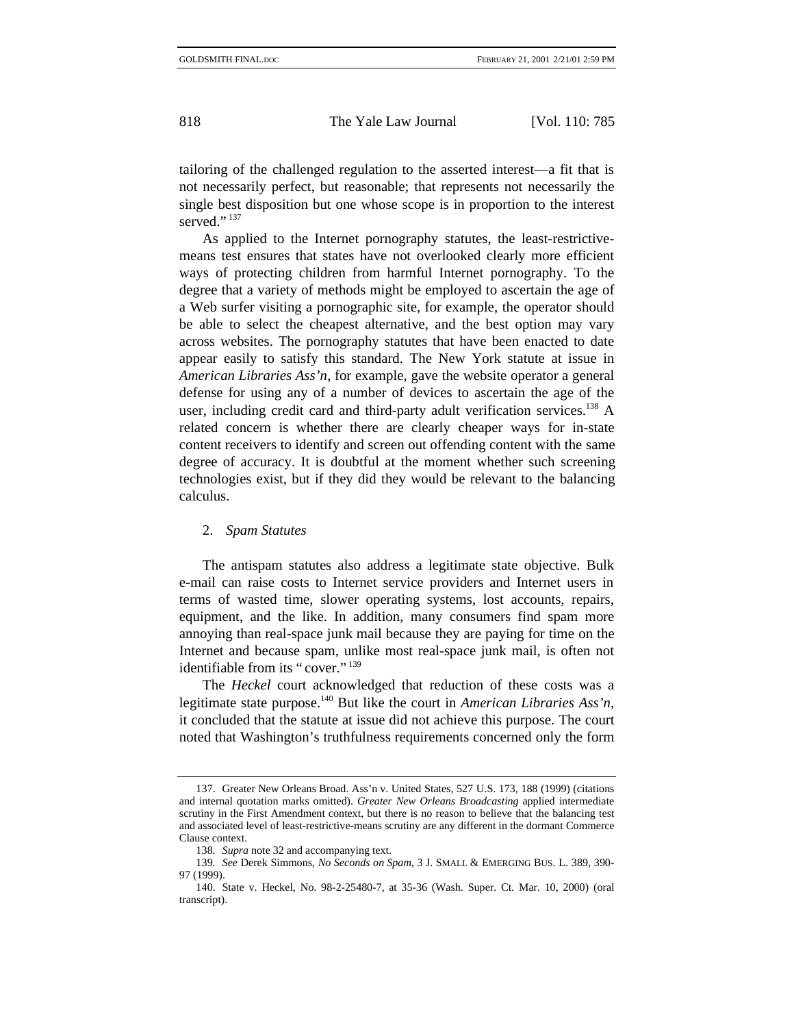tailoring of the challenged regulation to the asserted interest—a fit that is not necessarily perfect, but reasonable; that represents not necessarily the single best disposition but one whose scope is in proportion to the interest served."[137]

As applied to the Internet pornography statutes, the least-restrictive-means test ensures that states have not overlooked clearly more efficient ways of protecting children from harmful Internet pornography. To the degree that a variety of methods might be employed to ascertain the age of a Web surfer visiting a pornographic site, for example, the operator should be able to select the cheapest alternative, and the best option may vary across websites. The pornography statutes that have been enacted to date appear easily to satisfy this standard. The New York statute at issue in *American Libraries Ass'n*, for example, gave the website operator a general defense for using any of a number of devices to ascertain the age of the user, including credit card and third-party adult verification services.[138] A related concern is whether there are clearly cheaper ways for in-state content receivers to identify and screen out offending content with the same degree of accuracy. It is doubtful at the moment whether such screening technologies exist, but if they did they would be relevant to the balancing calculus.

### 2. *Spam Statutes*

The antispam statutes also address a legitimate state objective. Bulk e-mail can raise costs to Internet service providers and Internet users in terms of wasted time, slower operating systems, lost accounts, repairs, equipment, and the like. In addition, many consumers find spam more annoying than real-space junk mail because they are paying for time on the Internet and because spam, unlike most real-space junk mail, is often not identifiable from its "cover."[139]

The *Heckel* court acknowledged that reduction of these costs was a legitimate state purpose.[140] But like the court in *American Libraries Ass'n*, it concluded that the statute at issue did not achieve this purpose. The court noted that Washington's truthfulness requirements concerned only the form

---

137. Greater New Orleans Broad. Ass'n v. United States, 527 U.S. 173, 188 (1999) (citations and internal quotation marks omitted). *Greater New Orleans Broadcasting* applied intermediate scrutiny in the First Amendment context, but there is no reason to believe that the balancing test and associated level of least-restrictive-means scrutiny are any different in the dormant Commerce Clause context.

138. *Supra* note 32 and accompanying text.

139. *See* Derek Simmons, *No Seconds on Spam*, 3 J. SMALL & EMERGING BUS. L. 389, 390-97 (1999).

140. State v. Heckel, No. 98-2-25480-7, at 35-36 (Wash. Super. Ct. Mar. 10, 2000) (oral transcript).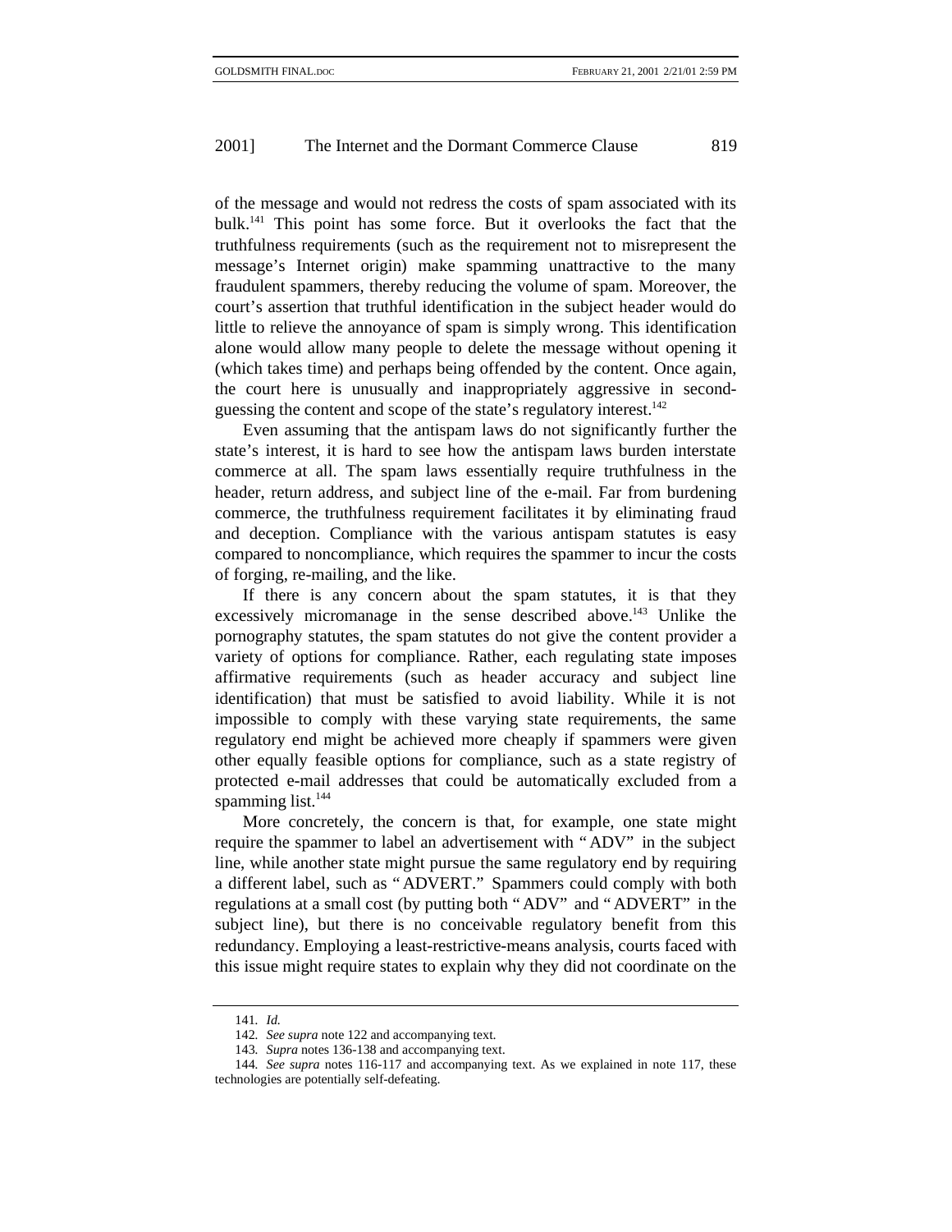of the message and would not redress the costs of spam associated with its bulk.[141] This point has some force. But it overlooks the fact that the truthfulness requirements (such as the requirement not to misrepresent the message's Internet origin) make spamming unattractive to the many fraudulent spammers, thereby reducing the volume of spam. Moreover, the court's assertion that truthful identification in the subject header would do little to relieve the annoyance of spam is simply wrong. This identification alone would allow many people to delete the message without opening it (which takes time) and perhaps being offended by the content. Once again, the court here is unusually and inappropriately aggressive in second-guessing the content and scope of the state's regulatory interest.[142]

Even assuming that the antispam laws do not significantly further the state's interest, it is hard to see how the antispam laws burden interstate commerce at all. The spam laws essentially require truthfulness in the header, return address, and subject line of the e-mail. Far from burdening commerce, the truthfulness requirement facilitates it by eliminating fraud and deception. Compliance with the various antispam statutes is easy compared to noncompliance, which requires the spammer to incur the costs of forging, re-mailing, and the like.

If there is any concern about the spam statutes, it is that they excessively micromanage in the sense described above.[143] Unlike the pornography statutes, the spam statutes do not give the content provider a variety of options for compliance. Rather, each regulating state imposes affirmative requirements (such as header accuracy and subject line identification) that must be satisfied to avoid liability. While it is not impossible to comply with these varying state requirements, the same regulatory end might be achieved more cheaply if spammers were given other equally feasible options for compliance, such as a state registry of protected e-mail addresses that could be automatically excluded from a spamming list.[144]

More concretely, the concern is that, for example, one state might require the spammer to label an advertisement with "ADV" in the subject line, while another state might pursue the same regulatory end by requiring a different label, such as "ADVERT." Spammers could comply with both regulations at a small cost (by putting both "ADV" and "ADVERT" in the subject line), but there is no conceivable regulatory benefit from this redundancy. Employing a least-restrictive-means analysis, courts faced with this issue might require states to explain why they did not coordinate on the

141. *Id.*

142. *See supra* note 122 and accompanying text.

143. *Supra* notes 136-138 and accompanying text.

144. *See supra* notes 116-117 and accompanying text. As we explained in note 117, these technologies are potentially self-defeating.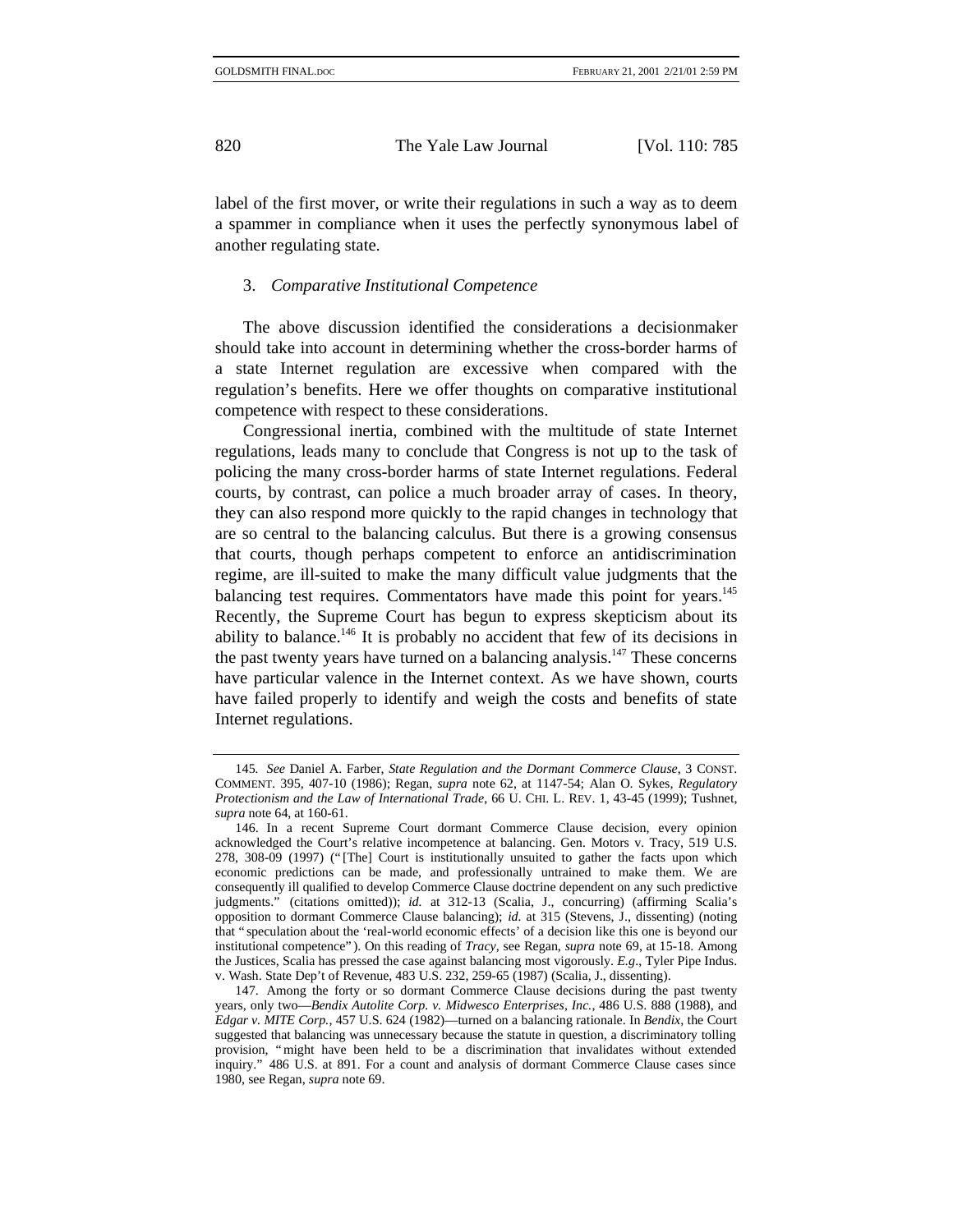label of the first mover, or write their regulations in such a way as to deem a spammer in compliance when it uses the perfectly synonymous label of another regulating state.

### 3. *Comparative Institutional Competence*

The above discussion identified the considerations a decisionmaker should take into account in determining whether the cross-border harms of a state Internet regulation are excessive when compared with the regulation's benefits. Here we offer thoughts on comparative institutional competence with respect to these considerations.

Congressional inertia, combined with the multitude of state Internet regulations, leads many to conclude that Congress is not up to the task of policing the many cross-border harms of state Internet regulations. Federal courts, by contrast, can police a much broader array of cases. In theory, they can also respond more quickly to the rapid changes in technology that are so central to the balancing calculus. But there is a growing consensus that courts, though perhaps competent to enforce an antidiscrimination regime, are ill-suited to make the many difficult value judgments that the balancing test requires. Commentators have made this point for years.[145] Recently, the Supreme Court has begun to express skepticism about its ability to balance.[146] It is probably no accident that few of its decisions in the past twenty years have turned on a balancing analysis.[147] These concerns have particular valence in the Internet context. As we have shown, courts have failed properly to identify and weigh the costs and benefits of state Internet regulations.

---

145. *See* Daniel A. Farber, *State Regulation and the Dormant Commerce Clause*, 3 CONST. COMMENT. 395, 407-10 (1986); Regan, *supra* note 62, at 1147-54; Alan O. Sykes, *Regulatory Protectionism and the Law of International Trade*, 66 U. CHI. L. REV. 1, 43-45 (1999); Tushnet, *supra* note 64, at 160-61.

146. In a recent Supreme Court dormant Commerce Clause decision, every opinion acknowledged the Court's relative incompetence at balancing. Gen. Motors v. Tracy, 519 U.S. 278, 308-09 (1997) ("[The] Court is institutionally unsuited to gather the facts upon which economic predictions can be made, and professionally untrained to make them. We are consequently ill qualified to develop Commerce Clause doctrine dependent on any such predictive judgments." (citations omitted)); *id.* at 312-13 (Scalia, J., concurring) (affirming Scalia's opposition to dormant Commerce Clause balancing); *id.* at 315 (Stevens, J., dissenting) (noting that "speculation about the 'real-world economic effects' of a decision like this one is beyond our institutional competence"). On this reading of *Tracy*, see Regan, *supra* note 69, at 15-18. Among the Justices, Scalia has pressed the case against balancing most vigorously. *E.g.*, Tyler Pipe Indus. v. Wash. State Dep't of Revenue, 483 U.S. 232, 259-65 (1987) (Scalia, J., dissenting).

147. Among the forty or so dormant Commerce Clause decisions during the past twenty years, only two—*Bendix Autolite Corp. v. Midwesco Enterprises, Inc.*, 486 U.S. 888 (1988), and *Edgar v. MITE Corp.*, 457 U.S. 624 (1982)—turned on a balancing rationale. In *Bendix*, the Court suggested that balancing was unnecessary because the statute in question, a discriminatory tolling provision, "might have been held to be a discrimination that invalidates without extended inquiry." 486 U.S. at 891. For a count and analysis of dormant Commerce Clause cases since 1980, see Regan, *supra* note 69.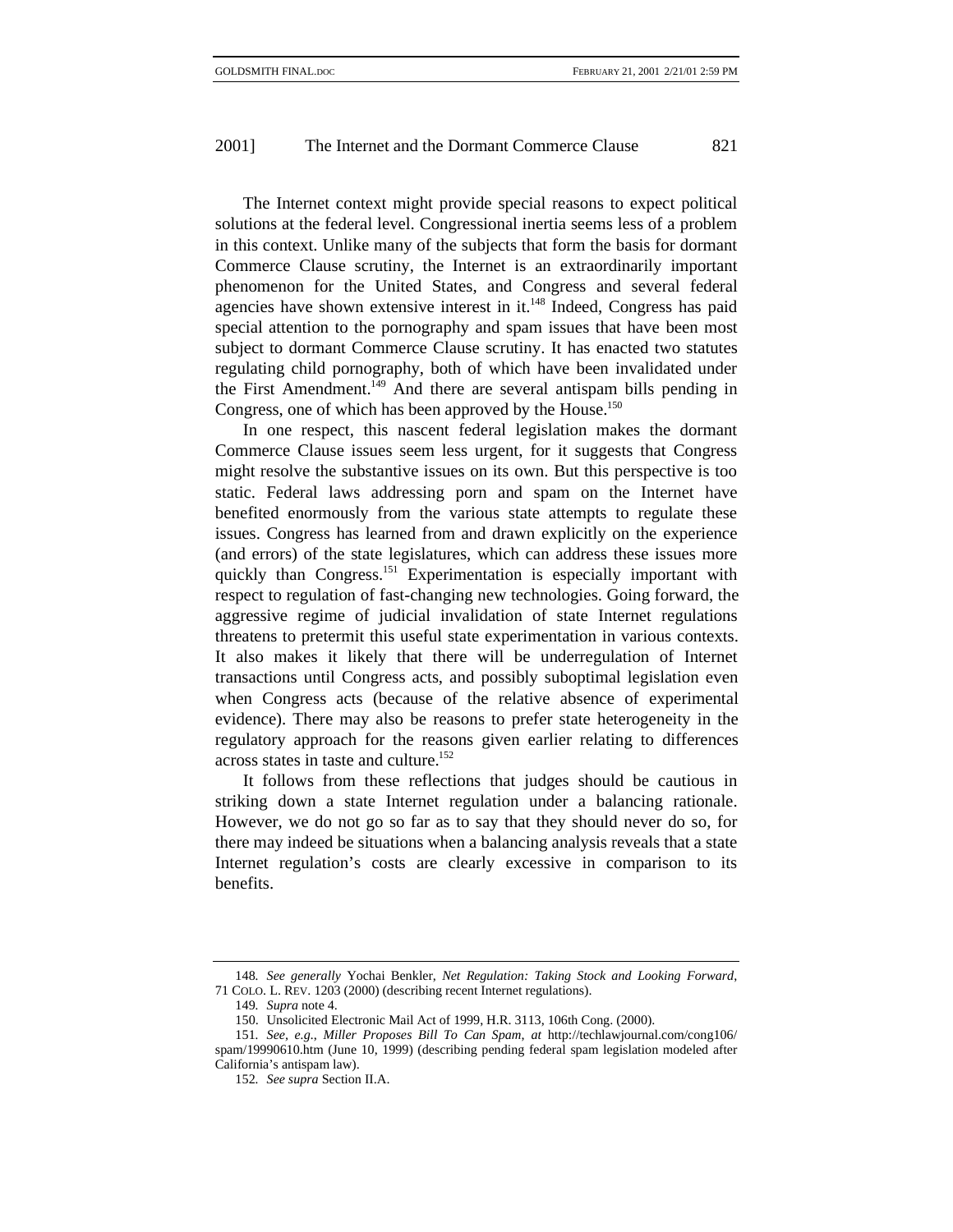The Internet context might provide special reasons to expect political solutions at the federal level. Congressional inertia seems less of a problem in this context. Unlike many of the subjects that form the basis for dormant Commerce Clause scrutiny, the Internet is an extraordinarily important phenomenon for the United States, and Congress and several federal agencies have shown extensive interest in it.[148] Indeed, Congress has paid special attention to the pornography and spam issues that have been most subject to dormant Commerce Clause scrutiny. It has enacted two statutes regulating child pornography, both of which have been invalidated under the First Amendment.[149] And there are several antispam bills pending in Congress, one of which has been approved by the House.[150]

In one respect, this nascent federal legislation makes the dormant Commerce Clause issues seem less urgent, for it suggests that Congress might resolve the substantive issues on its own. But this perspective is too static. Federal laws addressing porn and spam on the Internet have benefited enormously from the various state attempts to regulate these issues. Congress has learned from and drawn explicitly on the experience (and errors) of the state legislatures, which can address these issues more quickly than Congress.[151] Experimentation is especially important with respect to regulation of fast-changing new technologies. Going forward, the aggressive regime of judicial invalidation of state Internet regulations threatens to pretermit this useful state experimentation in various contexts. It also makes it likely that there will be underregulation of Internet transactions until Congress acts, and possibly suboptimal legislation even when Congress acts (because of the relative absence of experimental evidence). There may also be reasons to prefer state heterogeneity in the regulatory approach for the reasons given earlier relating to differences across states in taste and culture.[152]

It follows from these reflections that judges should be cautious in striking down a state Internet regulation under a balancing rationale. However, we do not go so far as to say that they should never do so, for there may indeed be situations when a balancing analysis reveals that a state Internet regulation's costs are clearly excessive in comparison to its benefits.

---

148. *See generally* Yochai Benkler, *Net Regulation: Taking Stock and Looking Forward*, 71 COLO. L. REV. 1203 (2000) (describing recent Internet regulations).

149. *Supra* note 4.

150. Unsolicited Electronic Mail Act of 1999, H.R. 3113, 106th Cong. (2000).

151. *See, e.g.*, *Miller Proposes Bill To Can Spam*, *at* http://techlawjournal.com/cong106/spam/19990610.htm (June 10, 1999) (describing pending federal spam legislation modeled after California's antispam law).

152. *See supra* Section II.A.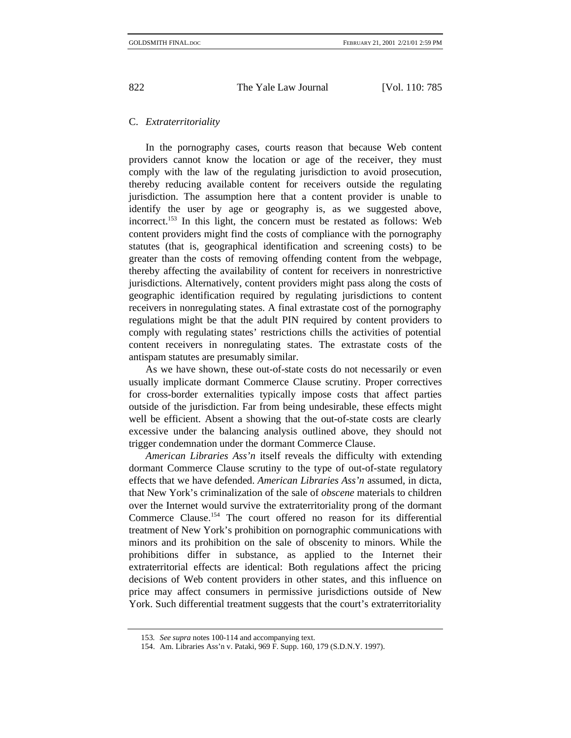### C. *Extraterritoriality*

In the pornography cases, courts reason that because Web content providers cannot know the location or age of the receiver, they must comply with the law of the regulating jurisdiction to avoid prosecution, thereby reducing available content for receivers outside the regulating jurisdiction. The assumption here that a content provider is unable to identify the user by age or geography is, as we suggested above, incorrect.[153] In this light, the concern must be restated as follows: Web content providers might find the costs of compliance with the pornography statutes (that is, geographical identification and screening costs) to be greater than the costs of removing offending content from the webpage, thereby affecting the availability of content for receivers in nonrestrictive jurisdictions. Alternatively, content providers might pass along the costs of geographic identification required by regulating jurisdictions to content receivers in nonregulating states. A final extrastate cost of the pornography regulations might be that the adult PIN required by content providers to comply with regulating states' restrictions chills the activities of potential content receivers in nonregulating states. The extrastate costs of the antispam statutes are presumably similar.

As we have shown, these out-of-state costs do not necessarily or even usually implicate dormant Commerce Clause scrutiny. Proper correctives for cross-border externalities typically impose costs that affect parties outside of the jurisdiction. Far from being undesirable, these effects might well be efficient. Absent a showing that the out-of-state costs are clearly excessive under the balancing analysis outlined above, they should not trigger condemnation under the dormant Commerce Clause.

*American Libraries Ass'n* itself reveals the difficulty with extending dormant Commerce Clause scrutiny to the type of out-of-state regulatory effects that we have defended. *American Libraries Ass'n* assumed, in dicta, that New York's criminalization of the sale of *obscene* materials to children over the Internet would survive the extraterritoriality prong of the dormant Commerce Clause.[154] The court offered no reason for its differential treatment of New York's prohibition on pornographic communications with minors and its prohibition on the sale of obscenity to minors. While the prohibitions differ in substance, as applied to the Internet their extraterritorial effects are identical: Both regulations affect the pricing decisions of Web content providers in other states, and this influence on price may affect consumers in permissive jurisdictions outside of New York. Such differential treatment suggests that the court's extraterritoriality

---

153. *See supra* notes 100-114 and accompanying text.

154. Am. Libraries Ass'n v. Pataki, 969 F. Supp. 160, 179 (S.D.N.Y. 1997).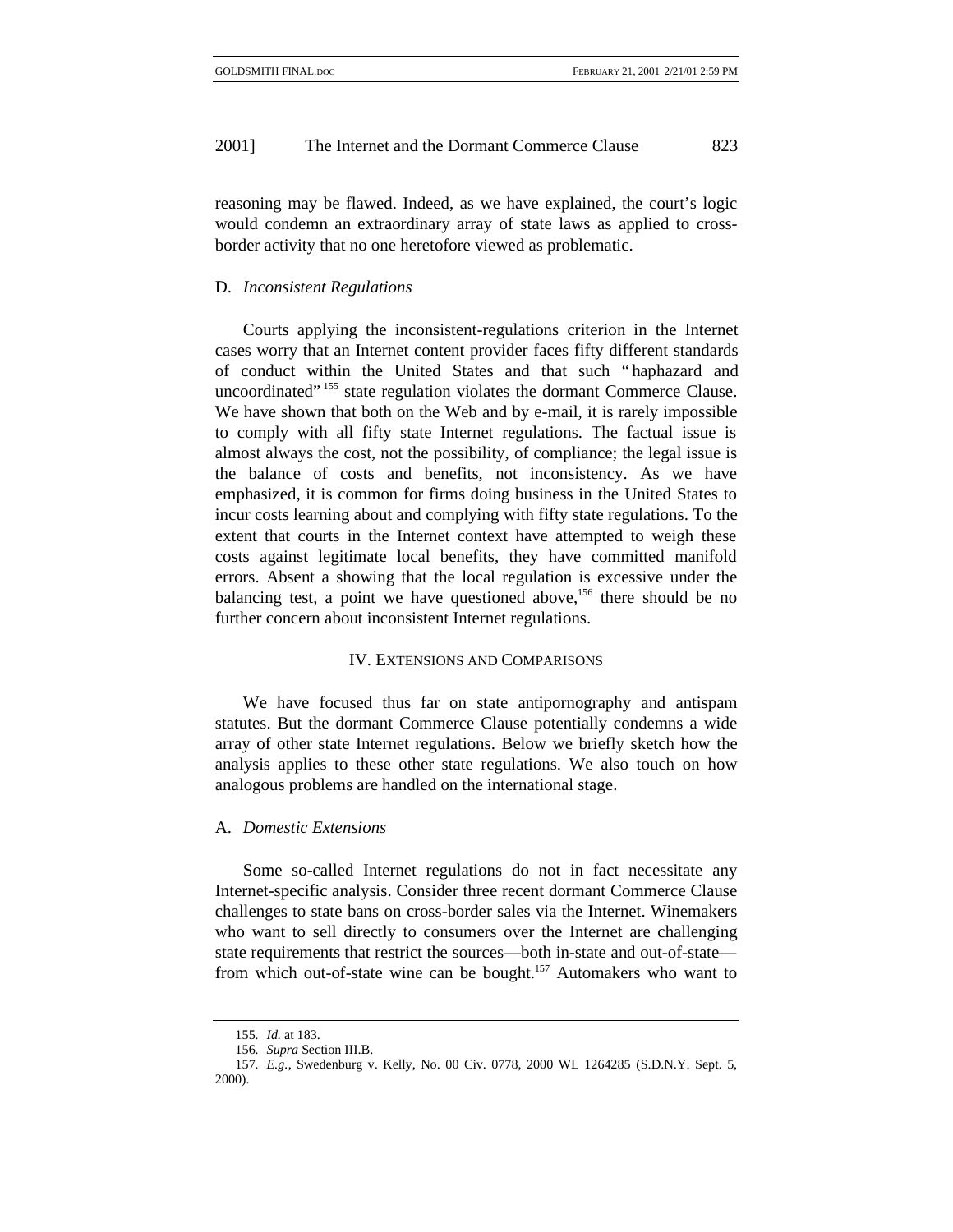reasoning may be flawed. Indeed, as we have explained, the court's logic would condemn an extraordinary array of state laws as applied to cross-border activity that no one heretofore viewed as problematic.

### D. *Inconsistent Regulations*

Courts applying the inconsistent-regulations criterion in the Internet cases worry that an Internet content provider faces fifty different standards of conduct within the United States and that such "haphazard and uncoordinated"[155] state regulation violates the dormant Commerce Clause. We have shown that both on the Web and by e-mail, it is rarely impossible to comply with all fifty state Internet regulations. The factual issue is almost always the cost, not the possibility, of compliance; the legal issue is the balance of costs and benefits, not inconsistency. As we have emphasized, it is common for firms doing business in the United States to incur costs learning about and complying with fifty state regulations. To the extent that courts in the Internet context have attempted to weigh these costs against legitimate local benefits, they have committed manifold errors. Absent a showing that the local regulation is excessive under the balancing test, a point we have questioned above,[156] there should be no further concern about inconsistent Internet regulations.

## IV. EXTENSIONS AND COMPARISONS

We have focused thus far on state antipornography and antispam statutes. But the dormant Commerce Clause potentially condemns a wide array of other state Internet regulations. Below we briefly sketch how the analysis applies to these other state regulations. We also touch on how analogous problems are handled on the international stage.

### A. *Domestic Extensions*

Some so-called Internet regulations do not in fact necessitate any Internet-specific analysis. Consider three recent dormant Commerce Clause challenges to state bans on cross-border sales via the Internet. Winemakers who want to sell directly to consumers over the Internet are challenging state requirements that restrict the sources—both in-state and out-of-state—from which out-of-state wine can be bought.[157] Automakers who want to

---

155. *Id.* at 183.

156. *Supra* Section III.B.

157. *E.g.*, Swedenburg v. Kelly, No. 00 Civ. 0778, 2000 WL 1264285 (S.D.N.Y. Sept. 5, 2000).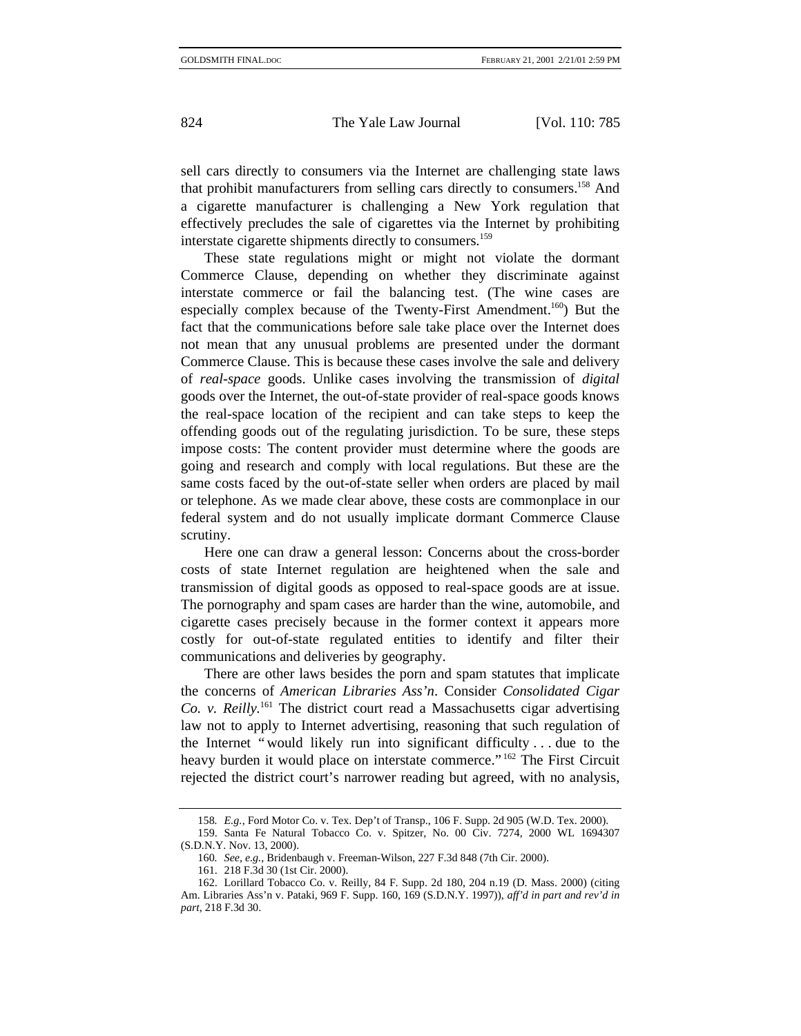sell cars directly to consumers via the Internet are challenging state laws that prohibit manufacturers from selling cars directly to consumers.[158] And a cigarette manufacturer is challenging a New York regulation that effectively precludes the sale of cigarettes via the Internet by prohibiting interstate cigarette shipments directly to consumers.[159]

These state regulations might or might not violate the dormant Commerce Clause, depending on whether they discriminate against interstate commerce or fail the balancing test. (The wine cases are especially complex because of the Twenty-First Amendment.[160]) But the fact that the communications before sale take place over the Internet does not mean that any unusual problems are presented under the dormant Commerce Clause. This is because these cases involve the sale and delivery of *real-space* goods. Unlike cases involving the transmission of *digital* goods over the Internet, the out-of-state provider of real-space goods knows the real-space location of the recipient and can take steps to keep the offending goods out of the regulating jurisdiction. To be sure, these steps impose costs: The content provider must determine where the goods are going and research and comply with local regulations. But these are the same costs faced by the out-of-state seller when orders are placed by mail or telephone. As we made clear above, these costs are commonplace in our federal system and do not usually implicate dormant Commerce Clause scrutiny.

Here one can draw a general lesson: Concerns about the cross-border costs of state Internet regulation are heightened when the sale and transmission of digital goods as opposed to real-space goods are at issue. The pornography and spam cases are harder than the wine, automobile, and cigarette cases precisely because in the former context it appears more costly for out-of-state regulated entities to identify and filter their communications and deliveries by geography.

There are other laws besides the porn and spam statutes that implicate the concerns of *American Libraries Ass'n*. Consider *Consolidated Cigar Co. v. Reilly*.[161] The district court read a Massachusetts cigar advertising law not to apply to Internet advertising, reasoning that such regulation of the Internet "would likely run into significant difficulty . . . due to the heavy burden it would place on interstate commerce."[162] The First Circuit rejected the district court's narrower reading but agreed, with no analysis,

---

158. *E.g.*, Ford Motor Co. v. Tex. Dep't of Transp., 106 F. Supp. 2d 905 (W.D. Tex. 2000).

159. Santa Fe Natural Tobacco Co. v. Spitzer, No. 00 Civ. 7274, 2000 WL 1694307 (S.D.N.Y. Nov. 13, 2000).

160. *See, e.g.*, Bridenbaugh v. Freeman-Wilson, 227 F.3d 848 (7th Cir. 2000).

161. 218 F.3d 30 (1st Cir. 2000).

162. Lorillard Tobacco Co. v. Reilly, 84 F. Supp. 2d 180, 204 n.19 (D. Mass. 2000) (citing Am. Libraries Ass'n v. Pataki, 969 F. Supp. 160, 169 (S.D.N.Y. 1997)), *aff'd in part and rev'd in part*, 218 F.3d 30.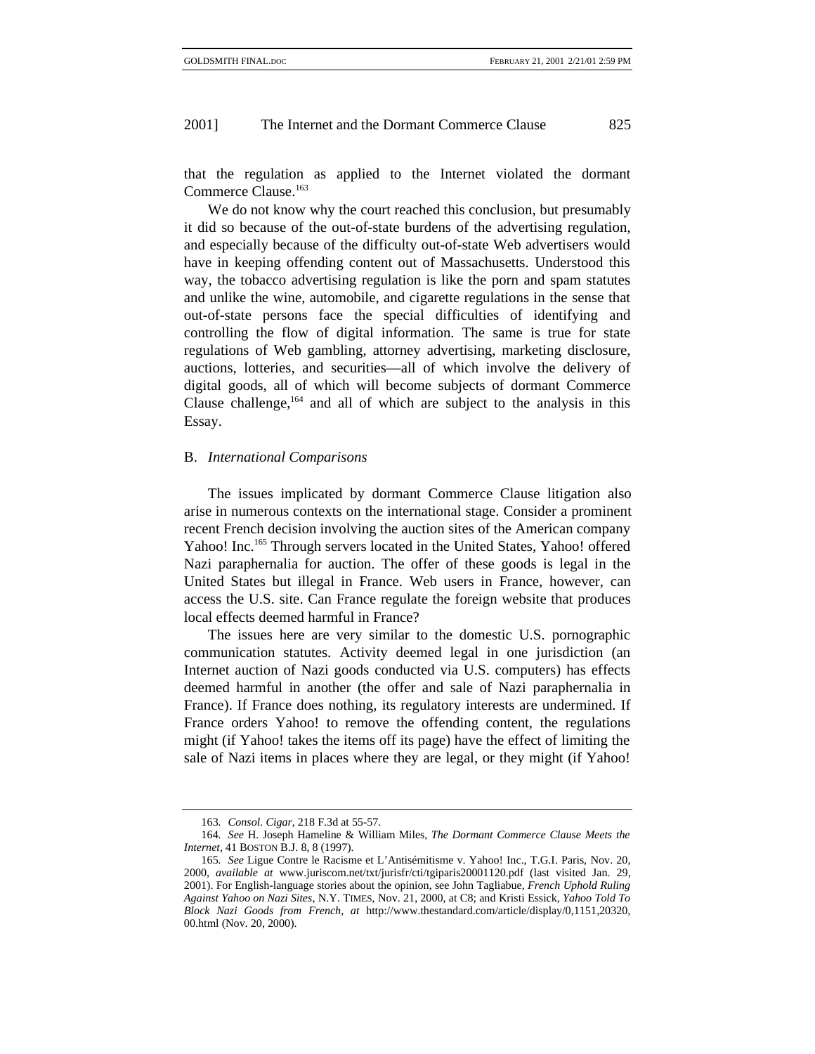that the regulation as applied to the Internet violated the dormant Commerce Clause.[163]

We do not know why the court reached this conclusion, but presumably it did so because of the out-of-state burdens of the advertising regulation, and especially because of the difficulty out-of-state Web advertisers would have in keeping offending content out of Massachusetts. Understood this way, the tobacco advertising regulation is like the porn and spam statutes and unlike the wine, automobile, and cigarette regulations in the sense that out-of-state persons face the special difficulties of identifying and controlling the flow of digital information. The same is true for state regulations of Web gambling, attorney advertising, marketing disclosure, auctions, lotteries, and securities—all of which involve the delivery of digital goods, all of which will become subjects of dormant Commerce Clause challenge,[164] and all of which are subject to the analysis in this Essay.

### B. *International Comparisons*

The issues implicated by dormant Commerce Clause litigation also arise in numerous contexts on the international stage. Consider a prominent recent French decision involving the auction sites of the American company Yahoo! Inc.[165] Through servers located in the United States, Yahoo! offered Nazi paraphernalia for auction. The offer of these goods is legal in the United States but illegal in France. Web users in France, however, can access the U.S. site. Can France regulate the foreign website that produces local effects deemed harmful in France?

The issues here are very similar to the domestic U.S. pornographic communication statutes. Activity deemed legal in one jurisdiction (an Internet auction of Nazi goods conducted via U.S. computers) has effects deemed harmful in another (the offer and sale of Nazi paraphernalia in France). If France does nothing, its regulatory interests are undermined. If France orders Yahoo! to remove the offending content, the regulations might (if Yahoo! takes the items off its page) have the effect of limiting the sale of Nazi items in places where they are legal, or they might (if Yahoo!

---

163. *Consol. Cigar*, 218 F.3d at 55-57.

164. *See* H. Joseph Hameline & William Miles, *The Dormant Commerce Clause Meets the Internet*, 41 BOSTON B.J. 8, 8 (1997).

165. *See* Ligue Contre le Racisme et L'Antisémitisme v. Yahoo! Inc., T.G.I. Paris, Nov. 20, 2000, *available at* www.juriscom.net/txt/jurisfr/cti/tgiparis20001120.pdf (last visited Jan. 29, 2001). For English-language stories about the opinion, see John Tagliabue, *French Uphold Ruling Against Yahoo on Nazi Sites*, N.Y. TIMES, Nov. 21, 2000, at C8; and Kristi Essick, *Yahoo Told To Block Nazi Goods from French*, *at* http://www.thestandard.com/article/display/0,1151,20320,00.html (Nov. 20, 2000).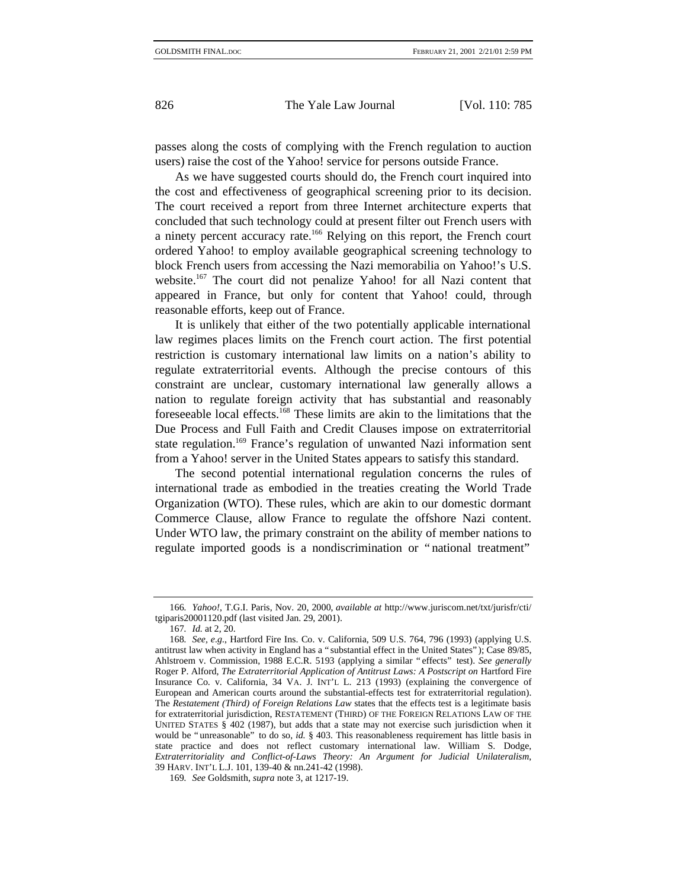passes along the costs of complying with the French regulation to auction users) raise the cost of the Yahoo! service for persons outside France.

As we have suggested courts should do, the French court inquired into the cost and effectiveness of geographical screening prior to its decision. The court received a report from three Internet architecture experts that concluded that such technology could at present filter out French users with a ninety percent accuracy rate.[166] Relying on this report, the French court ordered Yahoo! to employ available geographical screening technology to block French users from accessing the Nazi memorabilia on Yahoo!'s U.S. website.[167] The court did not penalize Yahoo! for all Nazi content that appeared in France, but only for content that Yahoo! could, through reasonable efforts, keep out of France.

It is unlikely that either of the two potentially applicable international law regimes places limits on the French court action. The first potential restriction is customary international law limits on a nation's ability to regulate extraterritorial events. Although the precise contours of this constraint are unclear, customary international law generally allows a nation to regulate foreign activity that has substantial and reasonably foreseeable local effects.[168] These limits are akin to the limitations that the Due Process and Full Faith and Credit Clauses impose on extraterritorial state regulation.[169] France's regulation of unwanted Nazi information sent from a Yahoo! server in the United States appears to satisfy this standard.

The second potential international regulation concerns the rules of international trade as embodied in the treaties creating the World Trade Organization (WTO). These rules, which are akin to our domestic dormant Commerce Clause, allow France to regulate the offshore Nazi content. Under WTO law, the primary constraint on the ability of member nations to regulate imported goods is a nondiscrimination or "national treatment"

---

166. *Yahoo!*, T.G.I. Paris, Nov. 20, 2000, *available at* http://www.juriscom.net/txt/jurisfr/cti/tgiparis20001120.pdf (last visited Jan. 29, 2001).

167. *Id.* at 2, 20.

168. *See, e.g.*, Hartford Fire Ins. Co. v. California, 509 U.S. 764, 796 (1993) (applying U.S. antitrust law when activity in England has a "substantial effect in the United States"); Case 89/85, Ahlstroem v. Commission, 1988 E.C.R. 5193 (applying a similar "effects" test). *See generally* Roger P. Alford, *The Extraterritorial Application of Antitrust Laws: A Postscript on* Hartford Fire Insurance Co. v. California, 34 VA. J. INT'L L. 213 (1993) (explaining the convergence of European and American courts around the substantial-effects test for extraterritorial regulation). The *Restatement (Third) of Foreign Relations Law* states that the effects test is a legitimate basis for extraterritorial jurisdiction, RESTATEMENT (THIRD) OF THE FOREIGN RELATIONS LAW OF THE UNITED STATES § 402 (1987), but adds that a state may not exercise such jurisdiction when it would be "unreasonable" to do so, *id.* § 403. This reasonableness requirement has little basis in state practice and does not reflect customary international law. William S. Dodge, *Extraterritoriality and Conflict-of-Laws Theory: An Argument for Judicial Unilateralism*, 39 HARV. INT'L L.J. 101, 139-40 & nn.241-42 (1998).

169. *See* Goldsmith, *supra* note 3, at 1217-19.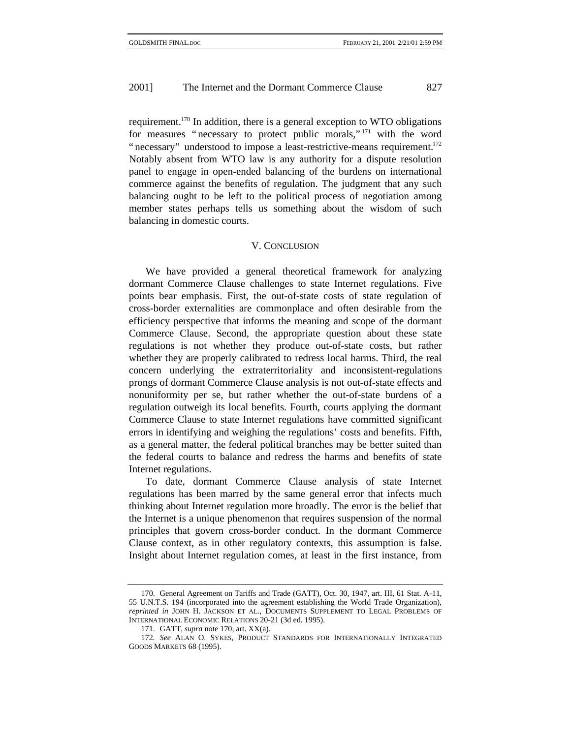requirement.[170] In addition, there is a general exception to WTO obligations for measures "necessary to protect public morals,"[171] with the word "necessary" understood to impose a least-restrictive-means requirement.[172] Notably absent from WTO law is any authority for a dispute resolution panel to engage in open-ended balancing of the burdens on international commerce against the benefits of regulation. The judgment that any such balancing ought to be left to the political process of negotiation among member states perhaps tells us something about the wisdom of such balancing in domestic courts.

## V. CONCLUSION

We have provided a general theoretical framework for analyzing dormant Commerce Clause challenges to state Internet regulations. Five points bear emphasis. First, the out-of-state costs of state regulation of cross-border externalities are commonplace and often desirable from the efficiency perspective that informs the meaning and scope of the dormant Commerce Clause. Second, the appropriate question about these state regulations is not whether they produce out-of-state costs, but rather whether they are properly calibrated to redress local harms. Third, the real concern underlying the extraterritoriality and inconsistent-regulations prongs of dormant Commerce Clause analysis is not out-of-state effects and nonuniformity per se, but rather whether the out-of-state burdens of a regulation outweigh its local benefits. Fourth, courts applying the dormant Commerce Clause to state Internet regulations have committed significant errors in identifying and weighing the regulations' costs and benefits. Fifth, as a general matter, the federal political branches may be better suited than the federal courts to balance and redress the harms and benefits of state Internet regulations.

To date, dormant Commerce Clause analysis of state Internet regulations has been marred by the same general error that infects much thinking about Internet regulation more broadly. The error is the belief that the Internet is a unique phenomenon that requires suspension of the normal principles that govern cross-border conduct. In the dormant Commerce Clause context, as in other regulatory contexts, this assumption is false. Insight about Internet regulation comes, at least in the first instance, from

---

170. General Agreement on Tariffs and Trade (GATT), Oct. 30, 1947, art. III, 61 Stat. A-11, 55 U.N.T.S. 194 (incorporated into the agreement establishing the World Trade Organization), *reprinted in* JOHN H. JACKSON ET AL., DOCUMENTS SUPPLEMENT TO LEGAL PROBLEMS OF INTERNATIONAL ECONOMIC RELATIONS 20-21 (3d ed. 1995).

171. GATT, *supra* note 170, art. XX(a).

172. *See* ALAN O. SYKES, PRODUCT STANDARDS FOR INTERNATIONALLY INTEGRATED GOODS MARKETS 68 (1995).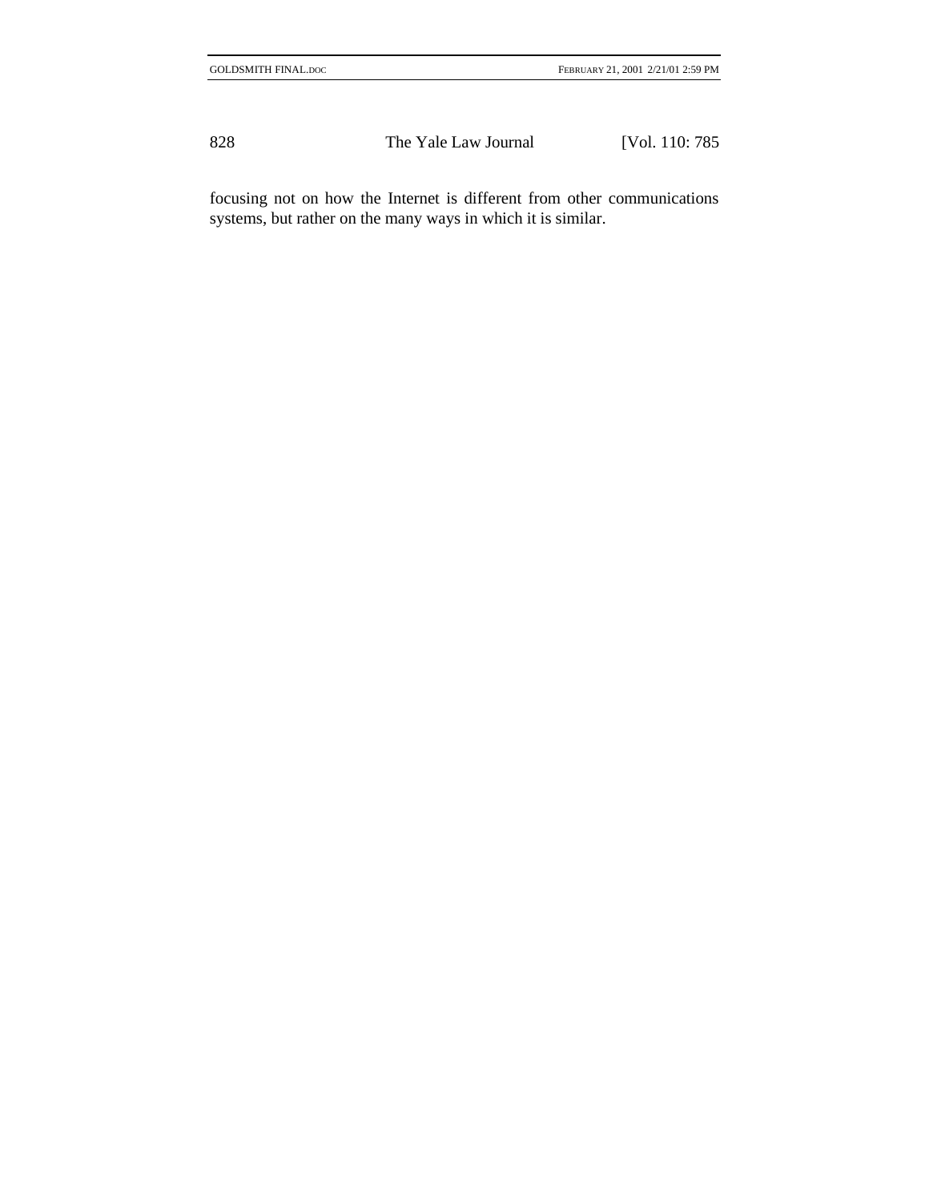focusing not on how the Internet is different from other communications systems, but rather on the many ways in which it is similar.